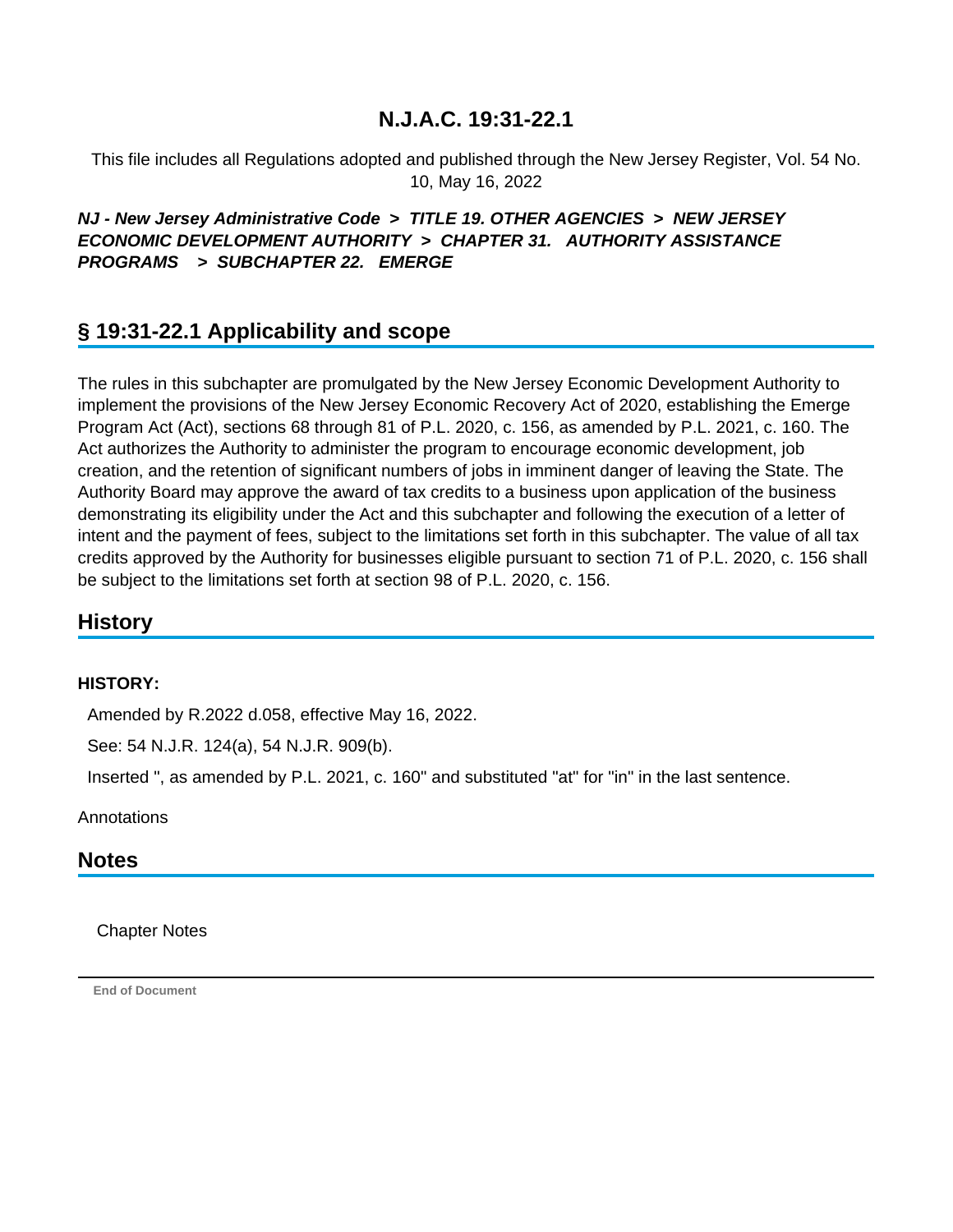# N.J.A.C. 19:31-22.1

This file includes all Regulations adopted and published through the New Jersey Register, Vol. 54 No. 10, May 16, 2022

***NJ - New Jersey Administrative Code > TITLE 19. OTHER AGENCIES > NEW JERSEY ECONOMIC DEVELOPMENT AUTHORITY > CHAPTER 31. AUTHORITY ASSISTANCE PROGRAMS > SUBCHAPTER 22. EMERGE***

## § 19:31-22.1 Applicability and scope

The rules in this subchapter are promulgated by the New Jersey Economic Development Authority to implement the provisions of the New Jersey Economic Recovery Act of 2020, establishing the Emerge Program Act (Act), sections 68 through 81 of P.L. 2020, c. 156, as amended by P.L. 2021, c. 160. The Act authorizes the Authority to administer the program to encourage economic development, job creation, and the retention of significant numbers of jobs in imminent danger of leaving the State. The Authority Board may approve the award of tax credits to a business upon application of the business demonstrating its eligibility under the Act and this subchapter and following the execution of a letter of intent and the payment of fees, subject to the limitations set forth in this subchapter. The value of all tax credits approved by the Authority for businesses eligible pursuant to section 71 of P.L. 2020, c. 156 shall be subject to the limitations set forth at section 98 of P.L. 2020, c. 156.

## History

**HISTORY:**

Amended by R.2022 d.058, effective May 16, 2022.

See: 54 N.J.R. 124(a), 54 N.J.R. 909(b).

Inserted ", as amended by P.L. 2021, c. 160" and substituted "at" for "in" in the last sentence.

Annotations

## Notes

Chapter Notes

End of Document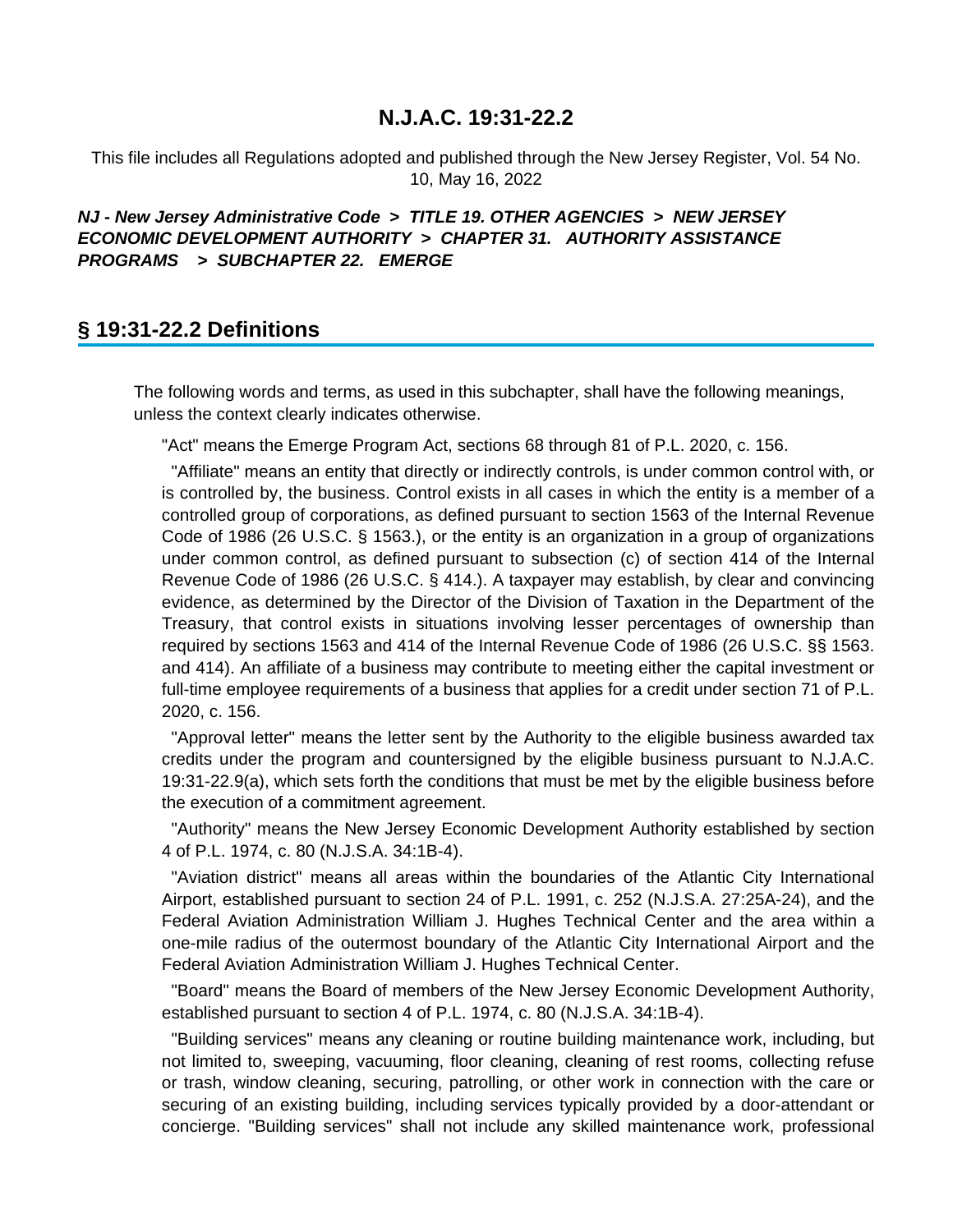# N.J.A.C. 19:31-22.2

This file includes all Regulations adopted and published through the New Jersey Register, Vol. 54 No. 10, May 16, 2022

***NJ - New Jersey Administrative Code > TITLE 19. OTHER AGENCIES > NEW JERSEY ECONOMIC DEVELOPMENT AUTHORITY > CHAPTER 31. AUTHORITY ASSISTANCE PROGRAMS > SUBCHAPTER 22. EMERGE***

## § 19:31-22.2 Definitions

The following words and terms, as used in this subchapter, shall have the following meanings, unless the context clearly indicates otherwise.

"Act" means the Emerge Program Act, sections 68 through 81 of P.L. 2020, c. 156.

"Affiliate" means an entity that directly or indirectly controls, is under common control with, or is controlled by, the business. Control exists in all cases in which the entity is a member of a controlled group of corporations, as defined pursuant to section 1563 of the Internal Revenue Code of 1986 (26 U.S.C. § 1563.), or the entity is an organization in a group of organizations under common control, as defined pursuant to subsection (c) of section 414 of the Internal Revenue Code of 1986 (26 U.S.C. § 414.). A taxpayer may establish, by clear and convincing evidence, as determined by the Director of the Division of Taxation in the Department of the Treasury, that control exists in situations involving lesser percentages of ownership than required by sections 1563 and 414 of the Internal Revenue Code of 1986 (26 U.S.C. §§ 1563. and 414). An affiliate of a business may contribute to meeting either the capital investment or full-time employee requirements of a business that applies for a credit under section 71 of P.L. 2020, c. 156.

"Approval letter" means the letter sent by the Authority to the eligible business awarded tax credits under the program and countersigned by the eligible business pursuant to N.J.A.C. 19:31-22.9(a), which sets forth the conditions that must be met by the eligible business before the execution of a commitment agreement.

"Authority" means the New Jersey Economic Development Authority established by section 4 of P.L. 1974, c. 80 (N.J.S.A. 34:1B-4).

"Aviation district" means all areas within the boundaries of the Atlantic City International Airport, established pursuant to section 24 of P.L. 1991, c. 252 (N.J.S.A. 27:25A-24), and the Federal Aviation Administration William J. Hughes Technical Center and the area within a one-mile radius of the outermost boundary of the Atlantic City International Airport and the Federal Aviation Administration William J. Hughes Technical Center.

"Board" means the Board of members of the New Jersey Economic Development Authority, established pursuant to section 4 of P.L. 1974, c. 80 (N.J.S.A. 34:1B-4).

"Building services" means any cleaning or routine building maintenance work, including, but not limited to, sweeping, vacuuming, floor cleaning, cleaning of rest rooms, collecting refuse or trash, window cleaning, securing, patrolling, or other work in connection with the care or securing of an existing building, including services typically provided by a door-attendant or concierge. "Building services" shall not include any skilled maintenance work, professional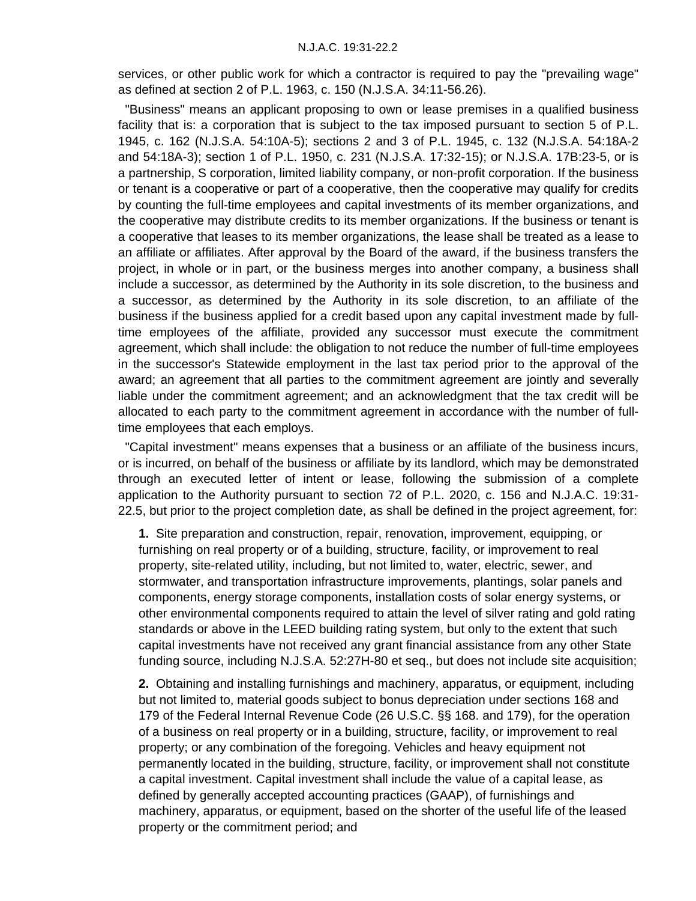services, or other public work for which a contractor is required to pay the "prevailing wage" as defined at section 2 of P.L. 1963, c. 150 (N.J.S.A. 34:11-56.26).

"Business" means an applicant proposing to own or lease premises in a qualified business facility that is: a corporation that is subject to the tax imposed pursuant to section 5 of P.L. 1945, c. 162 (N.J.S.A. 54:10A-5); sections 2 and 3 of P.L. 1945, c. 132 (N.J.S.A. 54:18A-2 and 54:18A-3); section 1 of P.L. 1950, c. 231 (N.J.S.A. 17:32-15); or N.J.S.A. 17B:23-5, or is a partnership, S corporation, limited liability company, or non-profit corporation. If the business or tenant is a cooperative or part of a cooperative, then the cooperative may qualify for credits by counting the full-time employees and capital investments of its member organizations, and the cooperative may distribute credits to its member organizations. If the business or tenant is a cooperative that leases to its member organizations, the lease shall be treated as a lease to an affiliate or affiliates. After approval by the Board of the award, if the business transfers the project, in whole or in part, or the business merges into another company, a business shall include a successor, as determined by the Authority in its sole discretion, to the business and a successor, as determined by the Authority in its sole discretion, to an affiliate of the business if the business applied for a credit based upon any capital investment made by full-time employees of the affiliate, provided any successor must execute the commitment agreement, which shall include: the obligation to not reduce the number of full-time employees in the successor's Statewide employment in the last tax period prior to the approval of the award; an agreement that all parties to the commitment agreement are jointly and severally liable under the commitment agreement; and an acknowledgment that the tax credit will be allocated to each party to the commitment agreement in accordance with the number of full-time employees that each employs.

"Capital investment" means expenses that a business or an affiliate of the business incurs, or is incurred, on behalf of the business or affiliate by its landlord, which may be demonstrated through an executed letter of intent or lease, following the submission of a complete application to the Authority pursuant to section 72 of P.L. 2020, c. 156 and N.J.A.C. 19:31-22.5, but prior to the project completion date, as shall be defined in the project agreement, for:

**1.** Site preparation and construction, repair, renovation, improvement, equipping, or furnishing on real property or of a building, structure, facility, or improvement to real property, site-related utility, including, but not limited to, water, electric, sewer, and stormwater, and transportation infrastructure improvements, plantings, solar panels and components, energy storage components, installation costs of solar energy systems, or other environmental components required to attain the level of silver rating and gold rating standards or above in the LEED building rating system, but only to the extent that such capital investments have not received any grant financial assistance from any other State funding source, including N.J.S.A. 52:27H-80 et seq., but does not include site acquisition;

**2.** Obtaining and installing furnishings and machinery, apparatus, or equipment, including but not limited to, material goods subject to bonus depreciation under sections 168 and 179 of the Federal Internal Revenue Code (26 U.S.C. §§ 168. and 179), for the operation of a business on real property or in a building, structure, facility, or improvement to real property; or any combination of the foregoing. Vehicles and heavy equipment not permanently located in the building, structure, facility, or improvement shall not constitute a capital investment. Capital investment shall include the value of a capital lease, as defined by generally accepted accounting practices (GAAP), of furnishings and machinery, apparatus, or equipment, based on the shorter of the useful life of the leased property or the commitment period; and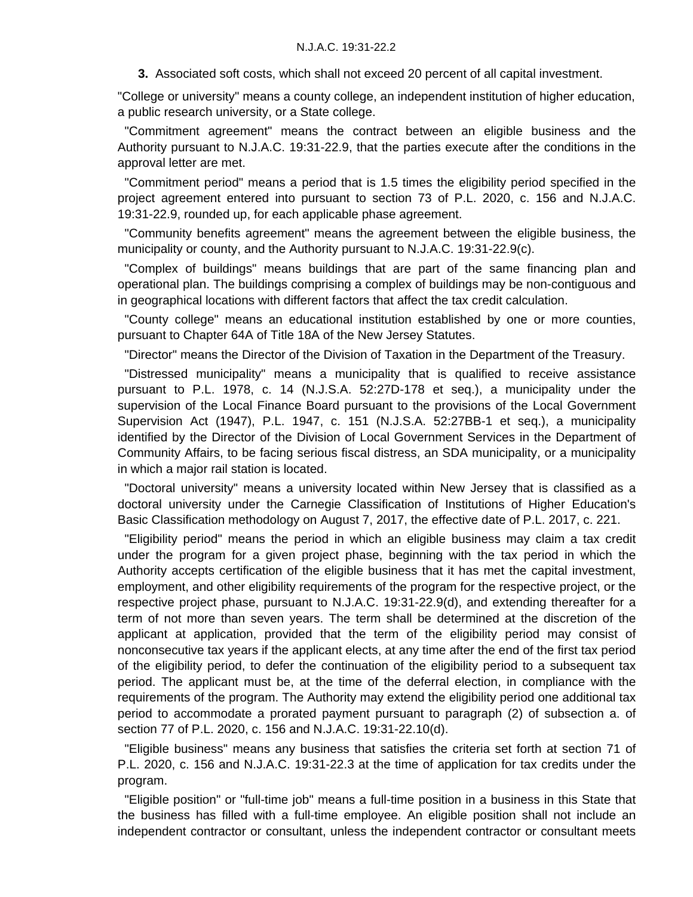**3.** Associated soft costs, which shall not exceed 20 percent of all capital investment.

"College or university" means a county college, an independent institution of higher education, a public research university, or a State college.

"Commitment agreement" means the contract between an eligible business and the Authority pursuant to N.J.A.C. 19:31-22.9, that the parties execute after the conditions in the approval letter are met.

"Commitment period" means a period that is 1.5 times the eligibility period specified in the project agreement entered into pursuant to section 73 of P.L. 2020, c. 156 and N.J.A.C. 19:31-22.9, rounded up, for each applicable phase agreement.

"Community benefits agreement" means the agreement between the eligible business, the municipality or county, and the Authority pursuant to N.J.A.C. 19:31-22.9(c).

"Complex of buildings" means buildings that are part of the same financing plan and operational plan. The buildings comprising a complex of buildings may be non-contiguous and in geographical locations with different factors that affect the tax credit calculation.

"County college" means an educational institution established by one or more counties, pursuant to Chapter 64A of Title 18A of the New Jersey Statutes.

"Director" means the Director of the Division of Taxation in the Department of the Treasury.

"Distressed municipality" means a municipality that is qualified to receive assistance pursuant to P.L. 1978, c. 14 (N.J.S.A. 52:27D-178 et seq.), a municipality under the supervision of the Local Finance Board pursuant to the provisions of the Local Government Supervision Act (1947), P.L. 1947, c. 151 (N.J.S.A. 52:27BB-1 et seq.), a municipality identified by the Director of the Division of Local Government Services in the Department of Community Affairs, to be facing serious fiscal distress, an SDA municipality, or a municipality in which a major rail station is located.

"Doctoral university" means a university located within New Jersey that is classified as a doctoral university under the Carnegie Classification of Institutions of Higher Education's Basic Classification methodology on August 7, 2017, the effective date of P.L. 2017, c. 221.

"Eligibility period" means the period in which an eligible business may claim a tax credit under the program for a given project phase, beginning with the tax period in which the Authority accepts certification of the eligible business that it has met the capital investment, employment, and other eligibility requirements of the program for the respective project, or the respective project phase, pursuant to N.J.A.C. 19:31-22.9(d), and extending thereafter for a term of not more than seven years. The term shall be determined at the discretion of the applicant at application, provided that the term of the eligibility period may consist of nonconsecutive tax years if the applicant elects, at any time after the end of the first tax period of the eligibility period, to defer the continuation of the eligibility period to a subsequent tax period. The applicant must be, at the time of the deferral election, in compliance with the requirements of the program. The Authority may extend the eligibility period one additional tax period to accommodate a prorated payment pursuant to paragraph (2) of subsection a. of section 77 of P.L. 2020, c. 156 and N.J.A.C. 19:31-22.10(d).

"Eligible business" means any business that satisfies the criteria set forth at section 71 of P.L. 2020, c. 156 and N.J.A.C. 19:31-22.3 at the time of application for tax credits under the program.

"Eligible position" or "full-time job" means a full-time position in a business in this State that the business has filled with a full-time employee. An eligible position shall not include an independent contractor or consultant, unless the independent contractor or consultant meets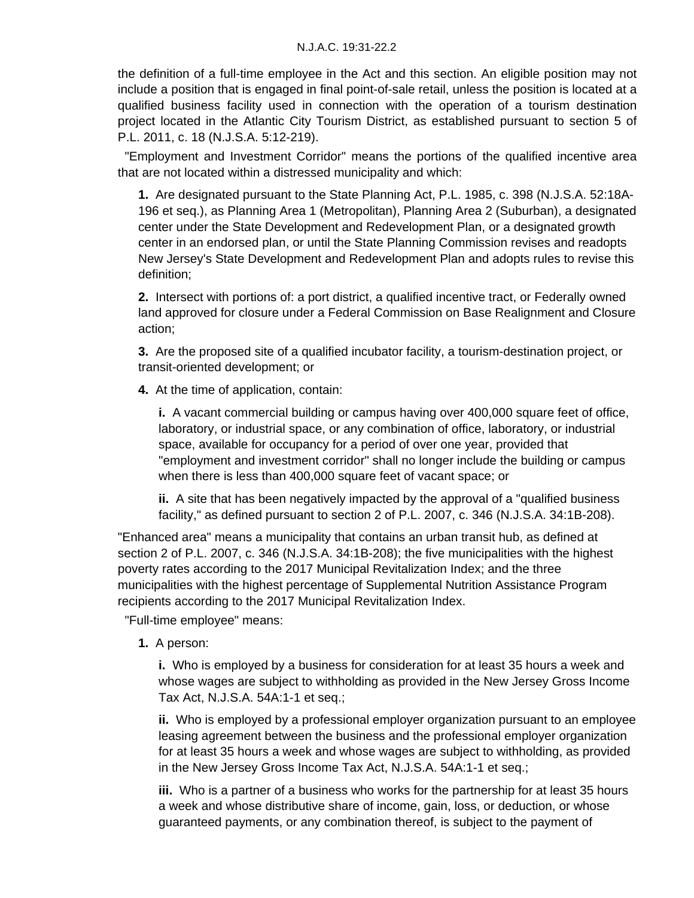the definition of a full-time employee in the Act and this section. An eligible position may not include a position that is engaged in final point-of-sale retail, unless the position is located at a qualified business facility used in connection with the operation of a tourism destination project located in the Atlantic City Tourism District, as established pursuant to section 5 of P.L. 2011, c. 18 (N.J.S.A. 5:12-219).

"Employment and Investment Corridor" means the portions of the qualified incentive area that are not located within a distressed municipality and which:

**1.** Are designated pursuant to the State Planning Act, P.L. 1985, c. 398 (N.J.S.A. 52:18A-196 et seq.), as Planning Area 1 (Metropolitan), Planning Area 2 (Suburban), a designated center under the State Development and Redevelopment Plan, or a designated growth center in an endorsed plan, or until the State Planning Commission revises and readopts New Jersey's State Development and Redevelopment Plan and adopts rules to revise this definition;

**2.** Intersect with portions of: a port district, a qualified incentive tract, or Federally owned land approved for closure under a Federal Commission on Base Realignment and Closure action;

**3.** Are the proposed site of a qualified incubator facility, a tourism-destination project, or transit-oriented development; or

**4.** At the time of application, contain:

**i.** A vacant commercial building or campus having over 400,000 square feet of office, laboratory, or industrial space, or any combination of office, laboratory, or industrial space, available for occupancy for a period of over one year, provided that "employment and investment corridor" shall no longer include the building or campus when there is less than 400,000 square feet of vacant space; or

**ii.** A site that has been negatively impacted by the approval of a "qualified business facility," as defined pursuant to section 2 of P.L. 2007, c. 346 (N.J.S.A. 34:1B-208).

"Enhanced area" means a municipality that contains an urban transit hub, as defined at section 2 of P.L. 2007, c. 346 (N.J.S.A. 34:1B-208); the five municipalities with the highest poverty rates according to the 2017 Municipal Revitalization Index; and the three municipalities with the highest percentage of Supplemental Nutrition Assistance Program recipients according to the 2017 Municipal Revitalization Index.

"Full-time employee" means:

**1.** A person:

**i.** Who is employed by a business for consideration for at least 35 hours a week and whose wages are subject to withholding as provided in the New Jersey Gross Income Tax Act, N.J.S.A. 54A:1-1 et seq.;

**ii.** Who is employed by a professional employer organization pursuant to an employee leasing agreement between the business and the professional employer organization for at least 35 hours a week and whose wages are subject to withholding, as provided in the New Jersey Gross Income Tax Act, N.J.S.A. 54A:1-1 et seq.;

**iii.** Who is a partner of a business who works for the partnership for at least 35 hours a week and whose distributive share of income, gain, loss, or deduction, or whose guaranteed payments, or any combination thereof, is subject to the payment of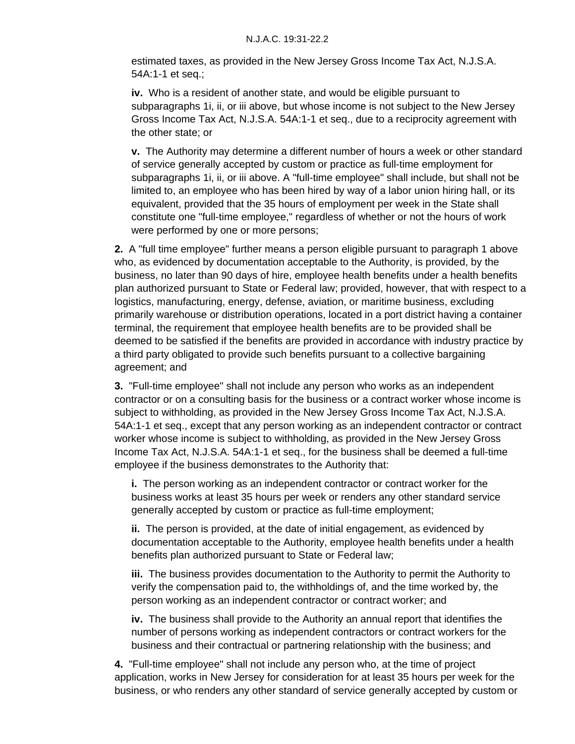estimated taxes, as provided in the New Jersey Gross Income Tax Act, N.J.S.A. 54A:1-1 et seq.;

**iv.** Who is a resident of another state, and would be eligible pursuant to subparagraphs 1i, ii, or iii above, but whose income is not subject to the New Jersey Gross Income Tax Act, N.J.S.A. 54A:1-1 et seq., due to a reciprocity agreement with the other state; or

**v.** The Authority may determine a different number of hours a week or other standard of service generally accepted by custom or practice as full-time employment for subparagraphs 1i, ii, or iii above. A "full-time employee" shall include, but shall not be limited to, an employee who has been hired by way of a labor union hiring hall, or its equivalent, provided that the 35 hours of employment per week in the State shall constitute one "full-time employee," regardless of whether or not the hours of work were performed by one or more persons;

**2.** A "full time employee" further means a person eligible pursuant to paragraph 1 above who, as evidenced by documentation acceptable to the Authority, is provided, by the business, no later than 90 days of hire, employee health benefits under a health benefits plan authorized pursuant to State or Federal law; provided, however, that with respect to a logistics, manufacturing, energy, defense, aviation, or maritime business, excluding primarily warehouse or distribution operations, located in a port district having a container terminal, the requirement that employee health benefits are to be provided shall be deemed to be satisfied if the benefits are provided in accordance with industry practice by a third party obligated to provide such benefits pursuant to a collective bargaining agreement; and

**3.** "Full-time employee" shall not include any person who works as an independent contractor or on a consulting basis for the business or a contract worker whose income is subject to withholding, as provided in the New Jersey Gross Income Tax Act, N.J.S.A. 54A:1-1 et seq., except that any person working as an independent contractor or contract worker whose income is subject to withholding, as provided in the New Jersey Gross Income Tax Act, N.J.S.A. 54A:1-1 et seq., for the business shall be deemed a full-time employee if the business demonstrates to the Authority that:

**i.** The person working as an independent contractor or contract worker for the business works at least 35 hours per week or renders any other standard service generally accepted by custom or practice as full-time employment;

**ii.** The person is provided, at the date of initial engagement, as evidenced by documentation acceptable to the Authority, employee health benefits under a health benefits plan authorized pursuant to State or Federal law;

**iii.** The business provides documentation to the Authority to permit the Authority to verify the compensation paid to, the withholdings of, and the time worked by, the person working as an independent contractor or contract worker; and

**iv.** The business shall provide to the Authority an annual report that identifies the number of persons working as independent contractors or contract workers for the business and their contractual or partnering relationship with the business; and

**4.** "Full-time employee" shall not include any person who, at the time of project application, works in New Jersey for consideration for at least 35 hours per week for the business, or who renders any other standard of service generally accepted by custom or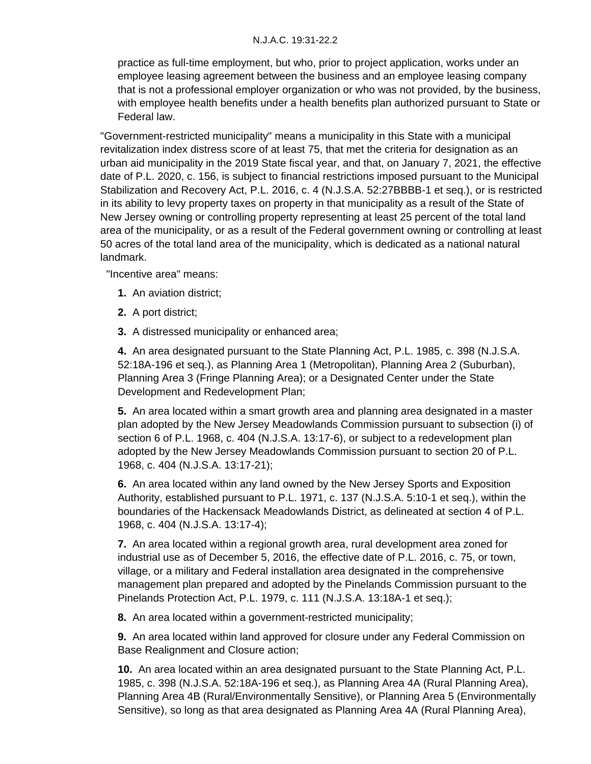practice as full-time employment, but who, prior to project application, works under an employee leasing agreement between the business and an employee leasing company that is not a professional employer organization or who was not provided, by the business, with employee health benefits under a health benefits plan authorized pursuant to State or Federal law.

"Government-restricted municipality" means a municipality in this State with a municipal revitalization index distress score of at least 75, that met the criteria for designation as an urban aid municipality in the 2019 State fiscal year, and that, on January 7, 2021, the effective date of P.L. 2020, c. 156, is subject to financial restrictions imposed pursuant to the Municipal Stabilization and Recovery Act, P.L. 2016, c. 4 (N.J.S.A. 52:27BBBB-1 et seq.), or is restricted in its ability to levy property taxes on property in that municipality as a result of the State of New Jersey owning or controlling property representing at least 25 percent of the total land area of the municipality, or as a result of the Federal government owning or controlling at least 50 acres of the total land area of the municipality, which is dedicated as a national natural landmark.

"Incentive area" means:

**1.** An aviation district;

**2.** A port district;

**3.** A distressed municipality or enhanced area;

**4.** An area designated pursuant to the State Planning Act, P.L. 1985, c. 398 (N.J.S.A. 52:18A-196 et seq.), as Planning Area 1 (Metropolitan), Planning Area 2 (Suburban), Planning Area 3 (Fringe Planning Area); or a Designated Center under the State Development and Redevelopment Plan;

**5.** An area located within a smart growth area and planning area designated in a master plan adopted by the New Jersey Meadowlands Commission pursuant to subsection (i) of section 6 of P.L. 1968, c. 404 (N.J.S.A. 13:17-6), or subject to a redevelopment plan adopted by the New Jersey Meadowlands Commission pursuant to section 20 of P.L. 1968, c. 404 (N.J.S.A. 13:17-21);

**6.** An area located within any land owned by the New Jersey Sports and Exposition Authority, established pursuant to P.L. 1971, c. 137 (N.J.S.A. 5:10-1 et seq.), within the boundaries of the Hackensack Meadowlands District, as delineated at section 4 of P.L. 1968, c. 404 (N.J.S.A. 13:17-4);

**7.** An area located within a regional growth area, rural development area zoned for industrial use as of December 5, 2016, the effective date of P.L. 2016, c. 75, or town, village, or a military and Federal installation area designated in the comprehensive management plan prepared and adopted by the Pinelands Commission pursuant to the Pinelands Protection Act, P.L. 1979, c. 111 (N.J.S.A. 13:18A-1 et seq.);

**8.** An area located within a government-restricted municipality;

**9.** An area located within land approved for closure under any Federal Commission on Base Realignment and Closure action;

**10.** An area located within an area designated pursuant to the State Planning Act, P.L. 1985, c. 398 (N.J.S.A. 52:18A-196 et seq.), as Planning Area 4A (Rural Planning Area), Planning Area 4B (Rural/Environmentally Sensitive), or Planning Area 5 (Environmentally Sensitive), so long as that area designated as Planning Area 4A (Rural Planning Area),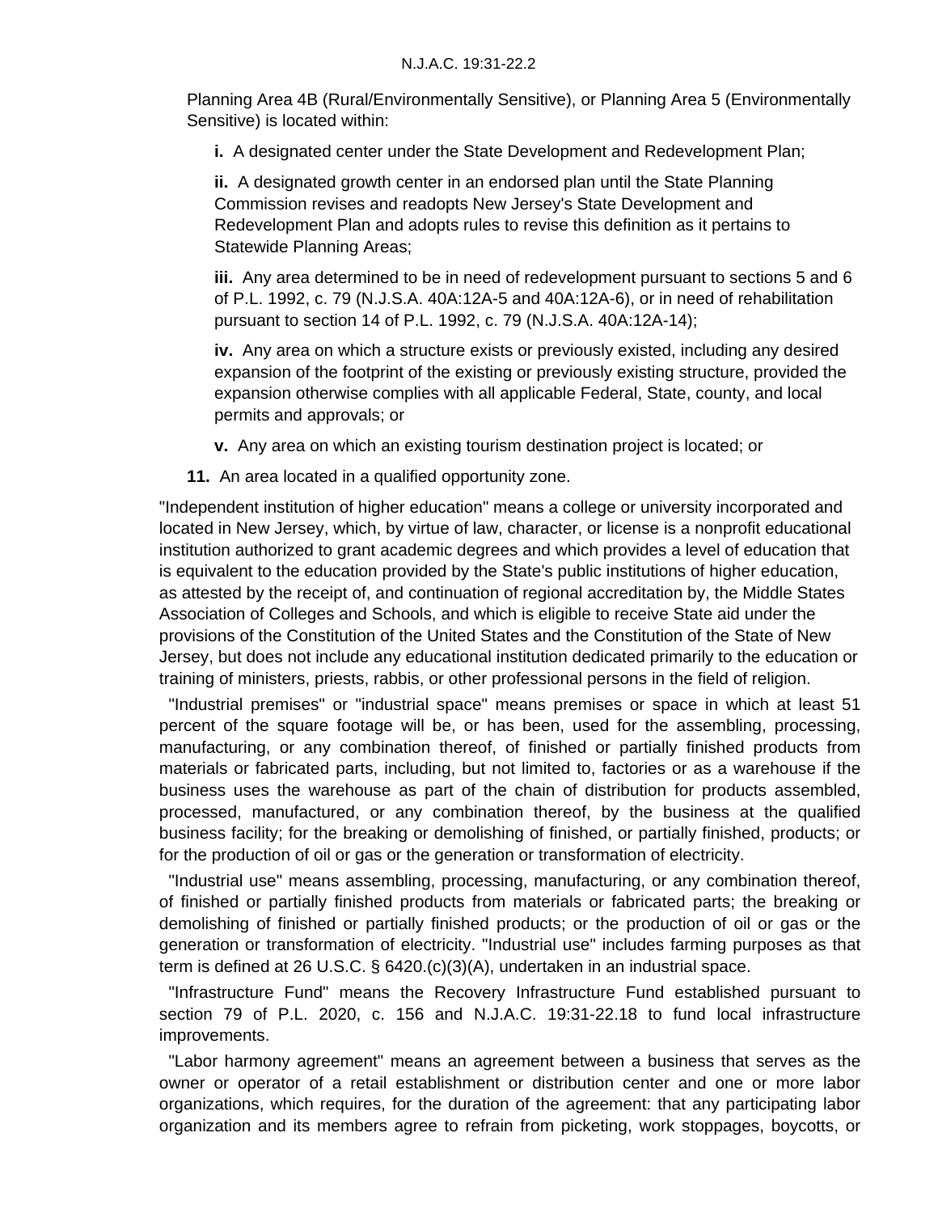Planning Area 4B (Rural/Environmentally Sensitive), or Planning Area 5 (Environmentally Sensitive) is located within:

**i.** A designated center under the State Development and Redevelopment Plan;

**ii.** A designated growth center in an endorsed plan until the State Planning Commission revises and readopts New Jersey's State Development and Redevelopment Plan and adopts rules to revise this definition as it pertains to Statewide Planning Areas;

**iii.** Any area determined to be in need of redevelopment pursuant to sections 5 and 6 of P.L. 1992, c. 79 (N.J.S.A. 40A:12A-5 and 40A:12A-6), or in need of rehabilitation pursuant to section 14 of P.L. 1992, c. 79 (N.J.S.A. 40A:12A-14);

**iv.** Any area on which a structure exists or previously existed, including any desired expansion of the footprint of the existing or previously existing structure, provided the expansion otherwise complies with all applicable Federal, State, county, and local permits and approvals; or

**v.** Any area on which an existing tourism destination project is located; or

**11.** An area located in a qualified opportunity zone.

"Independent institution of higher education" means a college or university incorporated and located in New Jersey, which, by virtue of law, character, or license is a nonprofit educational institution authorized to grant academic degrees and which provides a level of education that is equivalent to the education provided by the State's public institutions of higher education, as attested by the receipt of, and continuation of regional accreditation by, the Middle States Association of Colleges and Schools, and which is eligible to receive State aid under the provisions of the Constitution of the United States and the Constitution of the State of New Jersey, but does not include any educational institution dedicated primarily to the education or training of ministers, priests, rabbis, or other professional persons in the field of religion.

"Industrial premises" or "industrial space" means premises or space in which at least 51 percent of the square footage will be, or has been, used for the assembling, processing, manufacturing, or any combination thereof, of finished or partially finished products from materials or fabricated parts, including, but not limited to, factories or as a warehouse if the business uses the warehouse as part of the chain of distribution for products assembled, processed, manufactured, or any combination thereof, by the business at the qualified business facility; for the breaking or demolishing of finished, or partially finished, products; or for the production of oil or gas or the generation or transformation of electricity.

"Industrial use" means assembling, processing, manufacturing, or any combination thereof, of finished or partially finished products from materials or fabricated parts; the breaking or demolishing of finished or partially finished products; or the production of oil or gas or the generation or transformation of electricity. "Industrial use" includes farming purposes as that term is defined at 26 U.S.C. § 6420.(c)(3)(A), undertaken in an industrial space.

"Infrastructure Fund" means the Recovery Infrastructure Fund established pursuant to section 79 of P.L. 2020, c. 156 and N.J.A.C. 19:31-22.18 to fund local infrastructure improvements.

"Labor harmony agreement" means an agreement between a business that serves as the owner or operator of a retail establishment or distribution center and one or more labor organizations, which requires, for the duration of the agreement: that any participating labor organization and its members agree to refrain from picketing, work stoppages, boycotts, or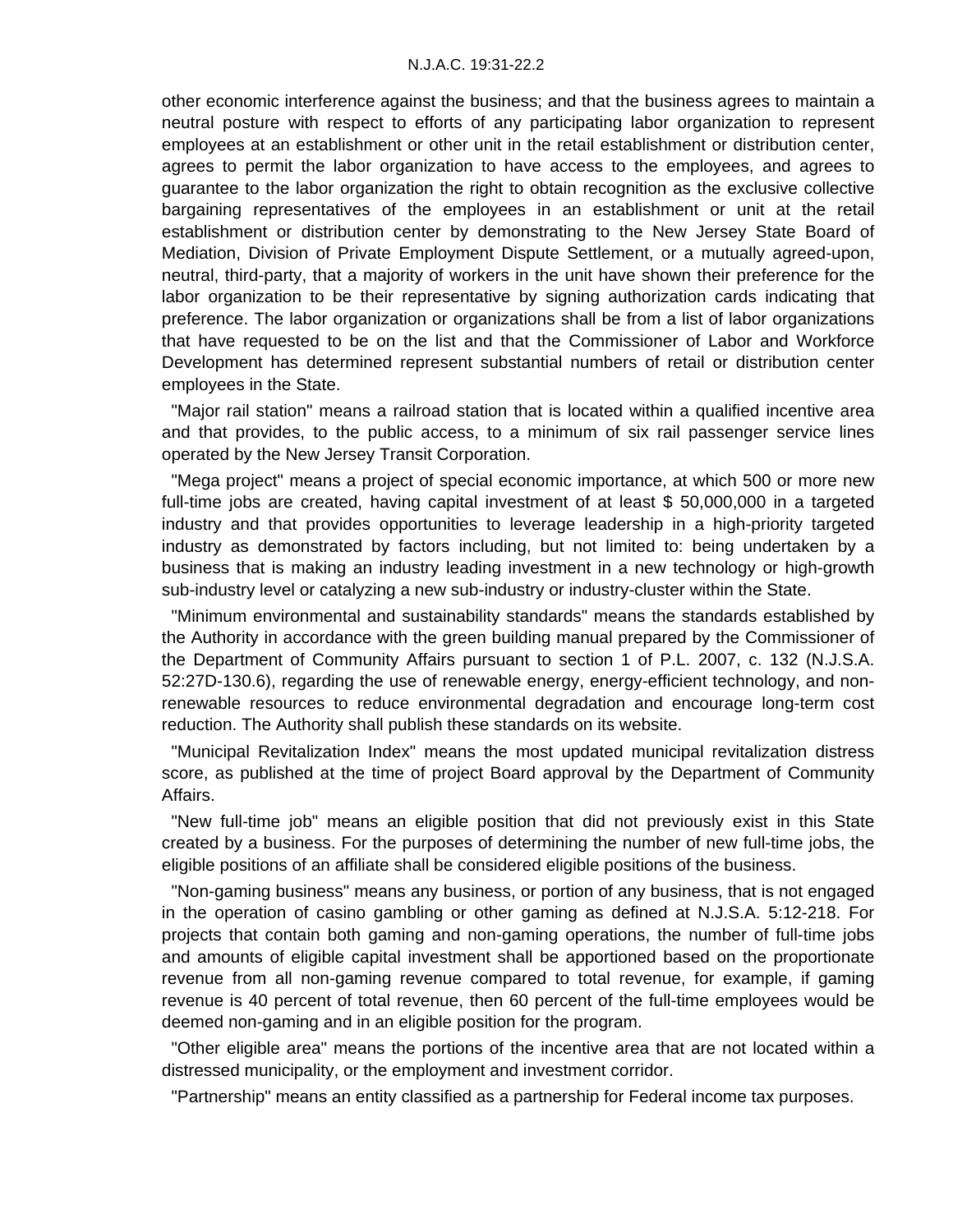other economic interference against the business; and that the business agrees to maintain a neutral posture with respect to efforts of any participating labor organization to represent employees at an establishment or other unit in the retail establishment or distribution center, agrees to permit the labor organization to have access to the employees, and agrees to guarantee to the labor organization the right to obtain recognition as the exclusive collective bargaining representatives of the employees in an establishment or unit at the retail establishment or distribution center by demonstrating to the New Jersey State Board of Mediation, Division of Private Employment Dispute Settlement, or a mutually agreed-upon, neutral, third-party, that a majority of workers in the unit have shown their preference for the labor organization to be their representative by signing authorization cards indicating that preference. The labor organization or organizations shall be from a list of labor organizations that have requested to be on the list and that the Commissioner of Labor and Workforce Development has determined represent substantial numbers of retail or distribution center employees in the State.

"Major rail station" means a railroad station that is located within a qualified incentive area and that provides, to the public access, to a minimum of six rail passenger service lines operated by the New Jersey Transit Corporation.

"Mega project" means a project of special economic importance, at which 500 or more new full-time jobs are created, having capital investment of at least $ 50,000,000 in a targeted industry and that provides opportunities to leverage leadership in a high-priority targeted industry as demonstrated by factors including, but not limited to: being undertaken by a business that is making an industry leading investment in a new technology or high-growth sub-industry level or catalyzing a new sub-industry or industry-cluster within the State.

"Minimum environmental and sustainability standards" means the standards established by the Authority in accordance with the green building manual prepared by the Commissioner of the Department of Community Affairs pursuant to section 1 of P.L. 2007, c. 132 (N.J.S.A. 52:27D-130.6), regarding the use of renewable energy, energy-efficient technology, and non-renewable resources to reduce environmental degradation and encourage long-term cost reduction. The Authority shall publish these standards on its website.

"Municipal Revitalization Index" means the most updated municipal revitalization distress score, as published at the time of project Board approval by the Department of Community Affairs.

"New full-time job" means an eligible position that did not previously exist in this State created by a business. For the purposes of determining the number of new full-time jobs, the eligible positions of an affiliate shall be considered eligible positions of the business.

"Non-gaming business" means any business, or portion of any business, that is not engaged in the operation of casino gambling or other gaming as defined at N.J.S.A. 5:12-218. For projects that contain both gaming and non-gaming operations, the number of full-time jobs and amounts of eligible capital investment shall be apportioned based on the proportionate revenue from all non-gaming revenue compared to total revenue, for example, if gaming revenue is 40 percent of total revenue, then 60 percent of the full-time employees would be deemed non-gaming and in an eligible position for the program.

"Other eligible area" means the portions of the incentive area that are not located within a distressed municipality, or the employment and investment corridor.

"Partnership" means an entity classified as a partnership for Federal income tax purposes.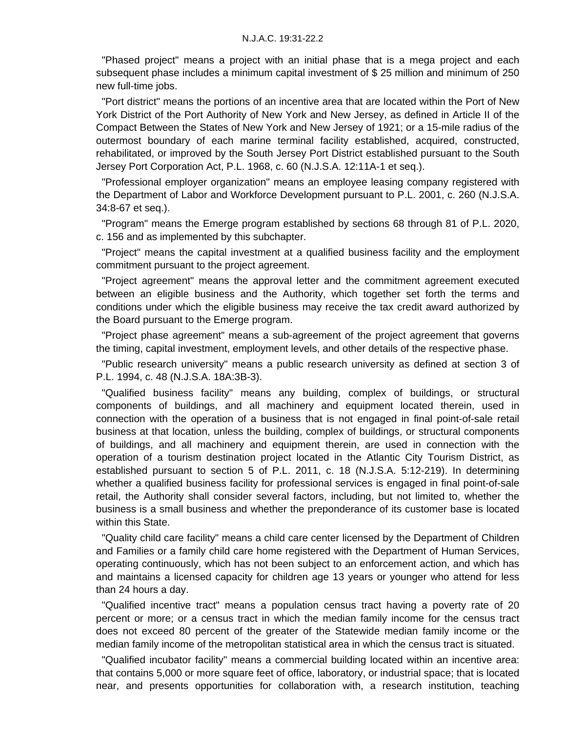"Phased project" means a project with an initial phase that is a mega project and each subsequent phase includes a minimum capital investment of $ 25 million and minimum of 250 new full-time jobs.

"Port district" means the portions of an incentive area that are located within the Port of New York District of the Port Authority of New York and New Jersey, as defined in Article II of the Compact Between the States of New York and New Jersey of 1921; or a 15-mile radius of the outermost boundary of each marine terminal facility established, acquired, constructed, rehabilitated, or improved by the South Jersey Port District established pursuant to the South Jersey Port Corporation Act, P.L. 1968, c. 60 (N.J.S.A. 12:11A-1 et seq.).

"Professional employer organization" means an employee leasing company registered with the Department of Labor and Workforce Development pursuant to P.L. 2001, c. 260 (N.J.S.A. 34:8-67 et seq.).

"Program" means the Emerge program established by sections 68 through 81 of P.L. 2020, c. 156 and as implemented by this subchapter.

"Project" means the capital investment at a qualified business facility and the employment commitment pursuant to the project agreement.

"Project agreement" means the approval letter and the commitment agreement executed between an eligible business and the Authority, which together set forth the terms and conditions under which the eligible business may receive the tax credit award authorized by the Board pursuant to the Emerge program.

"Project phase agreement" means a sub-agreement of the project agreement that governs the timing, capital investment, employment levels, and other details of the respective phase.

"Public research university" means a public research university as defined at section 3 of P.L. 1994, c. 48 (N.J.S.A. 18A:3B-3).

"Qualified business facility" means any building, complex of buildings, or structural components of buildings, and all machinery and equipment located therein, used in connection with the operation of a business that is not engaged in final point-of-sale retail business at that location, unless the building, complex of buildings, or structural components of buildings, and all machinery and equipment therein, are used in connection with the operation of a tourism destination project located in the Atlantic City Tourism District, as established pursuant to section 5 of P.L. 2011, c. 18 (N.J.S.A. 5:12-219). In determining whether a qualified business facility for professional services is engaged in final point-of-sale retail, the Authority shall consider several factors, including, but not limited to, whether the business is a small business and whether the preponderance of its customer base is located within this State.

"Quality child care facility" means a child care center licensed by the Department of Children and Families or a family child care home registered with the Department of Human Services, operating continuously, which has not been subject to an enforcement action, and which has and maintains a licensed capacity for children age 13 years or younger who attend for less than 24 hours a day.

"Qualified incentive tract" means a population census tract having a poverty rate of 20 percent or more; or a census tract in which the median family income for the census tract does not exceed 80 percent of the greater of the Statewide median family income or the median family income of the metropolitan statistical area in which the census tract is situated.

"Qualified incubator facility" means a commercial building located within an incentive area: that contains 5,000 or more square feet of office, laboratory, or industrial space; that is located near, and presents opportunities for collaboration with, a research institution, teaching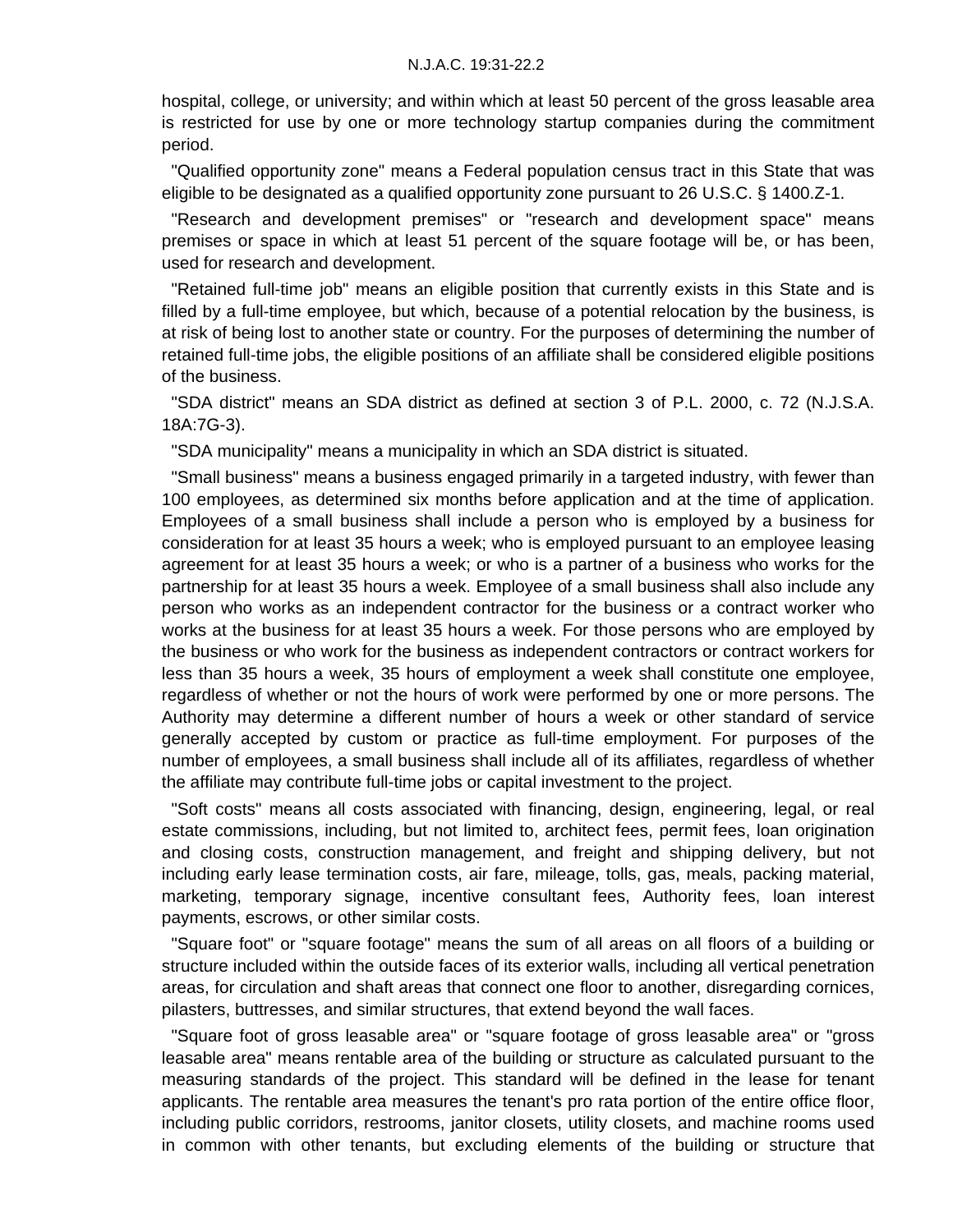hospital, college, or university; and within which at least 50 percent of the gross leasable area is restricted for use by one or more technology startup companies during the commitment period.

"Qualified opportunity zone" means a Federal population census tract in this State that was eligible to be designated as a qualified opportunity zone pursuant to 26 U.S.C. § 1400.Z-1.

"Research and development premises" or "research and development space" means premises or space in which at least 51 percent of the square footage will be, or has been, used for research and development.

"Retained full-time job" means an eligible position that currently exists in this State and is filled by a full-time employee, but which, because of a potential relocation by the business, is at risk of being lost to another state or country. For the purposes of determining the number of retained full-time jobs, the eligible positions of an affiliate shall be considered eligible positions of the business.

"SDA district" means an SDA district as defined at section 3 of P.L. 2000, c. 72 (N.J.S.A. 18A:7G-3).

"SDA municipality" means a municipality in which an SDA district is situated.

"Small business" means a business engaged primarily in a targeted industry, with fewer than 100 employees, as determined six months before application and at the time of application. Employees of a small business shall include a person who is employed by a business for consideration for at least 35 hours a week; who is employed pursuant to an employee leasing agreement for at least 35 hours a week; or who is a partner of a business who works for the partnership for at least 35 hours a week. Employee of a small business shall also include any person who works as an independent contractor for the business or a contract worker who works at the business for at least 35 hours a week. For those persons who are employed by the business or who work for the business as independent contractors or contract workers for less than 35 hours a week, 35 hours of employment a week shall constitute one employee, regardless of whether or not the hours of work were performed by one or more persons. The Authority may determine a different number of hours a week or other standard of service generally accepted by custom or practice as full-time employment. For purposes of the number of employees, a small business shall include all of its affiliates, regardless of whether the affiliate may contribute full-time jobs or capital investment to the project.

"Soft costs" means all costs associated with financing, design, engineering, legal, or real estate commissions, including, but not limited to, architect fees, permit fees, loan origination and closing costs, construction management, and freight and shipping delivery, but not including early lease termination costs, air fare, mileage, tolls, gas, meals, packing material, marketing, temporary signage, incentive consultant fees, Authority fees, loan interest payments, escrows, or other similar costs.

"Square foot" or "square footage" means the sum of all areas on all floors of a building or structure included within the outside faces of its exterior walls, including all vertical penetration areas, for circulation and shaft areas that connect one floor to another, disregarding cornices, pilasters, buttresses, and similar structures, that extend beyond the wall faces.

"Square foot of gross leasable area" or "square footage of gross leasable area" or "gross leasable area" means rentable area of the building or structure as calculated pursuant to the measuring standards of the project. This standard will be defined in the lease for tenant applicants. The rentable area measures the tenant's pro rata portion of the entire office floor, including public corridors, restrooms, janitor closets, utility closets, and machine rooms used in common with other tenants, but excluding elements of the building or structure that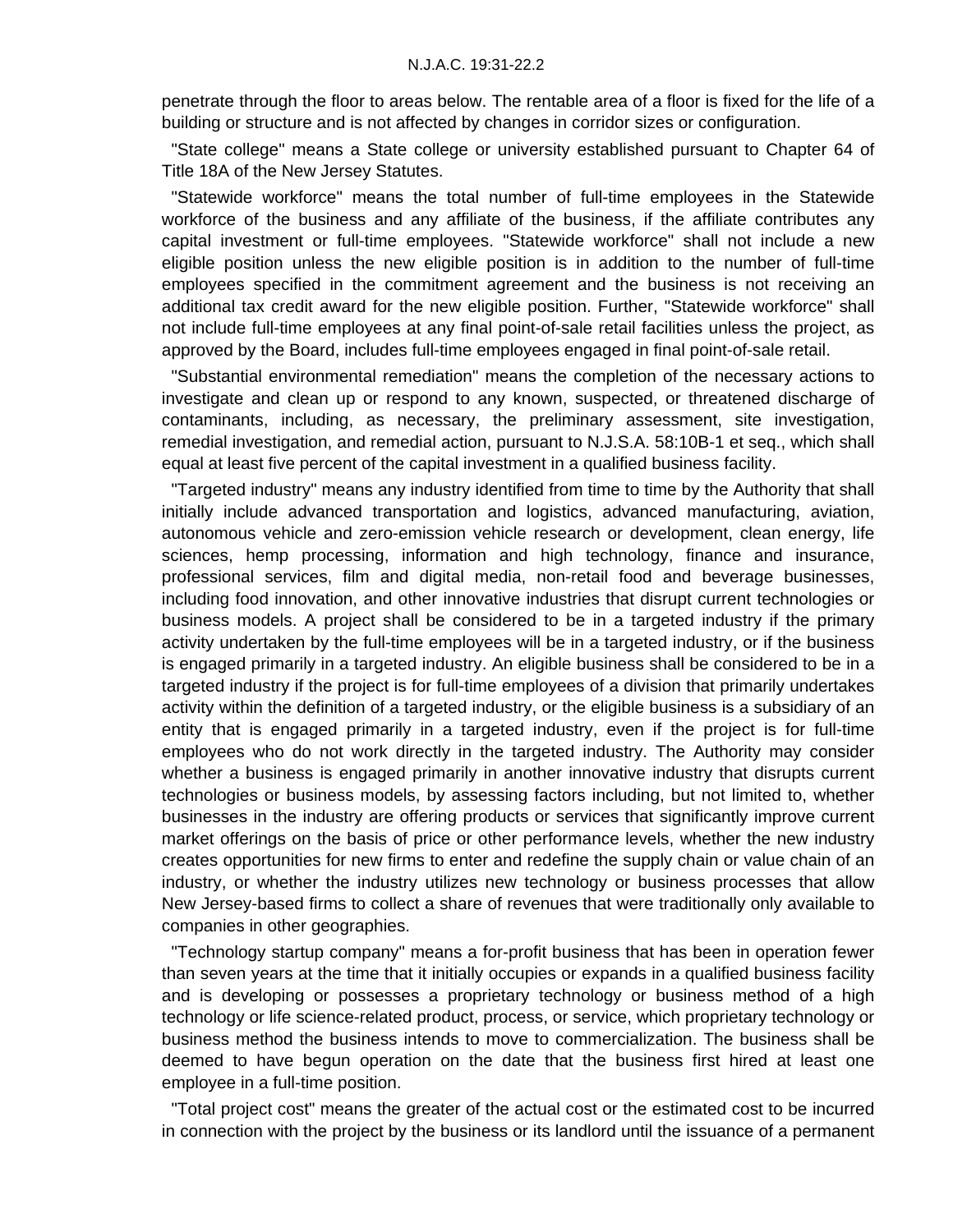penetrate through the floor to areas below. The rentable area of a floor is fixed for the life of a building or structure and is not affected by changes in corridor sizes or configuration.

"State college" means a State college or university established pursuant to Chapter 64 of Title 18A of the New Jersey Statutes.

"Statewide workforce" means the total number of full-time employees in the Statewide workforce of the business and any affiliate of the business, if the affiliate contributes any capital investment or full-time employees. "Statewide workforce" shall not include a new eligible position unless the new eligible position is in addition to the number of full-time employees specified in the commitment agreement and the business is not receiving an additional tax credit award for the new eligible position. Further, "Statewide workforce" shall not include full-time employees at any final point-of-sale retail facilities unless the project, as approved by the Board, includes full-time employees engaged in final point-of-sale retail.

"Substantial environmental remediation" means the completion of the necessary actions to investigate and clean up or respond to any known, suspected, or threatened discharge of contaminants, including, as necessary, the preliminary assessment, site investigation, remedial investigation, and remedial action, pursuant to N.J.S.A. 58:10B-1 et seq., which shall equal at least five percent of the capital investment in a qualified business facility.

"Targeted industry" means any industry identified from time to time by the Authority that shall initially include advanced transportation and logistics, advanced manufacturing, aviation, autonomous vehicle and zero-emission vehicle research or development, clean energy, life sciences, hemp processing, information and high technology, finance and insurance, professional services, film and digital media, non-retail food and beverage businesses, including food innovation, and other innovative industries that disrupt current technologies or business models. A project shall be considered to be in a targeted industry if the primary activity undertaken by the full-time employees will be in a targeted industry, or if the business is engaged primarily in a targeted industry. An eligible business shall be considered to be in a targeted industry if the project is for full-time employees of a division that primarily undertakes activity within the definition of a targeted industry, or the eligible business is a subsidiary of an entity that is engaged primarily in a targeted industry, even if the project is for full-time employees who do not work directly in the targeted industry. The Authority may consider whether a business is engaged primarily in another innovative industry that disrupts current technologies or business models, by assessing factors including, but not limited to, whether businesses in the industry are offering products or services that significantly improve current market offerings on the basis of price or other performance levels, whether the new industry creates opportunities for new firms to enter and redefine the supply chain or value chain of an industry, or whether the industry utilizes new technology or business processes that allow New Jersey-based firms to collect a share of revenues that were traditionally only available to companies in other geographies.

"Technology startup company" means a for-profit business that has been in operation fewer than seven years at the time that it initially occupies or expands in a qualified business facility and is developing or possesses a proprietary technology or business method of a high technology or life science-related product, process, or service, which proprietary technology or business method the business intends to move to commercialization. The business shall be deemed to have begun operation on the date that the business first hired at least one employee in a full-time position.

"Total project cost" means the greater of the actual cost or the estimated cost to be incurred in connection with the project by the business or its landlord until the issuance of a permanent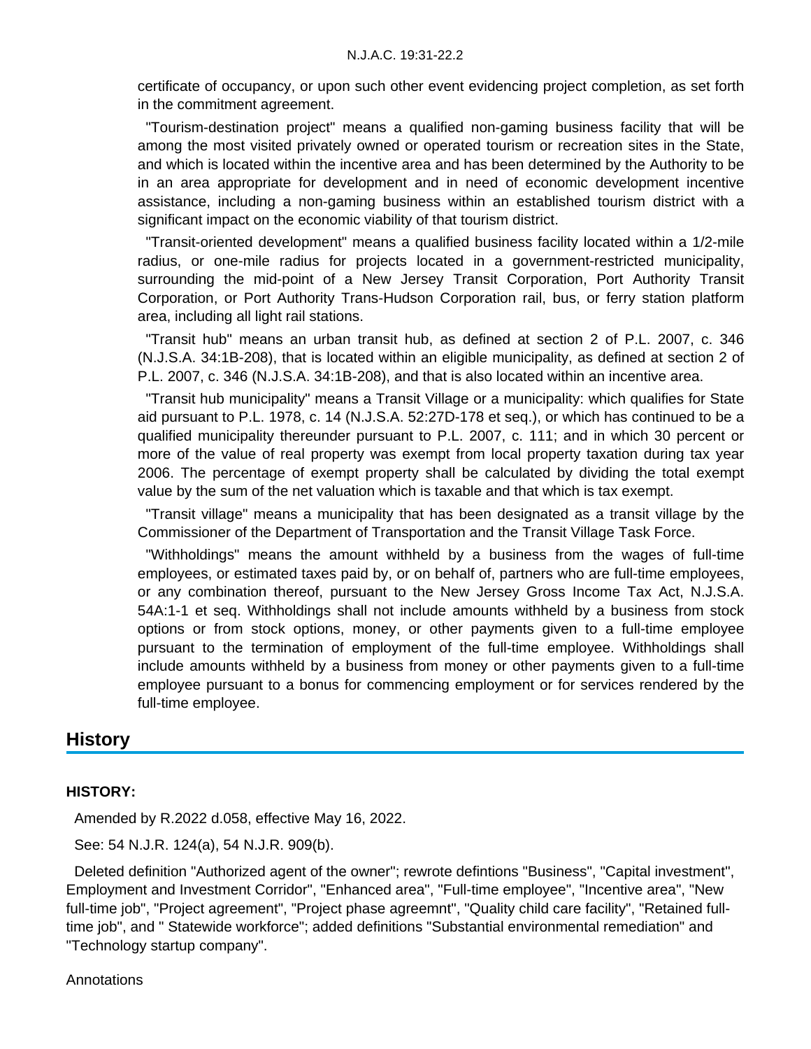certificate of occupancy, or upon such other event evidencing project completion, as set forth in the commitment agreement.

"Tourism-destination project" means a qualified non-gaming business facility that will be among the most visited privately owned or operated tourism or recreation sites in the State, and which is located within the incentive area and has been determined by the Authority to be in an area appropriate for development and in need of economic development incentive assistance, including a non-gaming business within an established tourism district with a significant impact on the economic viability of that tourism district.

"Transit-oriented development" means a qualified business facility located within a 1/2-mile radius, or one-mile radius for projects located in a government-restricted municipality, surrounding the mid-point of a New Jersey Transit Corporation, Port Authority Transit Corporation, or Port Authority Trans-Hudson Corporation rail, bus, or ferry station platform area, including all light rail stations.

"Transit hub" means an urban transit hub, as defined at section 2 of P.L. 2007, c. 346 (N.J.S.A. 34:1B-208), that is located within an eligible municipality, as defined at section 2 of P.L. 2007, c. 346 (N.J.S.A. 34:1B-208), and that is also located within an incentive area.

"Transit hub municipality" means a Transit Village or a municipality: which qualifies for State aid pursuant to P.L. 1978, c. 14 (N.J.S.A. 52:27D-178 et seq.), or which has continued to be a qualified municipality thereunder pursuant to P.L. 2007, c. 111; and in which 30 percent or more of the value of real property was exempt from local property taxation during tax year 2006. The percentage of exempt property shall be calculated by dividing the total exempt value by the sum of the net valuation which is taxable and that which is tax exempt.

"Transit village" means a municipality that has been designated as a transit village by the Commissioner of the Department of Transportation and the Transit Village Task Force.

"Withholdings" means the amount withheld by a business from the wages of full-time employees, or estimated taxes paid by, or on behalf of, partners who are full-time employees, or any combination thereof, pursuant to the New Jersey Gross Income Tax Act, N.J.S.A. 54A:1-1 et seq. Withholdings shall not include amounts withheld by a business from stock options or from stock options, money, or other payments given to a full-time employee pursuant to the termination of employment of the full-time employee. Withholdings shall include amounts withheld by a business from money or other payments given to a full-time employee pursuant to a bonus for commencing employment or for services rendered by the full-time employee.

## History

**HISTORY:**

Amended by R.2022 d.058, effective May 16, 2022.

See: 54 N.J.R. 124(a), 54 N.J.R. 909(b).

Deleted definition "Authorized agent of the owner"; rewrote defintions "Business", "Capital investment", Employment and Investment Corridor", "Enhanced area", "Full-time employee", "Incentive area", "New full-time job", "Project agreement", "Project phase agreemnt", "Quality child care facility", "Retained full-time job", and " Statewide workforce"; added definitions "Substantial environmental remediation" and "Technology startup company".

Annotations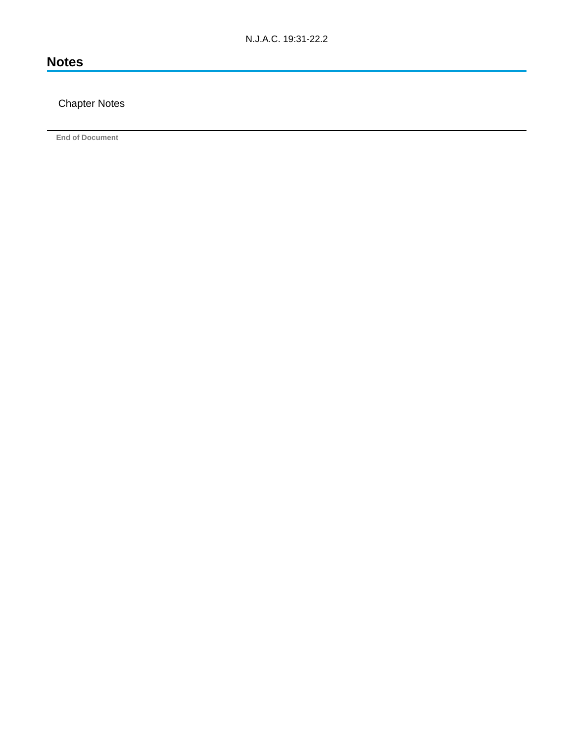## Notes

Chapter Notes

End of Document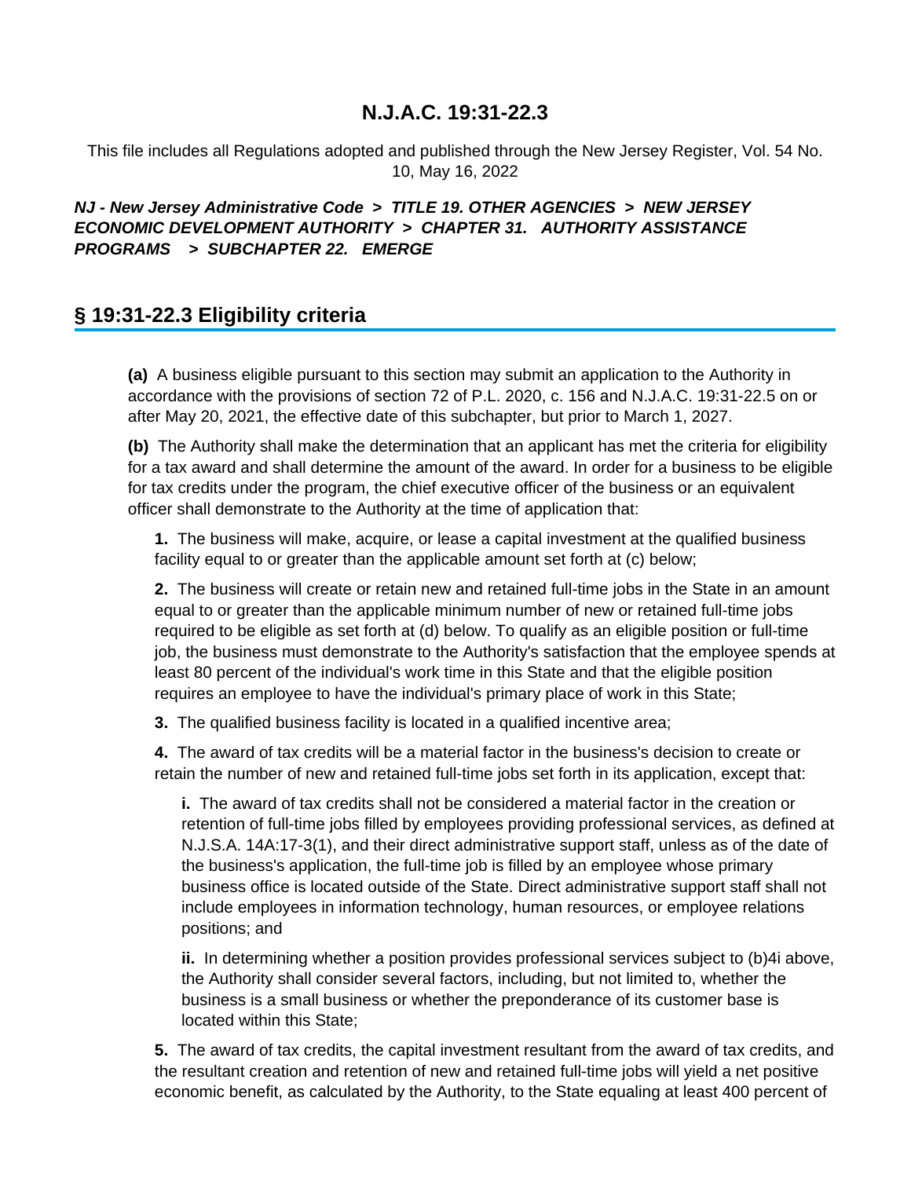# N.J.A.C. 19:31-22.3

This file includes all Regulations adopted and published through the New Jersey Register, Vol. 54 No. 10, May 16, 2022

***NJ - New Jersey Administrative Code > TITLE 19. OTHER AGENCIES > NEW JERSEY ECONOMIC DEVELOPMENT AUTHORITY > CHAPTER 31. AUTHORITY ASSISTANCE PROGRAMS > SUBCHAPTER 22. EMERGE***

## § 19:31-22.3 Eligibility criteria

**(a)** A business eligible pursuant to this section may submit an application to the Authority in accordance with the provisions of section 72 of P.L. 2020, c. 156 and N.J.A.C. 19:31-22.5 on or after May 20, 2021, the effective date of this subchapter, but prior to March 1, 2027.

**(b)** The Authority shall make the determination that an applicant has met the criteria for eligibility for a tax award and shall determine the amount of the award. In order for a business to be eligible for tax credits under the program, the chief executive officer of the business or an equivalent officer shall demonstrate to the Authority at the time of application that:

**1.** The business will make, acquire, or lease a capital investment at the qualified business facility equal to or greater than the applicable amount set forth at (c) below;

**2.** The business will create or retain new and retained full-time jobs in the State in an amount equal to or greater than the applicable minimum number of new or retained full-time jobs required to be eligible as set forth at (d) below. To qualify as an eligible position or full-time job, the business must demonstrate to the Authority's satisfaction that the employee spends at least 80 percent of the individual's work time in this State and that the eligible position requires an employee to have the individual's primary place of work in this State;

**3.** The qualified business facility is located in a qualified incentive area;

**4.** The award of tax credits will be a material factor in the business's decision to create or retain the number of new and retained full-time jobs set forth in its application, except that:

**i.** The award of tax credits shall not be considered a material factor in the creation or retention of full-time jobs filled by employees providing professional services, as defined at N.J.S.A. 14A:17-3(1), and their direct administrative support staff, unless as of the date of the business's application, the full-time job is filled by an employee whose primary business office is located outside of the State. Direct administrative support staff shall not include employees in information technology, human resources, or employee relations positions; and

**ii.** In determining whether a position provides professional services subject to (b)4i above, the Authority shall consider several factors, including, but not limited to, whether the business is a small business or whether the preponderance of its customer base is located within this State;

**5.** The award of tax credits, the capital investment resultant from the award of tax credits, and the resultant creation and retention of new and retained full-time jobs will yield a net positive economic benefit, as calculated by the Authority, to the State equaling at least 400 percent of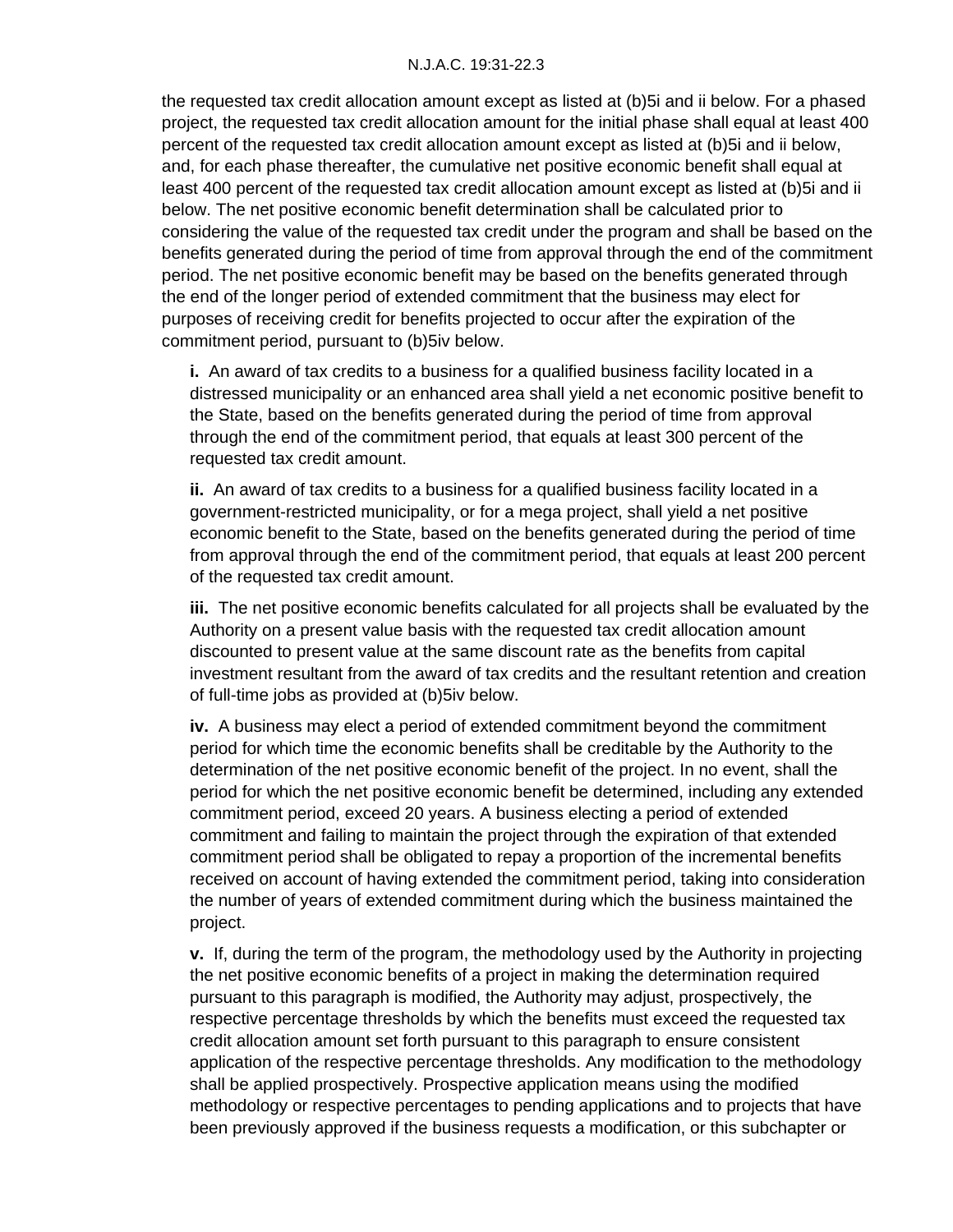the requested tax credit allocation amount except as listed at (b)5i and ii below. For a phased project, the requested tax credit allocation amount for the initial phase shall equal at least 400 percent of the requested tax credit allocation amount except as listed at (b)5i and ii below, and, for each phase thereafter, the cumulative net positive economic benefit shall equal at least 400 percent of the requested tax credit allocation amount except as listed at (b)5i and ii below. The net positive economic benefit determination shall be calculated prior to considering the value of the requested tax credit under the program and shall be based on the benefits generated during the period of time from approval through the end of the commitment period. The net positive economic benefit may be based on the benefits generated through the end of the longer period of extended commitment that the business may elect for purposes of receiving credit for benefits projected to occur after the expiration of the commitment period, pursuant to (b)5iv below.

**i.** An award of tax credits to a business for a qualified business facility located in a distressed municipality or an enhanced area shall yield a net economic positive benefit to the State, based on the benefits generated during the period of time from approval through the end of the commitment period, that equals at least 300 percent of the requested tax credit amount.

**ii.** An award of tax credits to a business for a qualified business facility located in a government-restricted municipality, or for a mega project, shall yield a net positive economic benefit to the State, based on the benefits generated during the period of time from approval through the end of the commitment period, that equals at least 200 percent of the requested tax credit amount.

**iii.** The net positive economic benefits calculated for all projects shall be evaluated by the Authority on a present value basis with the requested tax credit allocation amount discounted to present value at the same discount rate as the benefits from capital investment resultant from the award of tax credits and the resultant retention and creation of full-time jobs as provided at (b)5iv below.

**iv.** A business may elect a period of extended commitment beyond the commitment period for which time the economic benefits shall be creditable by the Authority to the determination of the net positive economic benefit of the project. In no event, shall the period for which the net positive economic benefit be determined, including any extended commitment period, exceed 20 years. A business electing a period of extended commitment and failing to maintain the project through the expiration of that extended commitment period shall be obligated to repay a proportion of the incremental benefits received on account of having extended the commitment period, taking into consideration the number of years of extended commitment during which the business maintained the project.

**v.** If, during the term of the program, the methodology used by the Authority in projecting the net positive economic benefits of a project in making the determination required pursuant to this paragraph is modified, the Authority may adjust, prospectively, the respective percentage thresholds by which the benefits must exceed the requested tax credit allocation amount set forth pursuant to this paragraph to ensure consistent application of the respective percentage thresholds. Any modification to the methodology shall be applied prospectively. Prospective application means using the modified methodology or respective percentages to pending applications and to projects that have been previously approved if the business requests a modification, or this subchapter or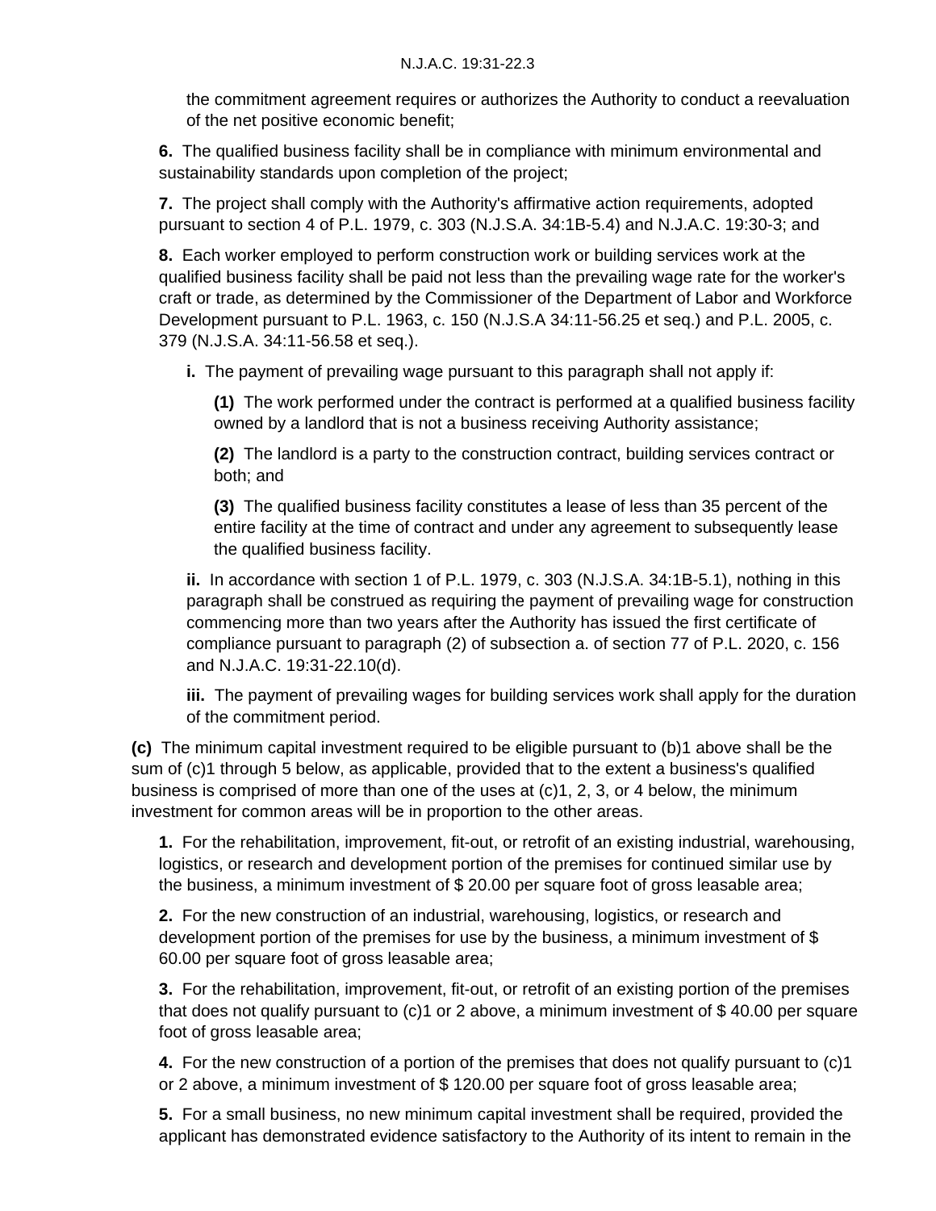the commitment agreement requires or authorizes the Authority to conduct a reevaluation of the net positive economic benefit;

**6.** The qualified business facility shall be in compliance with minimum environmental and sustainability standards upon completion of the project;

**7.** The project shall comply with the Authority's affirmative action requirements, adopted pursuant to section 4 of P.L. 1979, c. 303 (N.J.S.A. 34:1B-5.4) and N.J.A.C. 19:30-3; and

**8.** Each worker employed to perform construction work or building services work at the qualified business facility shall be paid not less than the prevailing wage rate for the worker's craft or trade, as determined by the Commissioner of the Department of Labor and Workforce Development pursuant to P.L. 1963, c. 150 (N.J.S.A 34:11-56.25 et seq.) and P.L. 2005, c. 379 (N.J.S.A. 34:11-56.58 et seq.).

**i.** The payment of prevailing wage pursuant to this paragraph shall not apply if:

**(1)** The work performed under the contract is performed at a qualified business facility owned by a landlord that is not a business receiving Authority assistance;

**(2)** The landlord is a party to the construction contract, building services contract or both; and

**(3)** The qualified business facility constitutes a lease of less than 35 percent of the entire facility at the time of contract and under any agreement to subsequently lease the qualified business facility.

**ii.** In accordance with section 1 of P.L. 1979, c. 303 (N.J.S.A. 34:1B-5.1), nothing in this paragraph shall be construed as requiring the payment of prevailing wage for construction commencing more than two years after the Authority has issued the first certificate of compliance pursuant to paragraph (2) of subsection a. of section 77 of P.L. 2020, c. 156 and N.J.A.C. 19:31-22.10(d).

**iii.** The payment of prevailing wages for building services work shall apply for the duration of the commitment period.

**(c)** The minimum capital investment required to be eligible pursuant to (b)1 above shall be the sum of (c)1 through 5 below, as applicable, provided that to the extent a business's qualified business is comprised of more than one of the uses at (c)1, 2, 3, or 4 below, the minimum investment for common areas will be in proportion to the other areas.

**1.** For the rehabilitation, improvement, fit-out, or retrofit of an existing industrial, warehousing, logistics, or research and development portion of the premises for continued similar use by the business, a minimum investment of $ 20.00 per square foot of gross leasable area;

**2.** For the new construction of an industrial, warehousing, logistics, or research and development portion of the premises for use by the business, a minimum investment of $ 60.00 per square foot of gross leasable area;

**3.** For the rehabilitation, improvement, fit-out, or retrofit of an existing portion of the premises that does not qualify pursuant to (c)1 or 2 above, a minimum investment of $ 40.00 per square foot of gross leasable area;

**4.** For the new construction of a portion of the premises that does not qualify pursuant to (c)1 or 2 above, a minimum investment of $ 120.00 per square foot of gross leasable area;

**5.** For a small business, no new minimum capital investment shall be required, provided the applicant has demonstrated evidence satisfactory to the Authority of its intent to remain in the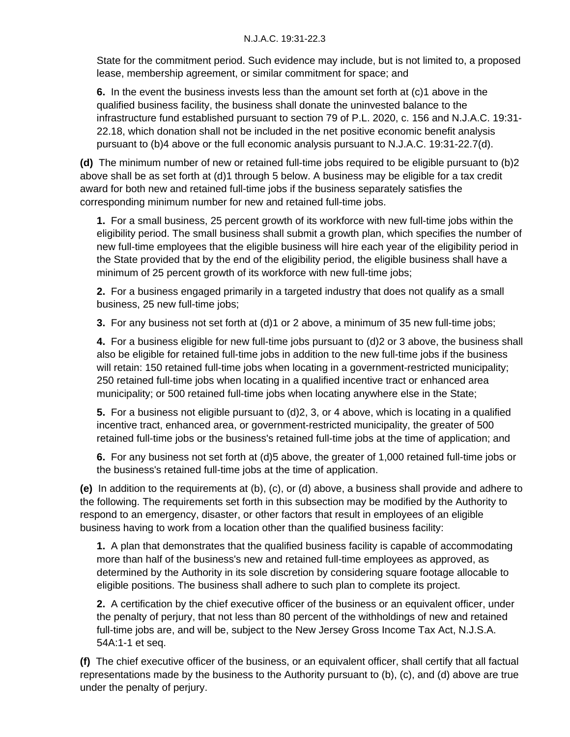State for the commitment period. Such evidence may include, but is not limited to, a proposed lease, membership agreement, or similar commitment for space; and

**6.** In the event the business invests less than the amount set forth at (c)1 above in the qualified business facility, the business shall donate the uninvested balance to the infrastructure fund established pursuant to section 79 of P.L. 2020, c. 156 and N.J.A.C. 19:31-22.18, which donation shall not be included in the net positive economic benefit analysis pursuant to (b)4 above or the full economic analysis pursuant to N.J.A.C. 19:31-22.7(d).

**(d)** The minimum number of new or retained full-time jobs required to be eligible pursuant to (b)2 above shall be as set forth at (d)1 through 5 below. A business may be eligible for a tax credit award for both new and retained full-time jobs if the business separately satisfies the corresponding minimum number for new and retained full-time jobs.

**1.** For a small business, 25 percent growth of its workforce with new full-time jobs within the eligibility period. The small business shall submit a growth plan, which specifies the number of new full-time employees that the eligible business will hire each year of the eligibility period in the State provided that by the end of the eligibility period, the eligible business shall have a minimum of 25 percent growth of its workforce with new full-time jobs;

**2.** For a business engaged primarily in a targeted industry that does not qualify as a small business, 25 new full-time jobs;

**3.** For any business not set forth at (d)1 or 2 above, a minimum of 35 new full-time jobs;

**4.** For a business eligible for new full-time jobs pursuant to (d)2 or 3 above, the business shall also be eligible for retained full-time jobs in addition to the new full-time jobs if the business will retain: 150 retained full-time jobs when locating in a government-restricted municipality; 250 retained full-time jobs when locating in a qualified incentive tract or enhanced area municipality; or 500 retained full-time jobs when locating anywhere else in the State;

**5.** For a business not eligible pursuant to (d)2, 3, or 4 above, which is locating in a qualified incentive tract, enhanced area, or government-restricted municipality, the greater of 500 retained full-time jobs or the business's retained full-time jobs at the time of application; and

**6.** For any business not set forth at (d)5 above, the greater of 1,000 retained full-time jobs or the business's retained full-time jobs at the time of application.

**(e)** In addition to the requirements at (b), (c), or (d) above, a business shall provide and adhere to the following. The requirements set forth in this subsection may be modified by the Authority to respond to an emergency, disaster, or other factors that result in employees of an eligible business having to work from a location other than the qualified business facility:

**1.** A plan that demonstrates that the qualified business facility is capable of accommodating more than half of the business's new and retained full-time employees as approved, as determined by the Authority in its sole discretion by considering square footage allocable to eligible positions. The business shall adhere to such plan to complete its project.

**2.** A certification by the chief executive officer of the business or an equivalent officer, under the penalty of perjury, that not less than 80 percent of the withholdings of new and retained full-time jobs are, and will be, subject to the New Jersey Gross Income Tax Act, N.J.S.A. 54A:1-1 et seq.

**(f)** The chief executive officer of the business, or an equivalent officer, shall certify that all factual representations made by the business to the Authority pursuant to (b), (c), and (d) above are true under the penalty of perjury.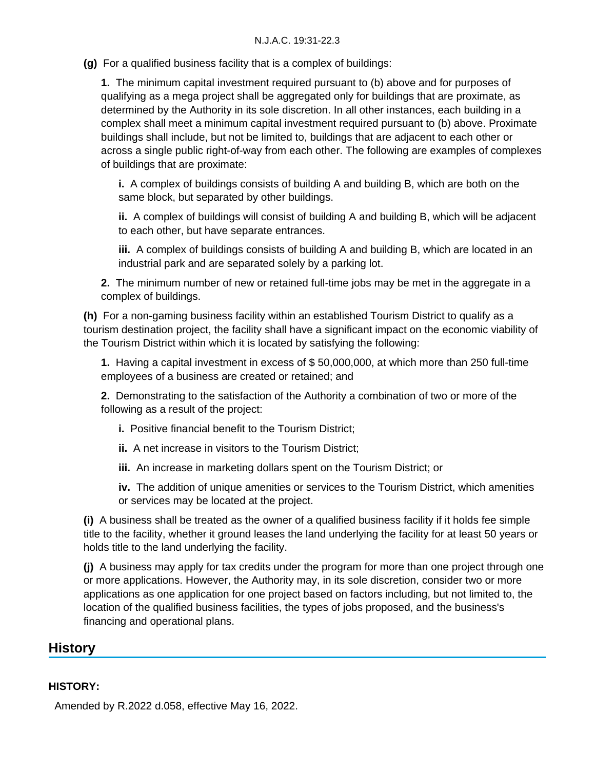**(g)** For a qualified business facility that is a complex of buildings:

**1.** The minimum capital investment required pursuant to (b) above and for purposes of qualifying as a mega project shall be aggregated only for buildings that are proximate, as determined by the Authority in its sole discretion. In all other instances, each building in a complex shall meet a minimum capital investment required pursuant to (b) above. Proximate buildings shall include, but not be limited to, buildings that are adjacent to each other or across a single public right-of-way from each other. The following are examples of complexes of buildings that are proximate:

**i.** A complex of buildings consists of building A and building B, which are both on the same block, but separated by other buildings.

**ii.** A complex of buildings will consist of building A and building B, which will be adjacent to each other, but have separate entrances.

**iii.** A complex of buildings consists of building A and building B, which are located in an industrial park and are separated solely by a parking lot.

**2.** The minimum number of new or retained full-time jobs may be met in the aggregate in a complex of buildings.

**(h)** For a non-gaming business facility within an established Tourism District to qualify as a tourism destination project, the facility shall have a significant impact on the economic viability of the Tourism District within which it is located by satisfying the following:

**1.** Having a capital investment in excess of $ 50,000,000, at which more than 250 full-time employees of a business are created or retained; and

**2.** Demonstrating to the satisfaction of the Authority a combination of two or more of the following as a result of the project:

**i.** Positive financial benefit to the Tourism District;

**ii.** A net increase in visitors to the Tourism District;

**iii.** An increase in marketing dollars spent on the Tourism District; or

**iv.** The addition of unique amenities or services to the Tourism District, which amenities or services may be located at the project.

**(i)** A business shall be treated as the owner of a qualified business facility if it holds fee simple title to the facility, whether it ground leases the land underlying the facility for at least 50 years or holds title to the land underlying the facility.

**(j)** A business may apply for tax credits under the program for more than one project through one or more applications. However, the Authority may, in its sole discretion, consider two or more applications as one application for one project based on factors including, but not limited to, the location of the qualified business facilities, the types of jobs proposed, and the business's financing and operational plans.

## History

**HISTORY:**

Amended by R.2022 d.058, effective May 16, 2022.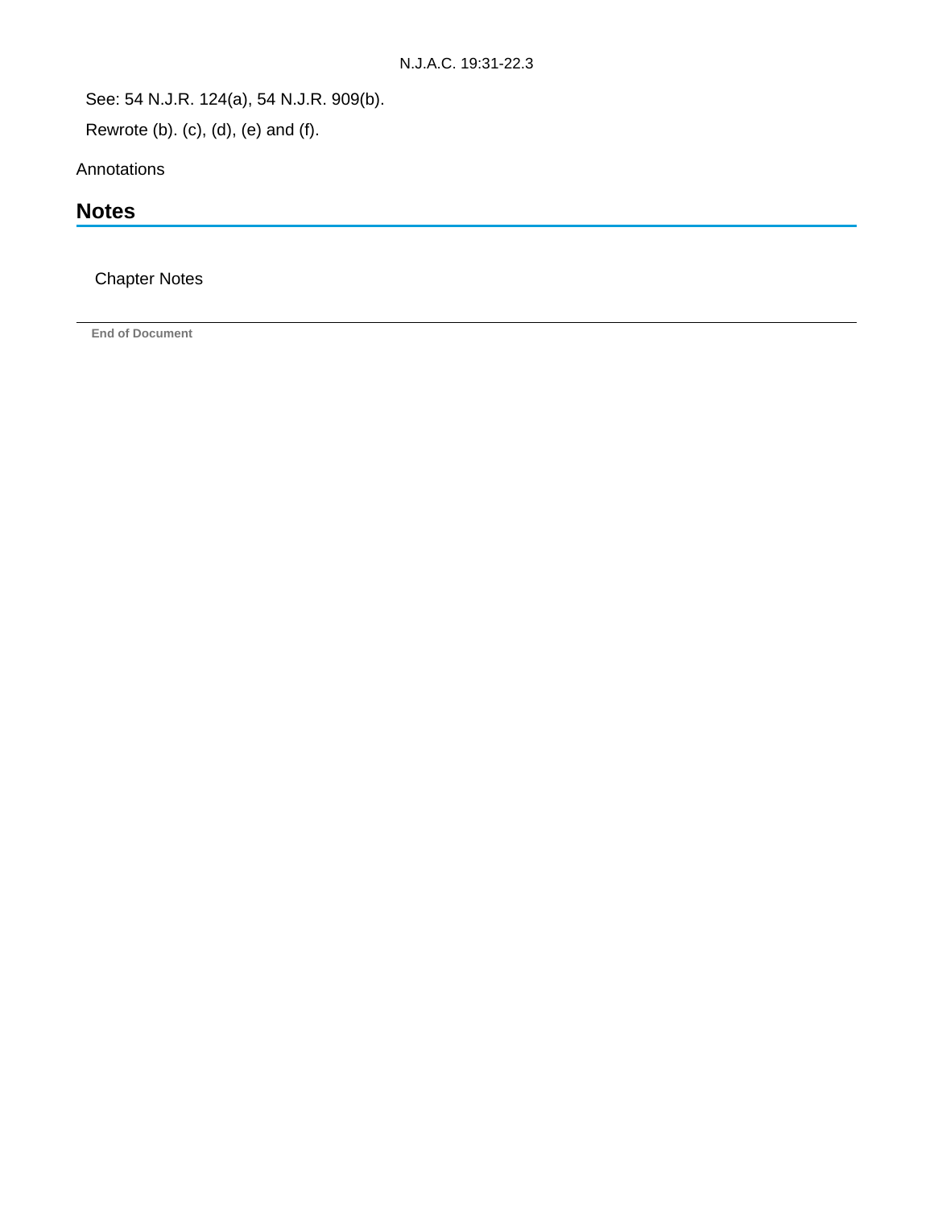See: 54 N.J.R. 124(a), 54 N.J.R. 909(b).

Rewrote (b). (c), (d), (e) and (f).

Annotations

## Notes

Chapter Notes

End of Document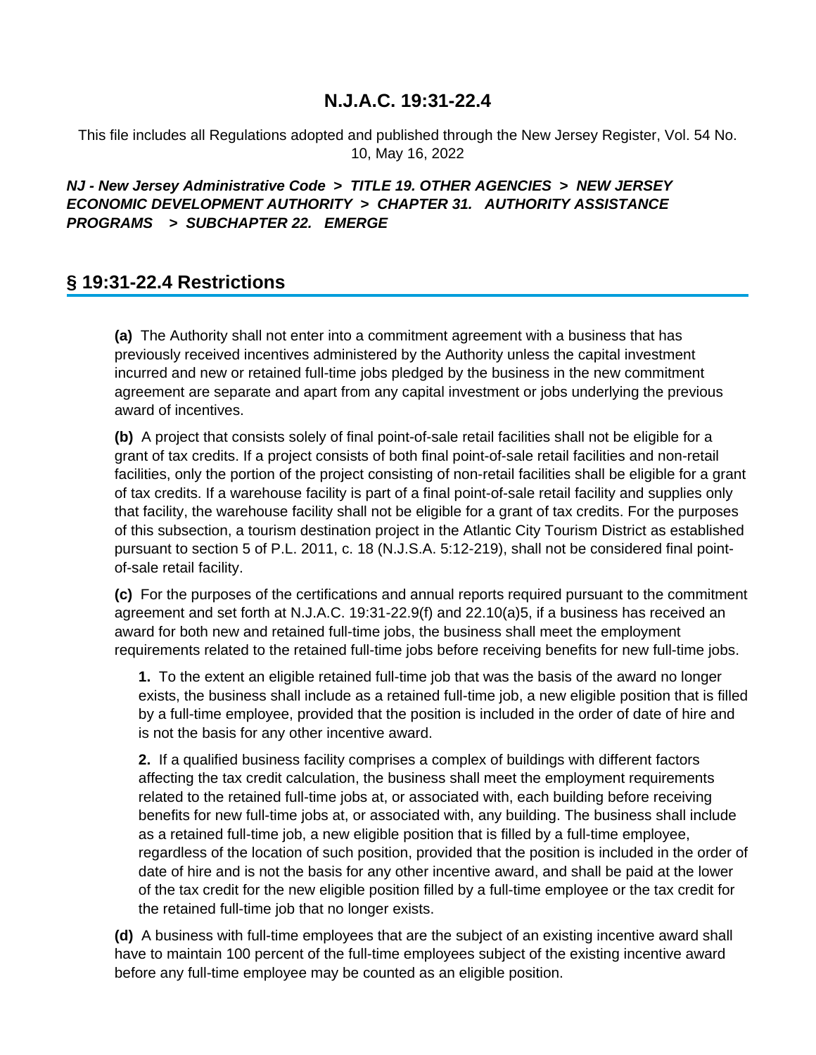# N.J.A.C. 19:31-22.4

This file includes all Regulations adopted and published through the New Jersey Register, Vol. 54 No. 10, May 16, 2022

***NJ - New Jersey Administrative Code > TITLE 19. OTHER AGENCIES > NEW JERSEY ECONOMIC DEVELOPMENT AUTHORITY > CHAPTER 31. AUTHORITY ASSISTANCE PROGRAMS > SUBCHAPTER 22. EMERGE***

## § 19:31-22.4 Restrictions

**(a)** The Authority shall not enter into a commitment agreement with a business that has previously received incentives administered by the Authority unless the capital investment incurred and new or retained full-time jobs pledged by the business in the new commitment agreement are separate and apart from any capital investment or jobs underlying the previous award of incentives.

**(b)** A project that consists solely of final point-of-sale retail facilities shall not be eligible for a grant of tax credits. If a project consists of both final point-of-sale retail facilities and non-retail facilities, only the portion of the project consisting of non-retail facilities shall be eligible for a grant of tax credits. If a warehouse facility is part of a final point-of-sale retail facility and supplies only that facility, the warehouse facility shall not be eligible for a grant of tax credits. For the purposes of this subsection, a tourism destination project in the Atlantic City Tourism District as established pursuant to section 5 of P.L. 2011, c. 18 (N.J.S.A. 5:12-219), shall not be considered final point-of-sale retail facility.

**(c)** For the purposes of the certifications and annual reports required pursuant to the commitment agreement and set forth at N.J.A.C. 19:31-22.9(f) and 22.10(a)5, if a business has received an award for both new and retained full-time jobs, the business shall meet the employment requirements related to the retained full-time jobs before receiving benefits for new full-time jobs.

> **1.** To the extent an eligible retained full-time job that was the basis of the award no longer exists, the business shall include as a retained full-time job, a new eligible position that is filled by a full-time employee, provided that the position is included in the order of date of hire and is not the basis for any other incentive award.
>
> **2.** If a qualified business facility comprises a complex of buildings with different factors affecting the tax credit calculation, the business shall meet the employment requirements related to the retained full-time jobs at, or associated with, each building before receiving benefits for new full-time jobs at, or associated with, any building. The business shall include as a retained full-time job, a new eligible position that is filled by a full-time employee, regardless of the location of such position, provided that the position is included in the order of date of hire and is not the basis for any other incentive award, and shall be paid at the lower of the tax credit for the new eligible position filled by a full-time employee or the tax credit for the retained full-time job that no longer exists.

**(d)** A business with full-time employees that are the subject of an existing incentive award shall have to maintain 100 percent of the full-time employees subject of the existing incentive award before any full-time employee may be counted as an eligible position.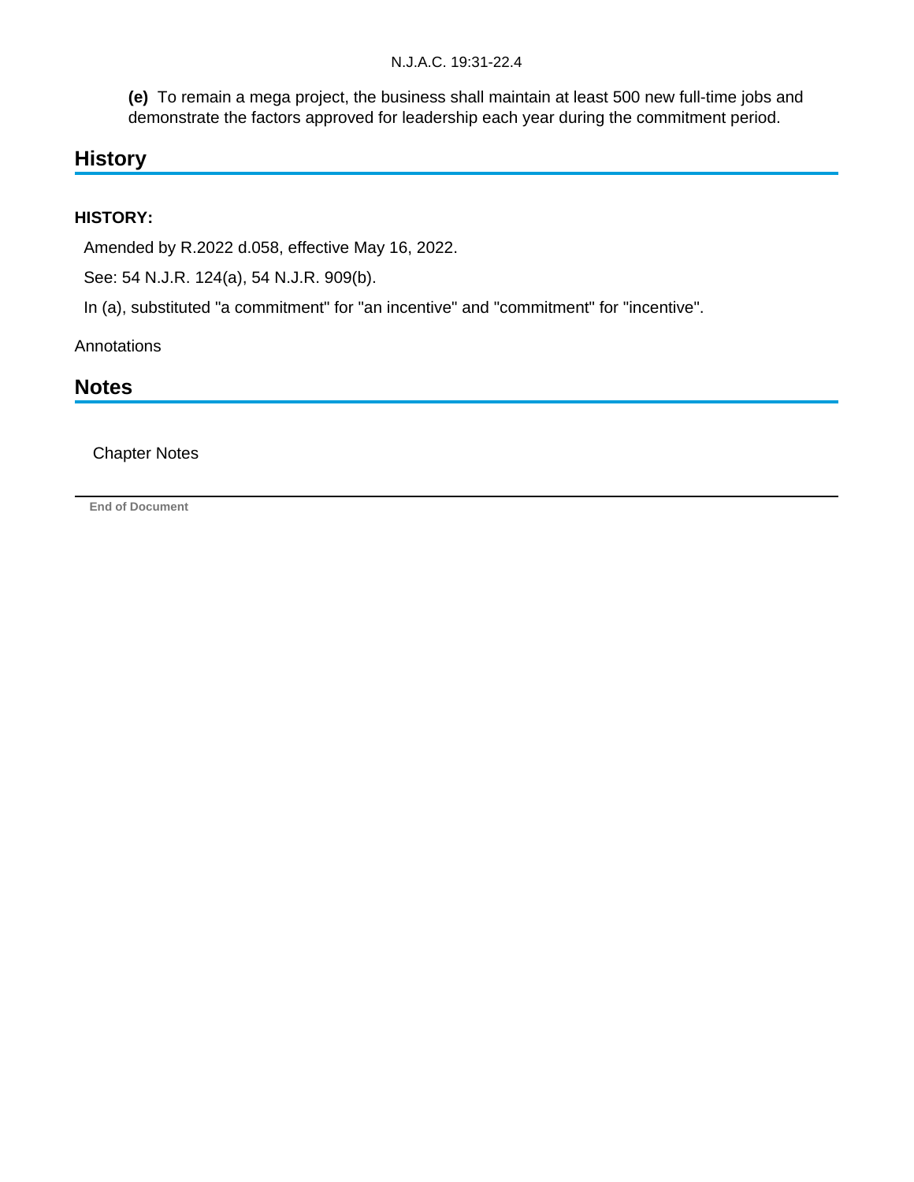**(e)** To remain a mega project, the business shall maintain at least 500 new full-time jobs and demonstrate the factors approved for leadership each year during the commitment period.

## History

**HISTORY:**

Amended by R.2022 d.058, effective May 16, 2022.

See: 54 N.J.R. 124(a), 54 N.J.R. 909(b).

In (a), substituted "a commitment" for "an incentive" and "commitment" for "incentive".

Annotations

## Notes

Chapter Notes

End of Document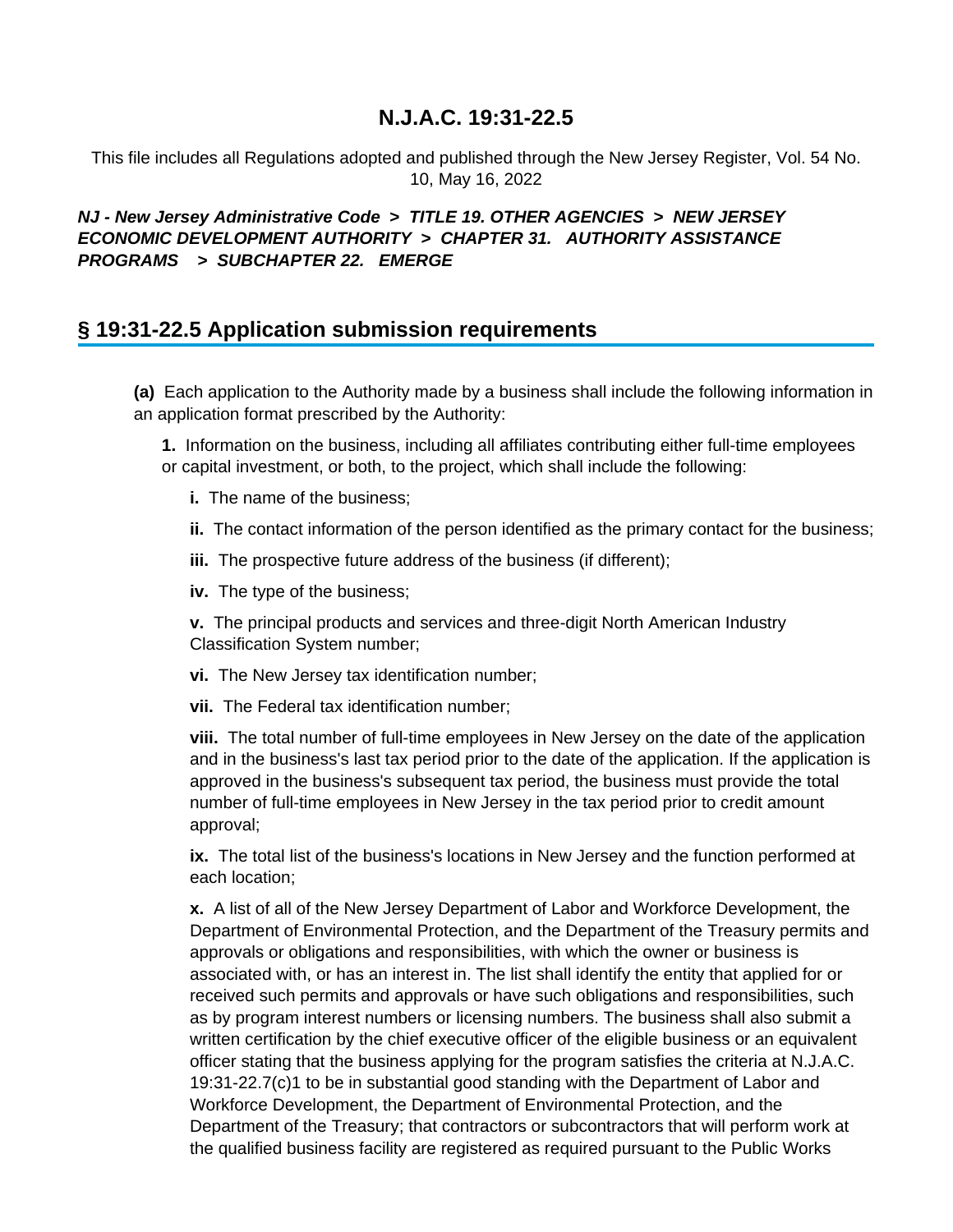# N.J.A.C. 19:31-22.5

This file includes all Regulations adopted and published through the New Jersey Register, Vol. 54 No. 10, May 16, 2022

***NJ - New Jersey Administrative Code > TITLE 19. OTHER AGENCIES > NEW JERSEY ECONOMIC DEVELOPMENT AUTHORITY > CHAPTER 31. AUTHORITY ASSISTANCE PROGRAMS > SUBCHAPTER 22. EMERGE***

## § 19:31-22.5 Application submission requirements

**(a)** Each application to the Authority made by a business shall include the following information in an application format prescribed by the Authority:

**1.** Information on the business, including all affiliates contributing either full-time employees or capital investment, or both, to the project, which shall include the following:

**i.** The name of the business;

**ii.** The contact information of the person identified as the primary contact for the business;

**iii.** The prospective future address of the business (if different);

**iv.** The type of the business;

**v.** The principal products and services and three-digit North American Industry Classification System number;

**vi.** The New Jersey tax identification number;

**vii.** The Federal tax identification number;

**viii.** The total number of full-time employees in New Jersey on the date of the application and in the business's last tax period prior to the date of the application. If the application is approved in the business's subsequent tax period, the business must provide the total number of full-time employees in New Jersey in the tax period prior to credit amount approval;

**ix.** The total list of the business's locations in New Jersey and the function performed at each location;

**x.** A list of all of the New Jersey Department of Labor and Workforce Development, the Department of Environmental Protection, and the Department of the Treasury permits and approvals or obligations and responsibilities, with which the owner or business is associated with, or has an interest in. The list shall identify the entity that applied for or received such permits and approvals or have such obligations and responsibilities, such as by program interest numbers or licensing numbers. The business shall also submit a written certification by the chief executive officer of the eligible business or an equivalent officer stating that the business applying for the program satisfies the criteria at N.J.A.C. 19:31-22.7(c)1 to be in substantial good standing with the Department of Labor and Workforce Development, the Department of Environmental Protection, and the Department of the Treasury; that contractors or subcontractors that will perform work at the qualified business facility are registered as required pursuant to the Public Works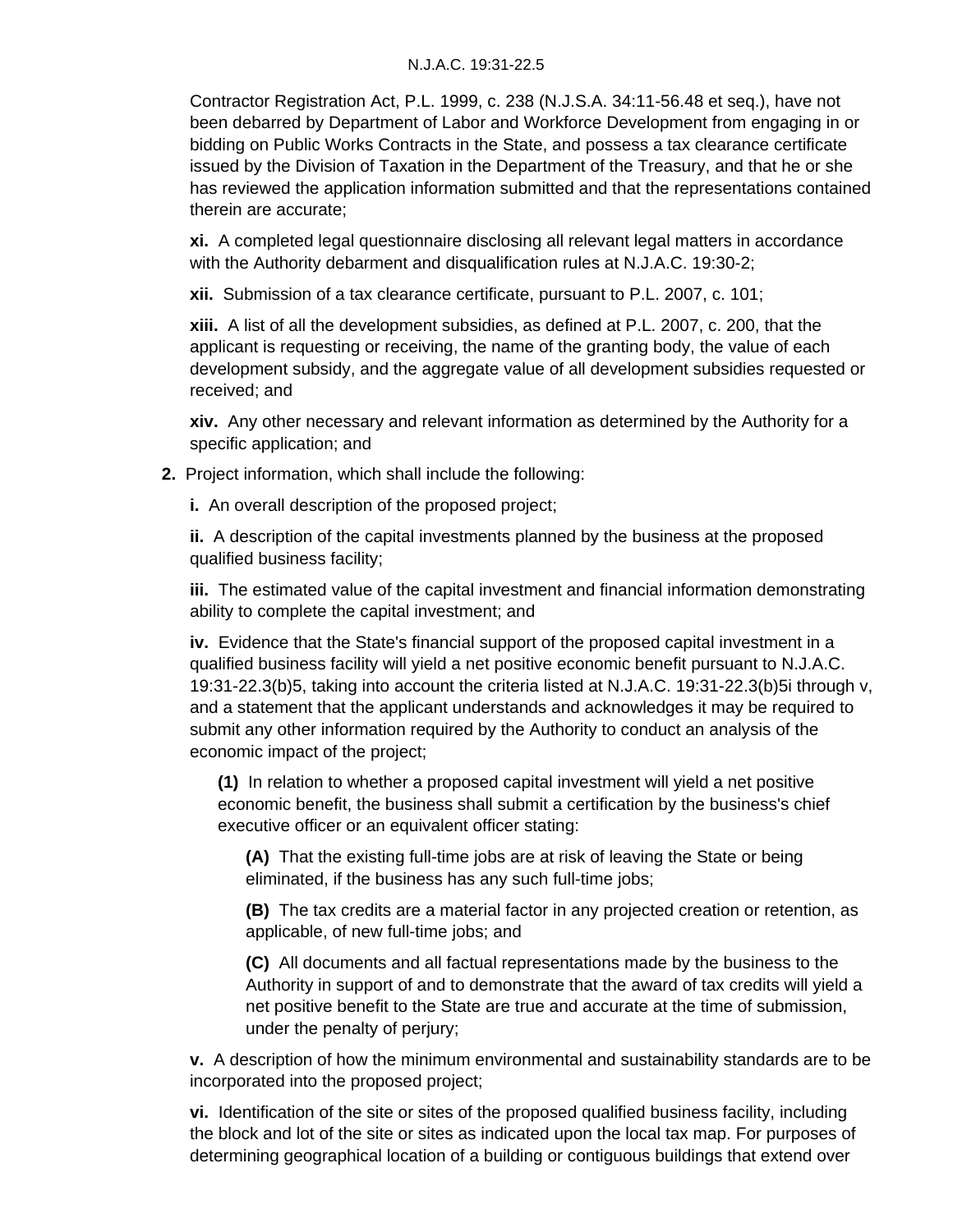Contractor Registration Act, P.L. 1999, c. 238 (N.J.S.A. 34:11-56.48 et seq.), have not been debarred by Department of Labor and Workforce Development from engaging in or bidding on Public Works Contracts in the State, and possess a tax clearance certificate issued by the Division of Taxation in the Department of the Treasury, and that he or she has reviewed the application information submitted and that the representations contained therein are accurate;

**xi.** A completed legal questionnaire disclosing all relevant legal matters in accordance with the Authority debarment and disqualification rules at N.J.A.C. 19:30-2;

**xii.** Submission of a tax clearance certificate, pursuant to P.L. 2007, c. 101;

**xiii.** A list of all the development subsidies, as defined at P.L. 2007, c. 200, that the applicant is requesting or receiving, the name of the granting body, the value of each development subsidy, and the aggregate value of all development subsidies requested or received; and

**xiv.** Any other necessary and relevant information as determined by the Authority for a specific application; and

**2.** Project information, which shall include the following:

**i.** An overall description of the proposed project;

**ii.** A description of the capital investments planned by the business at the proposed qualified business facility;

**iii.** The estimated value of the capital investment and financial information demonstrating ability to complete the capital investment; and

**iv.** Evidence that the State's financial support of the proposed capital investment in a qualified business facility will yield a net positive economic benefit pursuant to N.J.A.C. 19:31-22.3(b)5, taking into account the criteria listed at N.J.A.C. 19:31-22.3(b)5i through v, and a statement that the applicant understands and acknowledges it may be required to submit any other information required by the Authority to conduct an analysis of the economic impact of the project;

**(1)** In relation to whether a proposed capital investment will yield a net positive economic benefit, the business shall submit a certification by the business's chief executive officer or an equivalent officer stating:

**(A)** That the existing full-time jobs are at risk of leaving the State or being eliminated, if the business has any such full-time jobs;

**(B)** The tax credits are a material factor in any projected creation or retention, as applicable, of new full-time jobs; and

**(C)** All documents and all factual representations made by the business to the Authority in support of and to demonstrate that the award of tax credits will yield a net positive benefit to the State are true and accurate at the time of submission, under the penalty of perjury;

**v.** A description of how the minimum environmental and sustainability standards are to be incorporated into the proposed project;

**vi.** Identification of the site or sites of the proposed qualified business facility, including the block and lot of the site or sites as indicated upon the local tax map. For purposes of determining geographical location of a building or contiguous buildings that extend over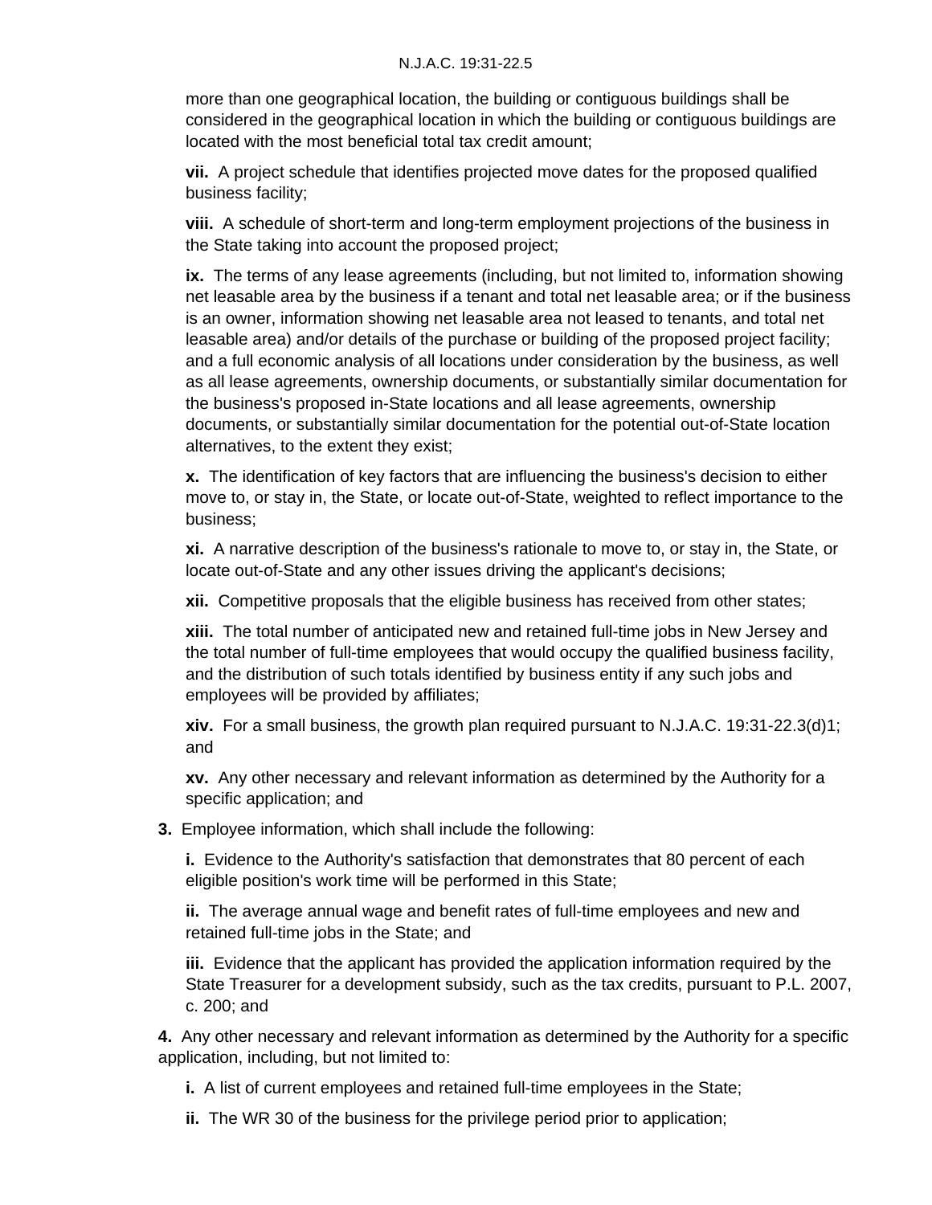more than one geographical location, the building or contiguous buildings shall be considered in the geographical location in which the building or contiguous buildings are located with the most beneficial total tax credit amount;

**vii.** A project schedule that identifies projected move dates for the proposed qualified business facility;

**viii.** A schedule of short-term and long-term employment projections of the business in the State taking into account the proposed project;

**ix.** The terms of any lease agreements (including, but not limited to, information showing net leasable area by the business if a tenant and total net leasable area; or if the business is an owner, information showing net leasable area not leased to tenants, and total net leasable area) and/or details of the purchase or building of the proposed project facility; and a full economic analysis of all locations under consideration by the business, as well as all lease agreements, ownership documents, or substantially similar documentation for the business's proposed in-State locations and all lease agreements, ownership documents, or substantially similar documentation for the potential out-of-State location alternatives, to the extent they exist;

**x.** The identification of key factors that are influencing the business's decision to either move to, or stay in, the State, or locate out-of-State, weighted to reflect importance to the business;

**xi.** A narrative description of the business's rationale to move to, or stay in, the State, or locate out-of-State and any other issues driving the applicant's decisions;

**xii.** Competitive proposals that the eligible business has received from other states;

**xiii.** The total number of anticipated new and retained full-time jobs in New Jersey and the total number of full-time employees that would occupy the qualified business facility, and the distribution of such totals identified by business entity if any such jobs and employees will be provided by affiliates;

**xiv.** For a small business, the growth plan required pursuant to N.J.A.C. 19:31-22.3(d)1; and

**xv.** Any other necessary and relevant information as determined by the Authority for a specific application; and

**3.** Employee information, which shall include the following:

**i.** Evidence to the Authority's satisfaction that demonstrates that 80 percent of each eligible position's work time will be performed in this State;

**ii.** The average annual wage and benefit rates of full-time employees and new and retained full-time jobs in the State; and

**iii.** Evidence that the applicant has provided the application information required by the State Treasurer for a development subsidy, such as the tax credits, pursuant to P.L. 2007, c. 200; and

**4.** Any other necessary and relevant information as determined by the Authority for a specific application, including, but not limited to:

**i.** A list of current employees and retained full-time employees in the State;

**ii.** The WR 30 of the business for the privilege period prior to application;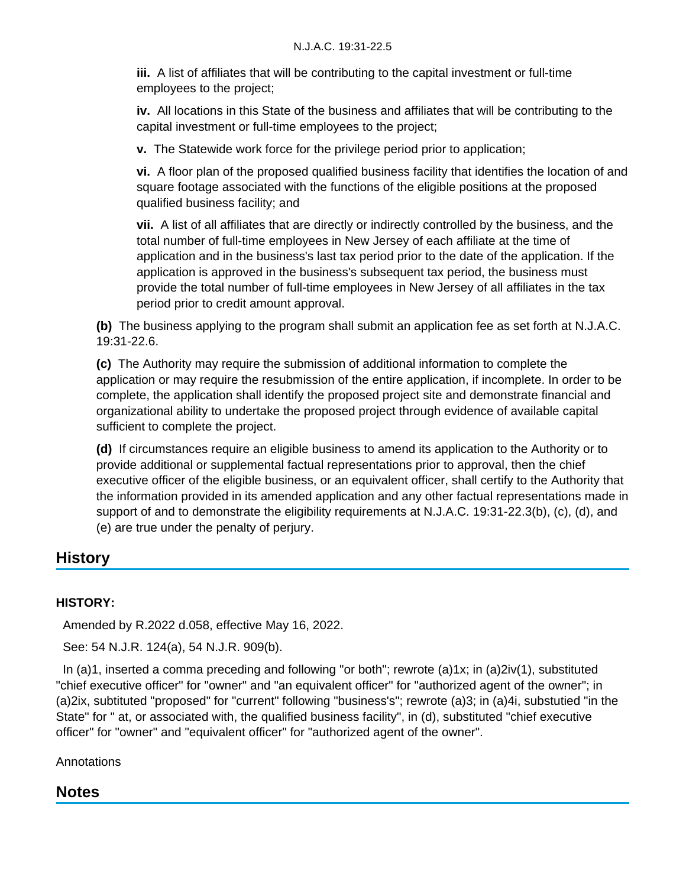**iii.** A list of affiliates that will be contributing to the capital investment or full-time employees to the project;

**iv.** All locations in this State of the business and affiliates that will be contributing to the capital investment or full-time employees to the project;

**v.** The Statewide work force for the privilege period prior to application;

**vi.** A floor plan of the proposed qualified business facility that identifies the location of and square footage associated with the functions of the eligible positions at the proposed qualified business facility; and

**vii.** A list of all affiliates that are directly or indirectly controlled by the business, and the total number of full-time employees in New Jersey of each affiliate at the time of application and in the business's last tax period prior to the date of the application. If the application is approved in the business's subsequent tax period, the business must provide the total number of full-time employees in New Jersey of all affiliates in the tax period prior to credit amount approval.

**(b)** The business applying to the program shall submit an application fee as set forth at N.J.A.C. 19:31-22.6.

**(c)** The Authority may require the submission of additional information to complete the application or may require the resubmission of the entire application, if incomplete. In order to be complete, the application shall identify the proposed project site and demonstrate financial and organizational ability to undertake the proposed project through evidence of available capital sufficient to complete the project.

**(d)** If circumstances require an eligible business to amend its application to the Authority or to provide additional or supplemental factual representations prior to approval, then the chief executive officer of the eligible business, or an equivalent officer, shall certify to the Authority that the information provided in its amended application and any other factual representations made in support of and to demonstrate the eligibility requirements at N.J.A.C. 19:31-22.3(b), (c), (d), and (e) are true under the penalty of perjury.

## History

**HISTORY:**

Amended by R.2022 d.058, effective May 16, 2022.

See: 54 N.J.R. 124(a), 54 N.J.R. 909(b).

In (a)1, inserted a comma preceding and following "or both"; rewrote (a)1x; in (a)2iv(1), substituted "chief executive officer" for "owner" and "an equivalent officer" for "authorized agent of the owner"; in (a)2ix, subtituted "proposed" for "current" following "business's"; rewrote (a)3; in (a)4i, substutied "in the State" for " at, or associated with, the qualified business facility", in (d), substituted "chief executive officer" for "owner" and "equivalent officer" for "authorized agent of the owner".

Annotations

## Notes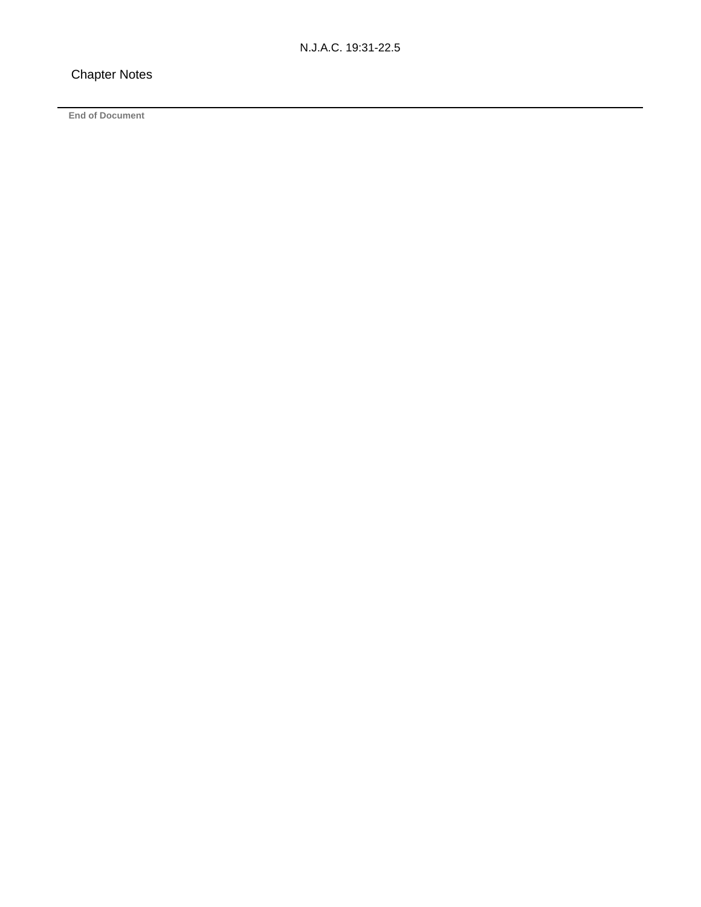N.J.A.C. 19:31-22.5

Chapter Notes

---

**End of Document**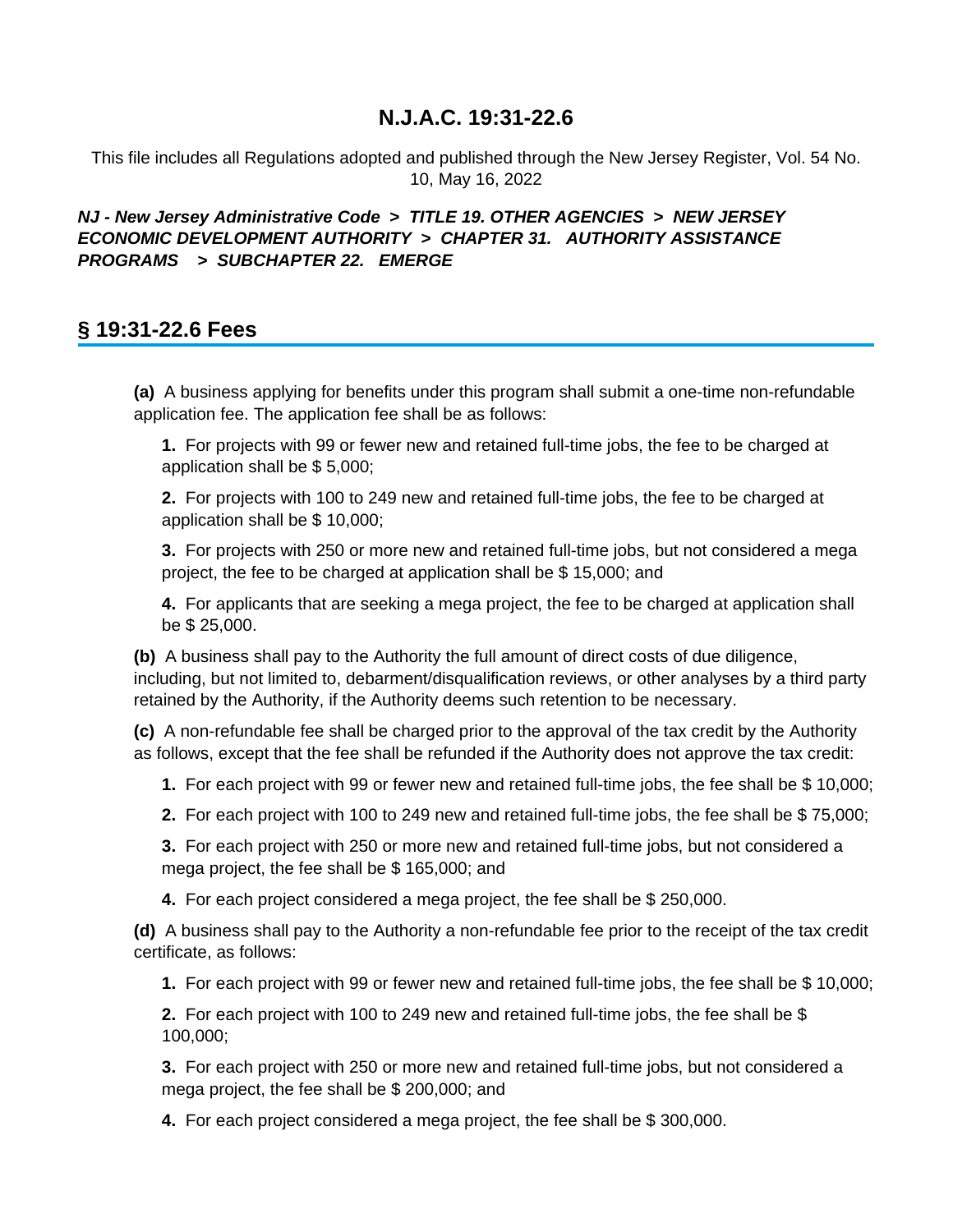# N.J.A.C. 19:31-22.6

This file includes all Regulations adopted and published through the New Jersey Register, Vol. 54 No. 10, May 16, 2022

***NJ - New Jersey Administrative Code > TITLE 19. OTHER AGENCIES > NEW JERSEY ECONOMIC DEVELOPMENT AUTHORITY > CHAPTER 31. AUTHORITY ASSISTANCE PROGRAMS > SUBCHAPTER 22. EMERGE***

## § 19:31-22.6 Fees

**(a)** A business applying for benefits under this program shall submit a one-time non-refundable application fee. The application fee shall be as follows:

**1.** For projects with 99 or fewer new and retained full-time jobs, the fee to be charged at application shall be $ 5,000;

**2.** For projects with 100 to 249 new and retained full-time jobs, the fee to be charged at application shall be $ 10,000;

**3.** For projects with 250 or more new and retained full-time jobs, but not considered a mega project, the fee to be charged at application shall be $ 15,000; and

**4.** For applicants that are seeking a mega project, the fee to be charged at application shall be $ 25,000.

**(b)** A business shall pay to the Authority the full amount of direct costs of due diligence, including, but not limited to, debarment/disqualification reviews, or other analyses by a third party retained by the Authority, if the Authority deems such retention to be necessary.

**(c)** A non-refundable fee shall be charged prior to the approval of the tax credit by the Authority as follows, except that the fee shall be refunded if the Authority does not approve the tax credit:

**1.** For each project with 99 or fewer new and retained full-time jobs, the fee shall be $ 10,000;

**2.** For each project with 100 to 249 new and retained full-time jobs, the fee shall be $ 75,000;

**3.** For each project with 250 or more new and retained full-time jobs, but not considered a mega project, the fee shall be $ 165,000; and

**4.** For each project considered a mega project, the fee shall be $ 250,000.

**(d)** A business shall pay to the Authority a non-refundable fee prior to the receipt of the tax credit certificate, as follows:

**1.** For each project with 99 or fewer new and retained full-time jobs, the fee shall be $ 10,000;

**2.** For each project with 100 to 249 new and retained full-time jobs, the fee shall be $ 100,000;

**3.** For each project with 250 or more new and retained full-time jobs, but not considered a mega project, the fee shall be $ 200,000; and

**4.** For each project considered a mega project, the fee shall be $ 300,000.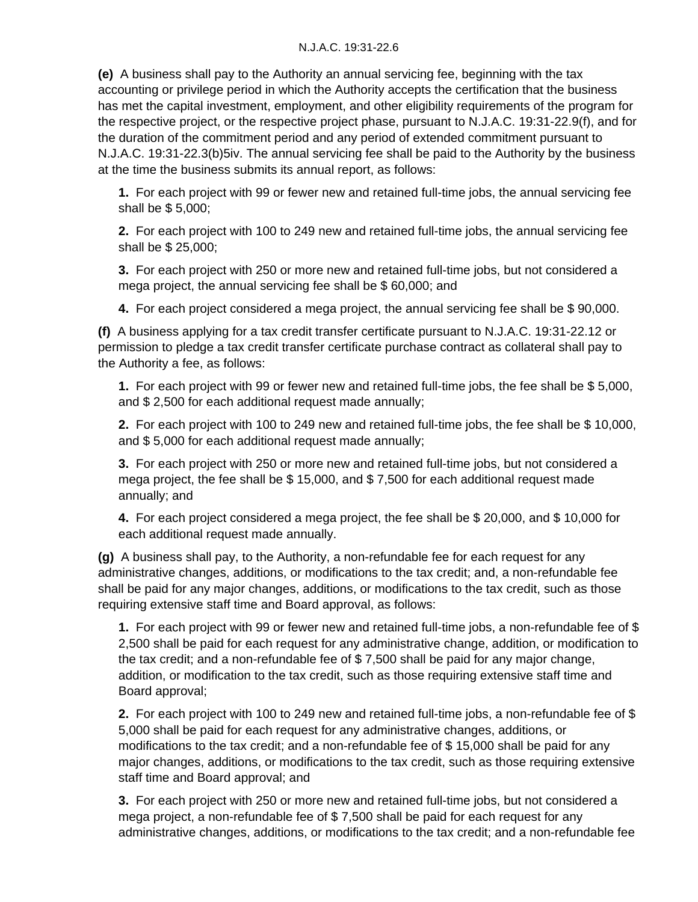**(e)** A business shall pay to the Authority an annual servicing fee, beginning with the tax accounting or privilege period in which the Authority accepts the certification that the business has met the capital investment, employment, and other eligibility requirements of the program for the respective project, or the respective project phase, pursuant to N.J.A.C. 19:31-22.9(f), and for the duration of the commitment period and any period of extended commitment pursuant to N.J.A.C. 19:31-22.3(b)5iv. The annual servicing fee shall be paid to the Authority by the business at the time the business submits its annual report, as follows:

**1.** For each project with 99 or fewer new and retained full-time jobs, the annual servicing fee shall be $ 5,000;

**2.** For each project with 100 to 249 new and retained full-time jobs, the annual servicing fee shall be $ 25,000;

**3.** For each project with 250 or more new and retained full-time jobs, but not considered a mega project, the annual servicing fee shall be $ 60,000; and

**4.** For each project considered a mega project, the annual servicing fee shall be $ 90,000.

**(f)** A business applying for a tax credit transfer certificate pursuant to N.J.A.C. 19:31-22.12 or permission to pledge a tax credit transfer certificate purchase contract as collateral shall pay to the Authority a fee, as follows:

**1.** For each project with 99 or fewer new and retained full-time jobs, the fee shall be $ 5,000, and $ 2,500 for each additional request made annually;

**2.** For each project with 100 to 249 new and retained full-time jobs, the fee shall be $ 10,000, and $ 5,000 for each additional request made annually;

**3.** For each project with 250 or more new and retained full-time jobs, but not considered a mega project, the fee shall be $ 15,000, and $ 7,500 for each additional request made annually; and

**4.** For each project considered a mega project, the fee shall be $ 20,000, and $ 10,000 for each additional request made annually.

**(g)** A business shall pay, to the Authority, a non-refundable fee for each request for any administrative changes, additions, or modifications to the tax credit; and, a non-refundable fee shall be paid for any major changes, additions, or modifications to the tax credit, such as those requiring extensive staff time and Board approval, as follows:

**1.** For each project with 99 or fewer new and retained full-time jobs, a non-refundable fee of $ 2,500 shall be paid for each request for any administrative change, addition, or modification to the tax credit; and a non-refundable fee of $ 7,500 shall be paid for any major change, addition, or modification to the tax credit, such as those requiring extensive staff time and Board approval;

**2.** For each project with 100 to 249 new and retained full-time jobs, a non-refundable fee of $ 5,000 shall be paid for each request for any administrative changes, additions, or modifications to the tax credit; and a non-refundable fee of $ 15,000 shall be paid for any major changes, additions, or modifications to the tax credit, such as those requiring extensive staff time and Board approval; and

**3.** For each project with 250 or more new and retained full-time jobs, but not considered a mega project, a non-refundable fee of $ 7,500 shall be paid for each request for any administrative changes, additions, or modifications to the tax credit; and a non-refundable fee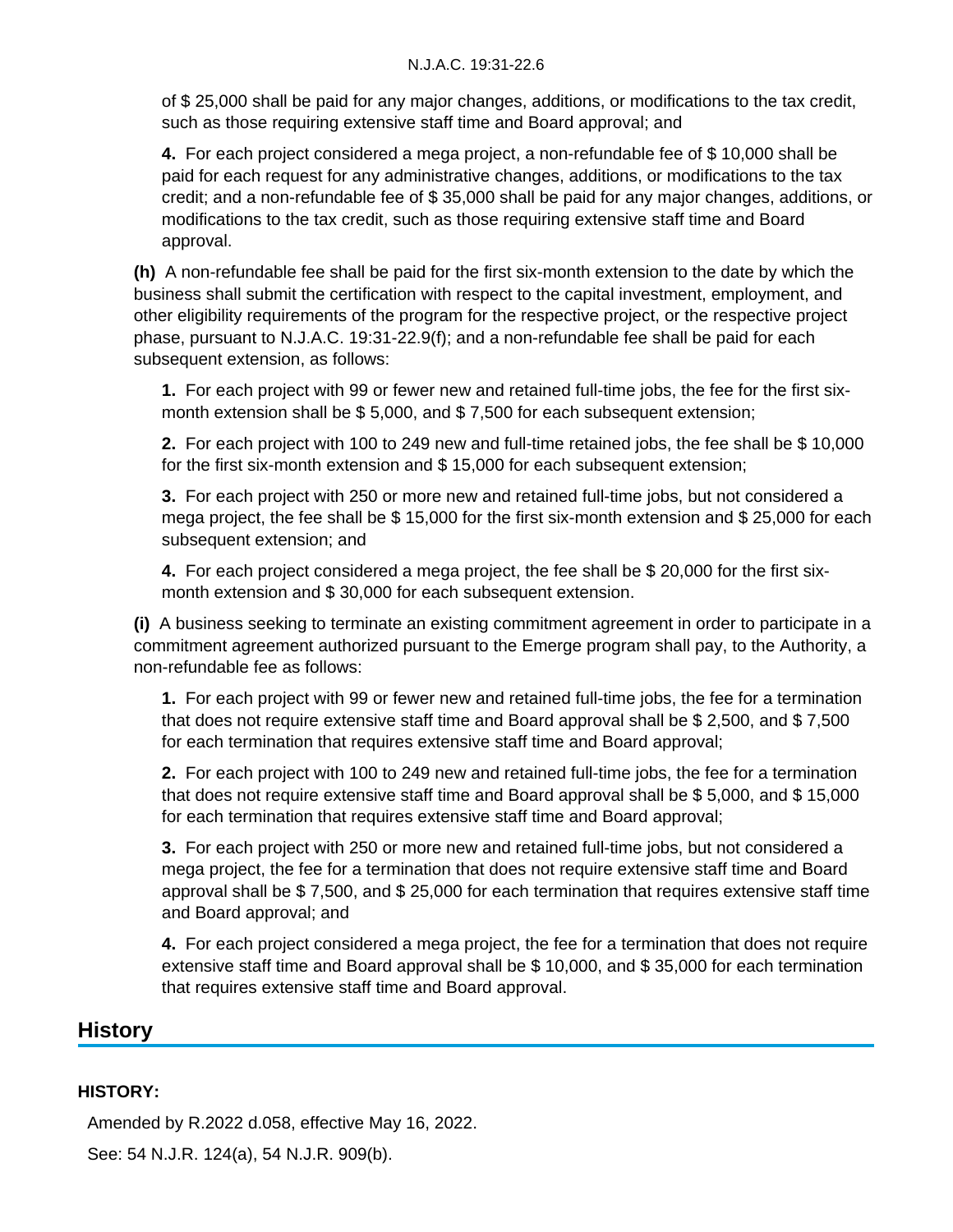of $ 25,000 shall be paid for any major changes, additions, or modifications to the tax credit, such as those requiring extensive staff time and Board approval; and

**4.** For each project considered a mega project, a non-refundable fee of $ 10,000 shall be paid for each request for any administrative changes, additions, or modifications to the tax credit; and a non-refundable fee of $ 35,000 shall be paid for any major changes, additions, or modifications to the tax credit, such as those requiring extensive staff time and Board approval.

**(h)** A non-refundable fee shall be paid for the first six-month extension to the date by which the business shall submit the certification with respect to the capital investment, employment, and other eligibility requirements of the program for the respective project, or the respective project phase, pursuant to N.J.A.C. 19:31-22.9(f); and a non-refundable fee shall be paid for each subsequent extension, as follows:

**1.** For each project with 99 or fewer new and retained full-time jobs, the fee for the first six-month extension shall be $ 5,000, and $ 7,500 for each subsequent extension;

**2.** For each project with 100 to 249 new and full-time retained jobs, the fee shall be $ 10,000 for the first six-month extension and $ 15,000 for each subsequent extension;

**3.** For each project with 250 or more new and retained full-time jobs, but not considered a mega project, the fee shall be $ 15,000 for the first six-month extension and $ 25,000 for each subsequent extension; and

**4.** For each project considered a mega project, the fee shall be $ 20,000 for the first six-month extension and $ 30,000 for each subsequent extension.

**(i)** A business seeking to terminate an existing commitment agreement in order to participate in a commitment agreement authorized pursuant to the Emerge program shall pay, to the Authority, a non-refundable fee as follows:

**1.** For each project with 99 or fewer new and retained full-time jobs, the fee for a termination that does not require extensive staff time and Board approval shall be $ 2,500, and $ 7,500 for each termination that requires extensive staff time and Board approval;

**2.** For each project with 100 to 249 new and retained full-time jobs, the fee for a termination that does not require extensive staff time and Board approval shall be $ 5,000, and $ 15,000 for each termination that requires extensive staff time and Board approval;

**3.** For each project with 250 or more new and retained full-time jobs, but not considered a mega project, the fee for a termination that does not require extensive staff time and Board approval shall be $ 7,500, and $ 25,000 for each termination that requires extensive staff time and Board approval; and

**4.** For each project considered a mega project, the fee for a termination that does not require extensive staff time and Board approval shall be $ 10,000, and $ 35,000 for each termination that requires extensive staff time and Board approval.

## History

**HISTORY:**

Amended by R.2022 d.058, effective May 16, 2022.

See: 54 N.J.R. 124(a), 54 N.J.R. 909(b).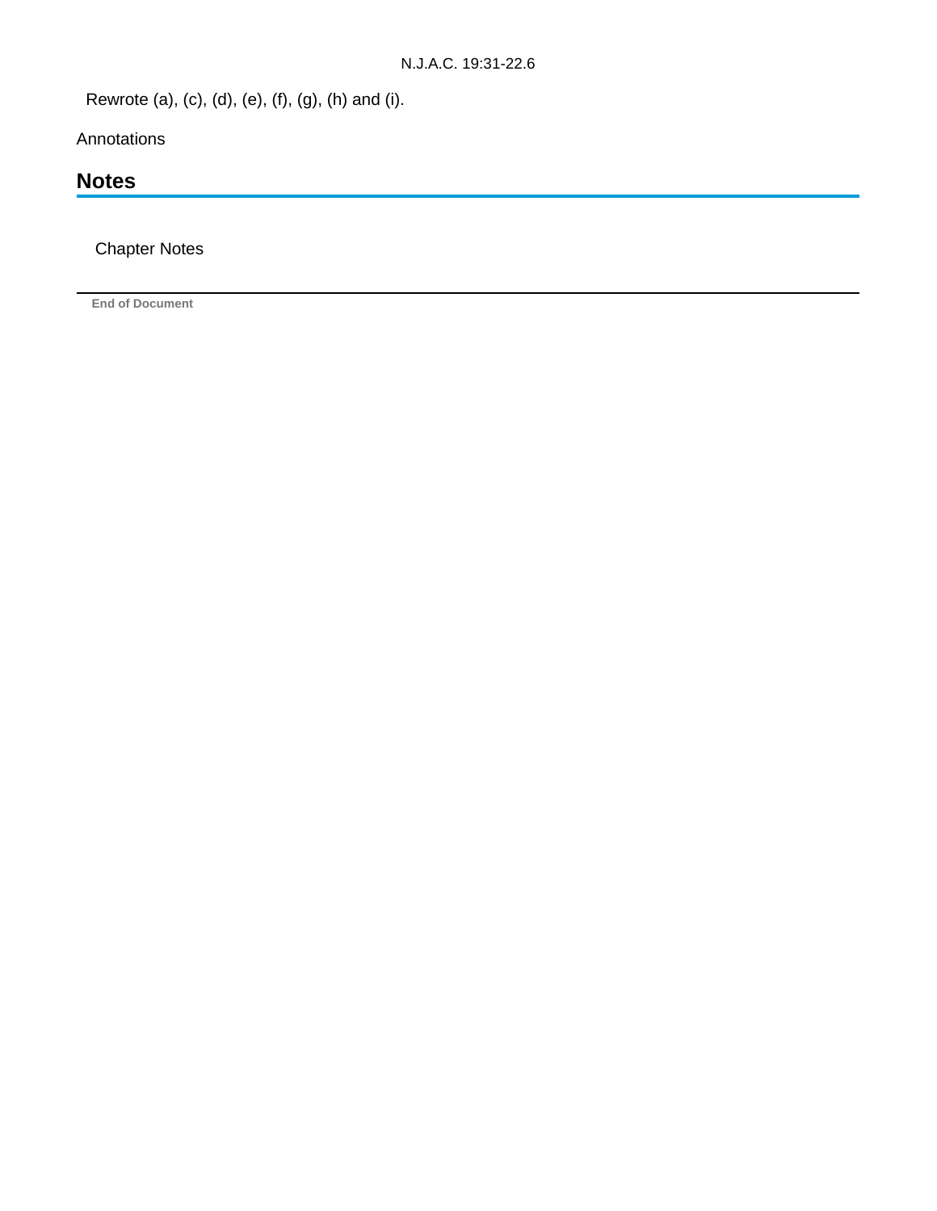Rewrote (a), (c), (d), (e), (f), (g), (h) and (i).

Annotations

## Notes

Chapter Notes

End of Document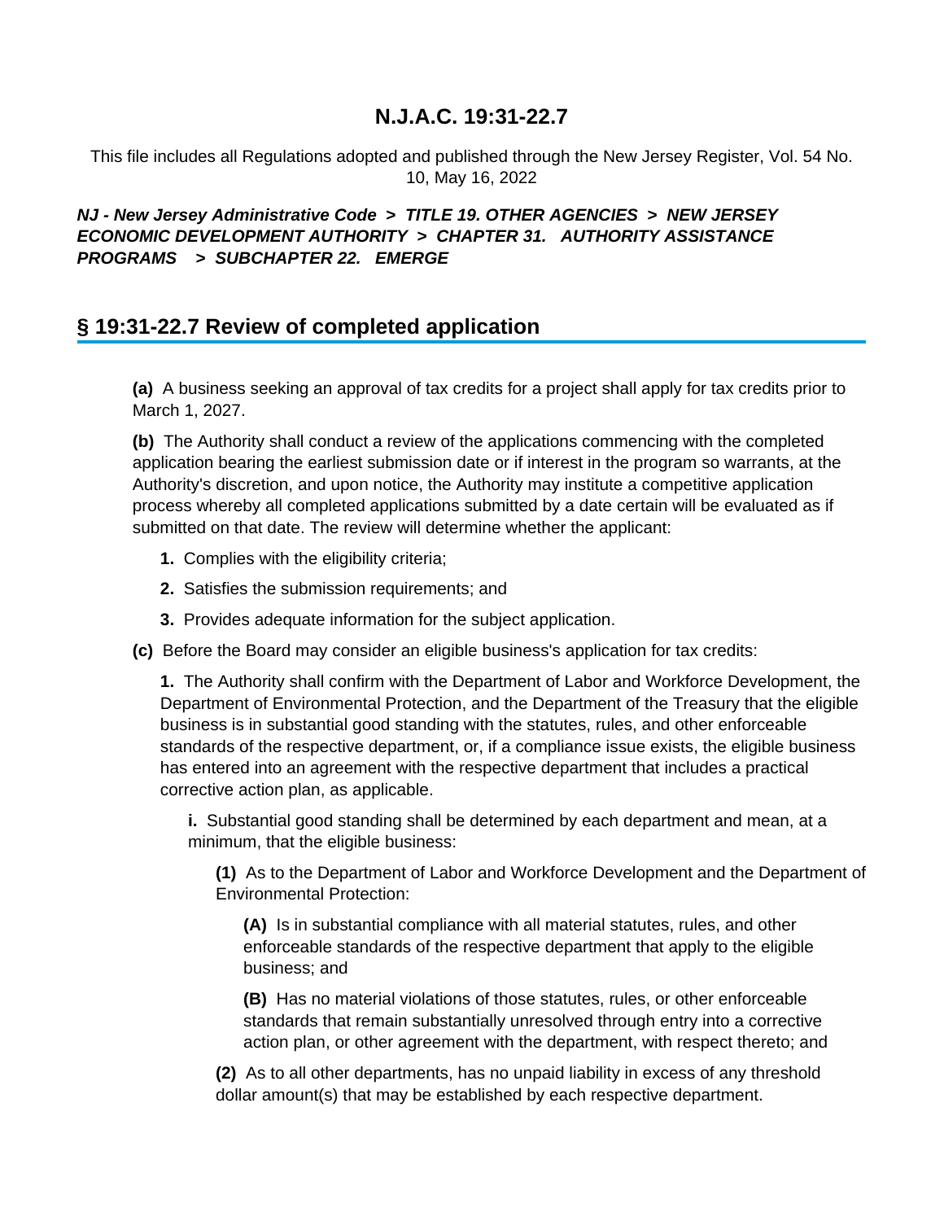# N.J.A.C. 19:31-22.7

This file includes all Regulations adopted and published through the New Jersey Register, Vol. 54 No. 10, May 16, 2022

***NJ - New Jersey Administrative Code > TITLE 19. OTHER AGENCIES > NEW JERSEY ECONOMIC DEVELOPMENT AUTHORITY > CHAPTER 31. AUTHORITY ASSISTANCE PROGRAMS > SUBCHAPTER 22. EMERGE***

## § 19:31-22.7 Review of completed application

**(a)** A business seeking an approval of tax credits for a project shall apply for tax credits prior to March 1, 2027.

**(b)** The Authority shall conduct a review of the applications commencing with the completed application bearing the earliest submission date or if interest in the program so warrants, at the Authority's discretion, and upon notice, the Authority may institute a competitive application process whereby all completed applications submitted by a date certain will be evaluated as if submitted on that date. The review will determine whether the applicant:

**1.** Complies with the eligibility criteria;

**2.** Satisfies the submission requirements; and

**3.** Provides adequate information for the subject application.

**(c)** Before the Board may consider an eligible business's application for tax credits:

**1.** The Authority shall confirm with the Department of Labor and Workforce Development, the Department of Environmental Protection, and the Department of the Treasury that the eligible business is in substantial good standing with the statutes, rules, and other enforceable standards of the respective department, or, if a compliance issue exists, the eligible business has entered into an agreement with the respective department that includes a practical corrective action plan, as applicable.

**i.** Substantial good standing shall be determined by each department and mean, at a minimum, that the eligible business:

**(1)** As to the Department of Labor and Workforce Development and the Department of Environmental Protection:

**(A)** Is in substantial compliance with all material statutes, rules, and other enforceable standards of the respective department that apply to the eligible business; and

**(B)** Has no material violations of those statutes, rules, or other enforceable standards that remain substantially unresolved through entry into a corrective action plan, or other agreement with the department, with respect thereto; and

**(2)** As to all other departments, has no unpaid liability in excess of any threshold dollar amount(s) that may be established by each respective department.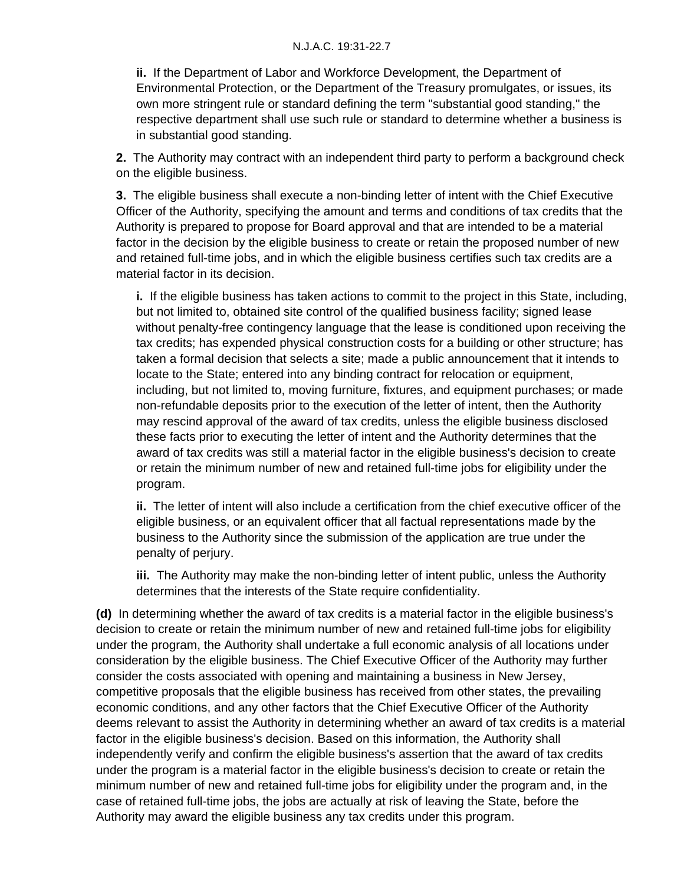**ii.** If the Department of Labor and Workforce Development, the Department of Environmental Protection, or the Department of the Treasury promulgates, or issues, its own more stringent rule or standard defining the term "substantial good standing," the respective department shall use such rule or standard to determine whether a business is in substantial good standing.

**2.** The Authority may contract with an independent third party to perform a background check on the eligible business.

**3.** The eligible business shall execute a non-binding letter of intent with the Chief Executive Officer of the Authority, specifying the amount and terms and conditions of tax credits that the Authority is prepared to propose for Board approval and that are intended to be a material factor in the decision by the eligible business to create or retain the proposed number of new and retained full-time jobs, and in which the eligible business certifies such tax credits are a material factor in its decision.

**i.** If the eligible business has taken actions to commit to the project in this State, including, but not limited to, obtained site control of the qualified business facility; signed lease without penalty-free contingency language that the lease is conditioned upon receiving the tax credits; has expended physical construction costs for a building or other structure; has taken a formal decision that selects a site; made a public announcement that it intends to locate to the State; entered into any binding contract for relocation or equipment, including, but not limited to, moving furniture, fixtures, and equipment purchases; or made non-refundable deposits prior to the execution of the letter of intent, then the Authority may rescind approval of the award of tax credits, unless the eligible business disclosed these facts prior to executing the letter of intent and the Authority determines that the award of tax credits was still a material factor in the eligible business's decision to create or retain the minimum number of new and retained full-time jobs for eligibility under the program.

**ii.** The letter of intent will also include a certification from the chief executive officer of the eligible business, or an equivalent officer that all factual representations made by the business to the Authority since the submission of the application are true under the penalty of perjury.

**iii.** The Authority may make the non-binding letter of intent public, unless the Authority determines that the interests of the State require confidentiality.

**(d)** In determining whether the award of tax credits is a material factor in the eligible business's decision to create or retain the minimum number of new and retained full-time jobs for eligibility under the program, the Authority shall undertake a full economic analysis of all locations under consideration by the eligible business. The Chief Executive Officer of the Authority may further consider the costs associated with opening and maintaining a business in New Jersey, competitive proposals that the eligible business has received from other states, the prevailing economic conditions, and any other factors that the Chief Executive Officer of the Authority deems relevant to assist the Authority in determining whether an award of tax credits is a material factor in the eligible business's decision. Based on this information, the Authority shall independently verify and confirm the eligible business's assertion that the award of tax credits under the program is a material factor in the eligible business's decision to create or retain the minimum number of new and retained full-time jobs for eligibility under the program and, in the case of retained full-time jobs, the jobs are actually at risk of leaving the State, before the Authority may award the eligible business any tax credits under this program.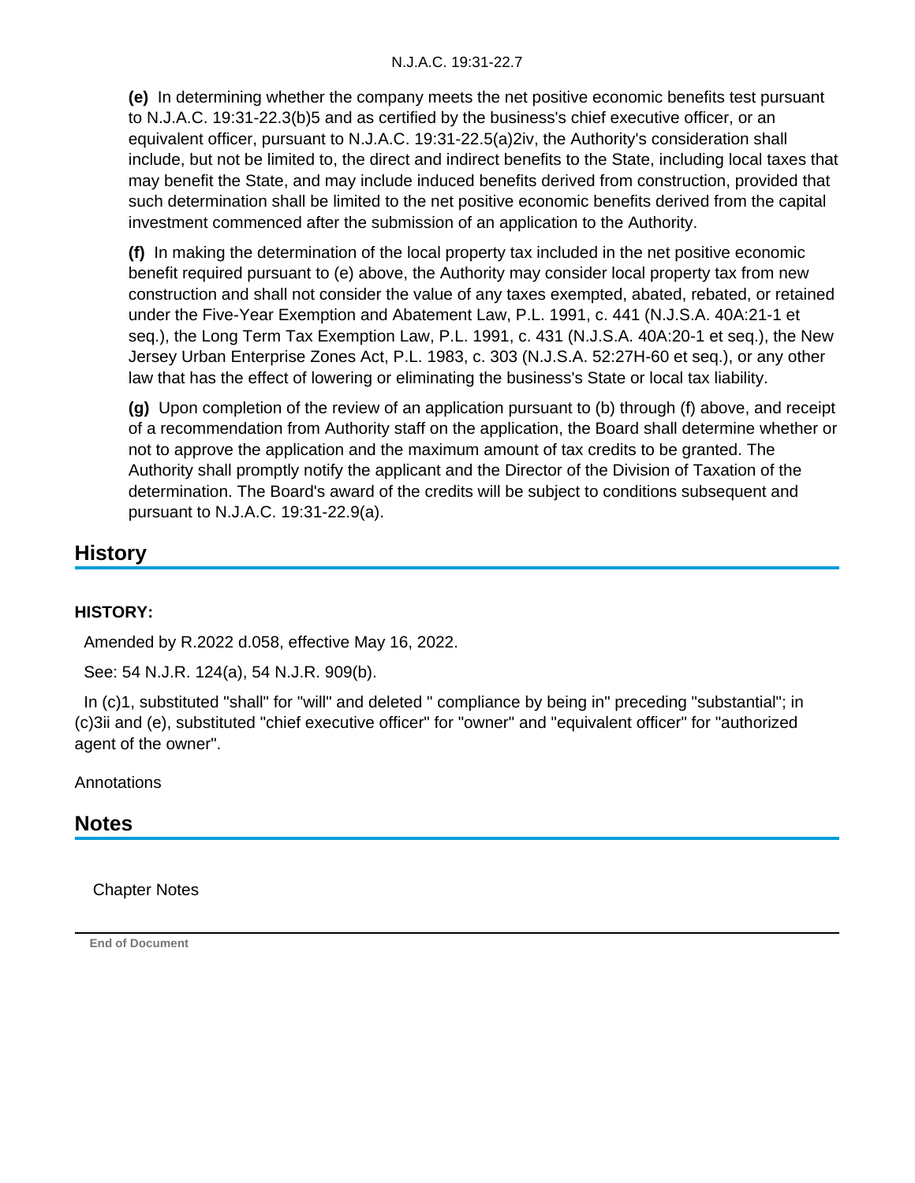**(e)** In determining whether the company meets the net positive economic benefits test pursuant to N.J.A.C. 19:31-22.3(b)5 and as certified by the business's chief executive officer, or an equivalent officer, pursuant to N.J.A.C. 19:31-22.5(a)2iv, the Authority's consideration shall include, but not be limited to, the direct and indirect benefits to the State, including local taxes that may benefit the State, and may include induced benefits derived from construction, provided that such determination shall be limited to the net positive economic benefits derived from the capital investment commenced after the submission of an application to the Authority.

**(f)** In making the determination of the local property tax included in the net positive economic benefit required pursuant to (e) above, the Authority may consider local property tax from new construction and shall not consider the value of any taxes exempted, abated, rebated, or retained under the Five-Year Exemption and Abatement Law, P.L. 1991, c. 441 (N.J.S.A. 40A:21-1 et seq.), the Long Term Tax Exemption Law, P.L. 1991, c. 431 (N.J.S.A. 40A:20-1 et seq.), the New Jersey Urban Enterprise Zones Act, P.L. 1983, c. 303 (N.J.S.A. 52:27H-60 et seq.), or any other law that has the effect of lowering or eliminating the business's State or local tax liability.

**(g)** Upon completion of the review of an application pursuant to (b) through (f) above, and receipt of a recommendation from Authority staff on the application, the Board shall determine whether or not to approve the application and the maximum amount of tax credits to be granted. The Authority shall promptly notify the applicant and the Director of the Division of Taxation of the determination. The Board's award of the credits will be subject to conditions subsequent and pursuant to N.J.A.C. 19:31-22.9(a).

## History

**HISTORY:**

Amended by R.2022 d.058, effective May 16, 2022.

See: 54 N.J.R. 124(a), 54 N.J.R. 909(b).

In (c)1, substituted "shall" for "will" and deleted " compliance by being in" preceding "substantial"; in (c)3ii and (e), substituted "chief executive officer" for "owner" and "equivalent officer" for "authorized agent of the owner".

Annotations

## Notes

Chapter Notes

End of Document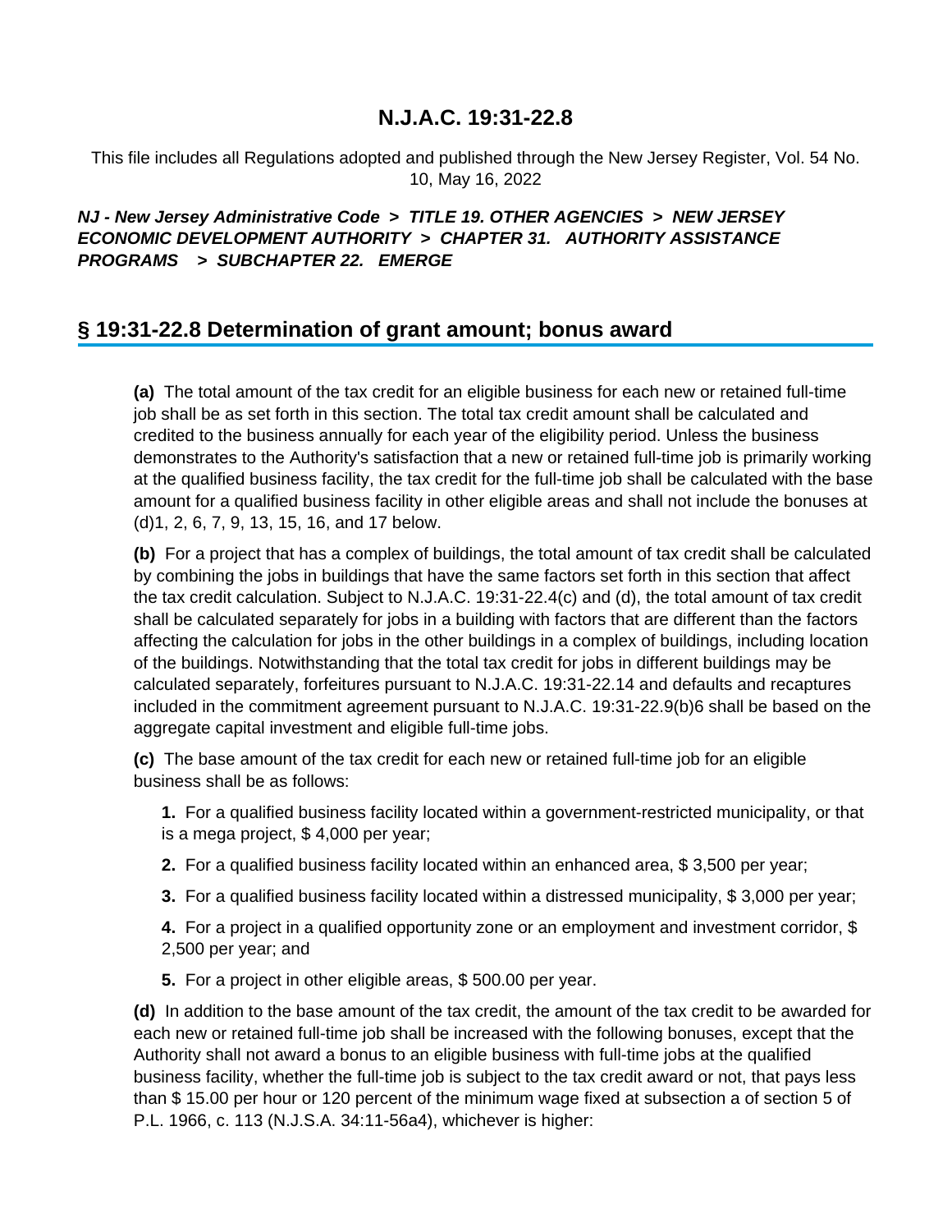# N.J.A.C. 19:31-22.8

This file includes all Regulations adopted and published through the New Jersey Register, Vol. 54 No. 10, May 16, 2022

***NJ - New Jersey Administrative Code > TITLE 19. OTHER AGENCIES > NEW JERSEY ECONOMIC DEVELOPMENT AUTHORITY > CHAPTER 31. AUTHORITY ASSISTANCE PROGRAMS > SUBCHAPTER 22. EMERGE***

## § 19:31-22.8 Determination of grant amount; bonus award

**(a)** The total amount of the tax credit for an eligible business for each new or retained full-time job shall be as set forth in this section. The total tax credit amount shall be calculated and credited to the business annually for each year of the eligibility period. Unless the business demonstrates to the Authority's satisfaction that a new or retained full-time job is primarily working at the qualified business facility, the tax credit for the full-time job shall be calculated with the base amount for a qualified business facility in other eligible areas and shall not include the bonuses at (d)1, 2, 6, 7, 9, 13, 15, 16, and 17 below.

**(b)** For a project that has a complex of buildings, the total amount of tax credit shall be calculated by combining the jobs in buildings that have the same factors set forth in this section that affect the tax credit calculation. Subject to N.J.A.C. 19:31-22.4(c) and (d), the total amount of tax credit shall be calculated separately for jobs in a building with factors that are different than the factors affecting the calculation for jobs in the other buildings in a complex of buildings, including location of the buildings. Notwithstanding that the total tax credit for jobs in different buildings may be calculated separately, forfeitures pursuant to N.J.A.C. 19:31-22.14 and defaults and recaptures included in the commitment agreement pursuant to N.J.A.C. 19:31-22.9(b)6 shall be based on the aggregate capital investment and eligible full-time jobs.

**(c)** The base amount of the tax credit for each new or retained full-time job for an eligible business shall be as follows:

**1.** For a qualified business facility located within a government-restricted municipality, or that is a mega project, $ 4,000 per year;

**2.** For a qualified business facility located within an enhanced area, $ 3,500 per year;

**3.** For a qualified business facility located within a distressed municipality, $ 3,000 per year;

**4.** For a project in a qualified opportunity zone or an employment and investment corridor, $ 2,500 per year; and

**5.** For a project in other eligible areas, $ 500.00 per year.

**(d)** In addition to the base amount of the tax credit, the amount of the tax credit to be awarded for each new or retained full-time job shall be increased with the following bonuses, except that the Authority shall not award a bonus to an eligible business with full-time jobs at the qualified business facility, whether the full-time job is subject to the tax credit award or not, that pays less than $ 15.00 per hour or 120 percent of the minimum wage fixed at subsection a of section 5 of P.L. 1966, c. 113 (N.J.S.A. 34:11-56a4), whichever is higher: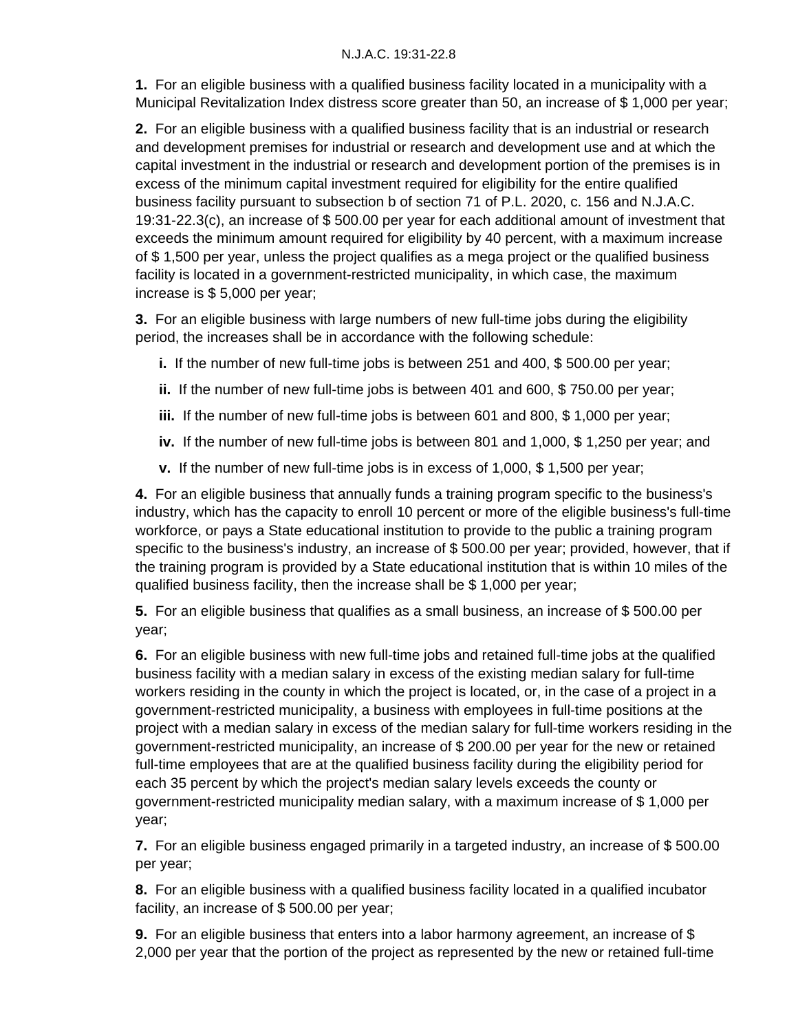**1.** For an eligible business with a qualified business facility located in a municipality with a Municipal Revitalization Index distress score greater than 50, an increase of $ 1,000 per year;

**2.** For an eligible business with a qualified business facility that is an industrial or research and development premises for industrial or research and development use and at which the capital investment in the industrial or research and development portion of the premises is in excess of the minimum capital investment required for eligibility for the entire qualified business facility pursuant to subsection b of section 71 of P.L. 2020, c. 156 and N.J.A.C. 19:31-22.3(c), an increase of $ 500.00 per year for each additional amount of investment that exceeds the minimum amount required for eligibility by 40 percent, with a maximum increase of $ 1,500 per year, unless the project qualifies as a mega project or the qualified business facility is located in a government-restricted municipality, in which case, the maximum increase is $ 5,000 per year;

**3.** For an eligible business with large numbers of new full-time jobs during the eligibility period, the increases shall be in accordance with the following schedule:

- **i.** If the number of new full-time jobs is between 251 and 400, $ 500.00 per year;
- **ii.** If the number of new full-time jobs is between 401 and 600, $ 750.00 per year;
- **iii.** If the number of new full-time jobs is between 601 and 800, $ 1,000 per year;
- **iv.** If the number of new full-time jobs is between 801 and 1,000, $ 1,250 per year; and
- **v.** If the number of new full-time jobs is in excess of 1,000, $ 1,500 per year;

**4.** For an eligible business that annually funds a training program specific to the business's industry, which has the capacity to enroll 10 percent or more of the eligible business's full-time workforce, or pays a State educational institution to provide to the public a training program specific to the business's industry, an increase of $ 500.00 per year; provided, however, that if the training program is provided by a State educational institution that is within 10 miles of the qualified business facility, then the increase shall be $ 1,000 per year;

**5.** For an eligible business that qualifies as a small business, an increase of $ 500.00 per year;

**6.** For an eligible business with new full-time jobs and retained full-time jobs at the qualified business facility with a median salary in excess of the existing median salary for full-time workers residing in the county in which the project is located, or, in the case of a project in a government-restricted municipality, a business with employees in full-time positions at the project with a median salary in excess of the median salary for full-time workers residing in the government-restricted municipality, an increase of $ 200.00 per year for the new or retained full-time employees that are at the qualified business facility during the eligibility period for each 35 percent by which the project's median salary levels exceeds the county or government-restricted municipality median salary, with a maximum increase of $ 1,000 per year;

**7.** For an eligible business engaged primarily in a targeted industry, an increase of $ 500.00 per year;

**8.** For an eligible business with a qualified business facility located in a qualified incubator facility, an increase of $ 500.00 per year;

**9.** For an eligible business that enters into a labor harmony agreement, an increase of $ 2,000 per year that the portion of the project as represented by the new or retained full-time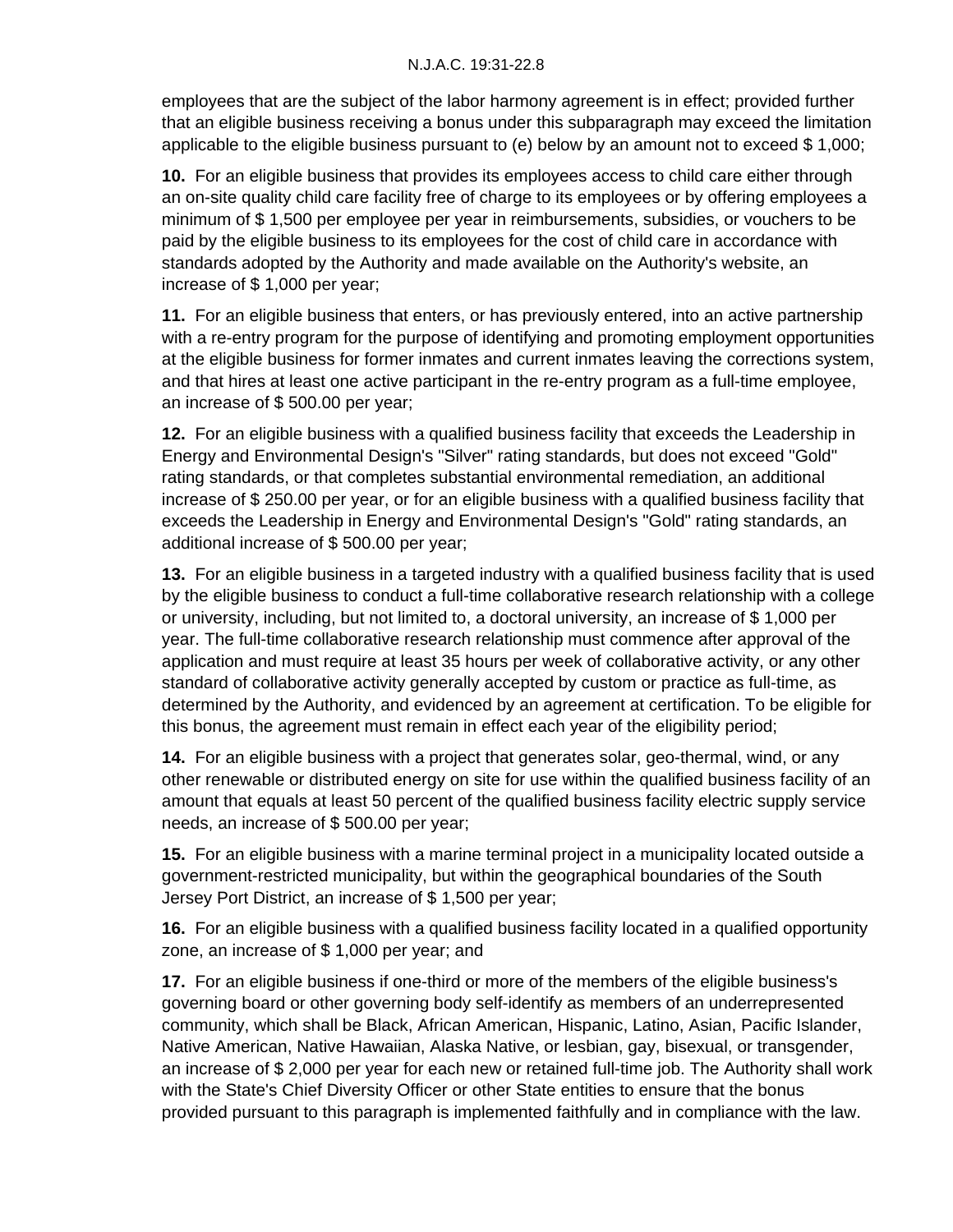employees that are the subject of the labor harmony agreement is in effect; provided further that an eligible business receiving a bonus under this subparagraph may exceed the limitation applicable to the eligible business pursuant to (e) below by an amount not to exceed $ 1,000;

**10.** For an eligible business that provides its employees access to child care either through an on-site quality child care facility free of charge to its employees or by offering employees a minimum of $ 1,500 per employee per year in reimbursements, subsidies, or vouchers to be paid by the eligible business to its employees for the cost of child care in accordance with standards adopted by the Authority and made available on the Authority's website, an increase of $ 1,000 per year;

**11.** For an eligible business that enters, or has previously entered, into an active partnership with a re-entry program for the purpose of identifying and promoting employment opportunities at the eligible business for former inmates and current inmates leaving the corrections system, and that hires at least one active participant in the re-entry program as a full-time employee, an increase of $ 500.00 per year;

**12.** For an eligible business with a qualified business facility that exceeds the Leadership in Energy and Environmental Design's "Silver" rating standards, but does not exceed "Gold" rating standards, or that completes substantial environmental remediation, an additional increase of $ 250.00 per year, or for an eligible business with a qualified business facility that exceeds the Leadership in Energy and Environmental Design's "Gold" rating standards, an additional increase of $ 500.00 per year;

**13.** For an eligible business in a targeted industry with a qualified business facility that is used by the eligible business to conduct a full-time collaborative research relationship with a college or university, including, but not limited to, a doctoral university, an increase of $ 1,000 per year. The full-time collaborative research relationship must commence after approval of the application and must require at least 35 hours per week of collaborative activity, or any other standard of collaborative activity generally accepted by custom or practice as full-time, as determined by the Authority, and evidenced by an agreement at certification. To be eligible for this bonus, the agreement must remain in effect each year of the eligibility period;

**14.** For an eligible business with a project that generates solar, geo-thermal, wind, or any other renewable or distributed energy on site for use within the qualified business facility of an amount that equals at least 50 percent of the qualified business facility electric supply service needs, an increase of $ 500.00 per year;

**15.** For an eligible business with a marine terminal project in a municipality located outside a government-restricted municipality, but within the geographical boundaries of the South Jersey Port District, an increase of $ 1,500 per year;

**16.** For an eligible business with a qualified business facility located in a qualified opportunity zone, an increase of $ 1,000 per year; and

**17.** For an eligible business if one-third or more of the members of the eligible business's governing board or other governing body self-identify as members of an underrepresented community, which shall be Black, African American, Hispanic, Latino, Asian, Pacific Islander, Native American, Native Hawaiian, Alaska Native, or lesbian, gay, bisexual, or transgender, an increase of $ 2,000 per year for each new or retained full-time job. The Authority shall work with the State's Chief Diversity Officer or other State entities to ensure that the bonus provided pursuant to this paragraph is implemented faithfully and in compliance with the law.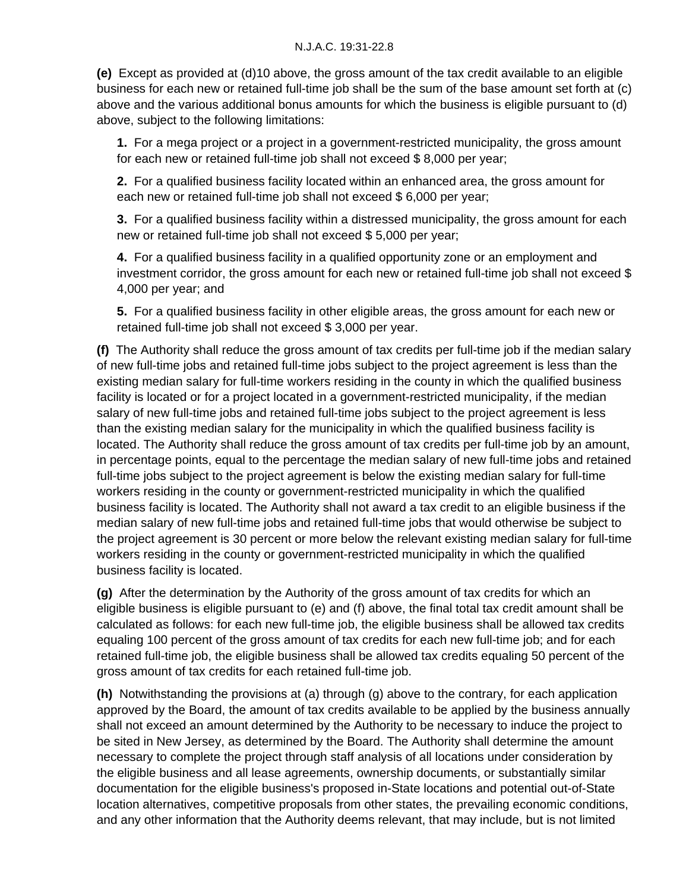**(e)** Except as provided at (d)10 above, the gross amount of the tax credit available to an eligible business for each new or retained full-time job shall be the sum of the base amount set forth at (c) above and the various additional bonus amounts for which the business is eligible pursuant to (d) above, subject to the following limitations:

**1.** For a mega project or a project in a government-restricted municipality, the gross amount for each new or retained full-time job shall not exceed $ 8,000 per year;

**2.** For a qualified business facility located within an enhanced area, the gross amount for each new or retained full-time job shall not exceed $ 6,000 per year;

**3.** For a qualified business facility within a distressed municipality, the gross amount for each new or retained full-time job shall not exceed $ 5,000 per year;

**4.** For a qualified business facility in a qualified opportunity zone or an employment and investment corridor, the gross amount for each new or retained full-time job shall not exceed $ 4,000 per year; and

**5.** For a qualified business facility in other eligible areas, the gross amount for each new or retained full-time job shall not exceed $ 3,000 per year.

**(f)** The Authority shall reduce the gross amount of tax credits per full-time job if the median salary of new full-time jobs and retained full-time jobs subject to the project agreement is less than the existing median salary for full-time workers residing in the county in which the qualified business facility is located or for a project located in a government-restricted municipality, if the median salary of new full-time jobs and retained full-time jobs subject to the project agreement is less than the existing median salary for the municipality in which the qualified business facility is located. The Authority shall reduce the gross amount of tax credits per full-time job by an amount, in percentage points, equal to the percentage the median salary of new full-time jobs and retained full-time jobs subject to the project agreement is below the existing median salary for full-time workers residing in the county or government-restricted municipality in which the qualified business facility is located. The Authority shall not award a tax credit to an eligible business if the median salary of new full-time jobs and retained full-time jobs that would otherwise be subject to the project agreement is 30 percent or more below the relevant existing median salary for full-time workers residing in the county or government-restricted municipality in which the qualified business facility is located.

**(g)** After the determination by the Authority of the gross amount of tax credits for which an eligible business is eligible pursuant to (e) and (f) above, the final total tax credit amount shall be calculated as follows: for each new full-time job, the eligible business shall be allowed tax credits equaling 100 percent of the gross amount of tax credits for each new full-time job; and for each retained full-time job, the eligible business shall be allowed tax credits equaling 50 percent of the gross amount of tax credits for each retained full-time job.

**(h)** Notwithstanding the provisions at (a) through (g) above to the contrary, for each application approved by the Board, the amount of tax credits available to be applied by the business annually shall not exceed an amount determined by the Authority to be necessary to induce the project to be sited in New Jersey, as determined by the Board. The Authority shall determine the amount necessary to complete the project through staff analysis of all locations under consideration by the eligible business and all lease agreements, ownership documents, or substantially similar documentation for the eligible business's proposed in-State locations and potential out-of-State location alternatives, competitive proposals from other states, the prevailing economic conditions, and any other information that the Authority deems relevant, that may include, but is not limited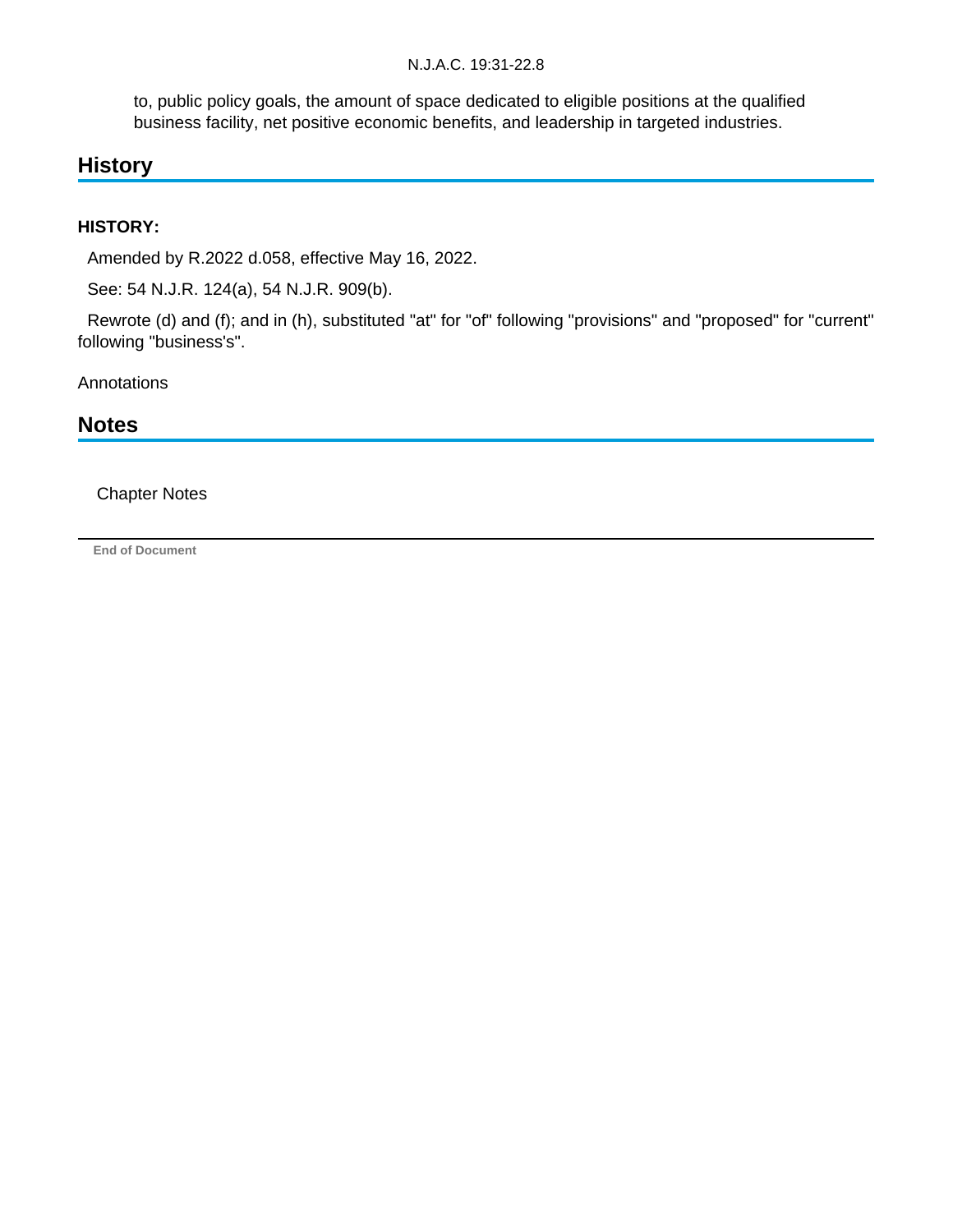to, public policy goals, the amount of space dedicated to eligible positions at the qualified business facility, net positive economic benefits, and leadership in targeted industries.

## History

**HISTORY:**

Amended by R.2022 d.058, effective May 16, 2022.

See: 54 N.J.R. 124(a), 54 N.J.R. 909(b).

Rewrote (d) and (f); and in (h), substituted "at" for "of" following "provisions" and "proposed" for "current" following "business's".

Annotations

## Notes

Chapter Notes

End of Document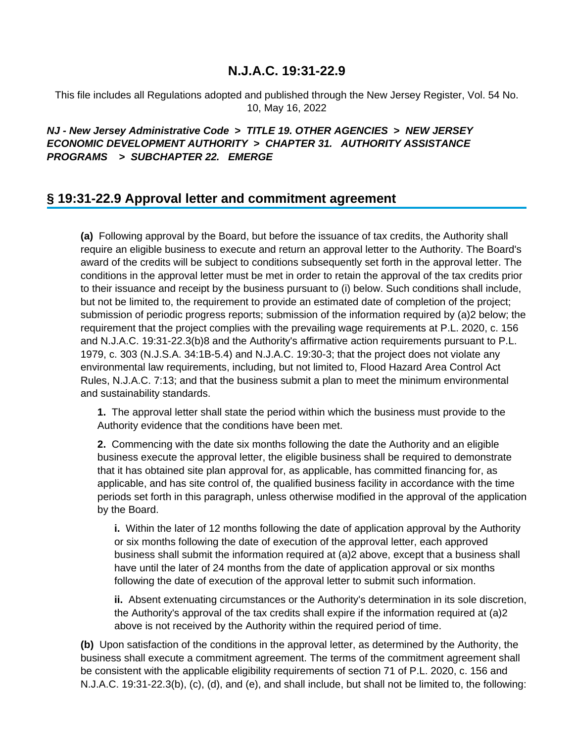# N.J.A.C. 19:31-22.9

This file includes all Regulations adopted and published through the New Jersey Register, Vol. 54 No. 10, May 16, 2022

***NJ - New Jersey Administrative Code > TITLE 19. OTHER AGENCIES > NEW JERSEY ECONOMIC DEVELOPMENT AUTHORITY > CHAPTER 31. AUTHORITY ASSISTANCE PROGRAMS > SUBCHAPTER 22. EMERGE***

## § 19:31-22.9 Approval letter and commitment agreement

**(a)** Following approval by the Board, but before the issuance of tax credits, the Authority shall require an eligible business to execute and return an approval letter to the Authority. The Board's award of the credits will be subject to conditions subsequently set forth in the approval letter. The conditions in the approval letter must be met in order to retain the approval of the tax credits prior to their issuance and receipt by the business pursuant to (i) below. Such conditions shall include, but not be limited to, the requirement to provide an estimated date of completion of the project; submission of periodic progress reports; submission of the information required by (a)2 below; the requirement that the project complies with the prevailing wage requirements at P.L. 2020, c. 156 and N.J.A.C. 19:31-22.3(b)8 and the Authority's affirmative action requirements pursuant to P.L. 1979, c. 303 (N.J.S.A. 34:1B-5.4) and N.J.A.C. 19:30-3; that the project does not violate any environmental law requirements, including, but not limited to, Flood Hazard Area Control Act Rules, N.J.A.C. 7:13; and that the business submit a plan to meet the minimum environmental and sustainability standards.

**1.** The approval letter shall state the period within which the business must provide to the Authority evidence that the conditions have been met.

**2.** Commencing with the date six months following the date the Authority and an eligible business execute the approval letter, the eligible business shall be required to demonstrate that it has obtained site plan approval for, as applicable, has committed financing for, as applicable, and has site control of, the qualified business facility in accordance with the time periods set forth in this paragraph, unless otherwise modified in the approval of the application by the Board.

**i.** Within the later of 12 months following the date of application approval by the Authority or six months following the date of execution of the approval letter, each approved business shall submit the information required at (a)2 above, except that a business shall have until the later of 24 months from the date of application approval or six months following the date of execution of the approval letter to submit such information.

**ii.** Absent extenuating circumstances or the Authority's determination in its sole discretion, the Authority's approval of the tax credits shall expire if the information required at (a)2 above is not received by the Authority within the required period of time.

**(b)** Upon satisfaction of the conditions in the approval letter, as determined by the Authority, the business shall execute a commitment agreement. The terms of the commitment agreement shall be consistent with the applicable eligibility requirements of section 71 of P.L. 2020, c. 156 and N.J.A.C. 19:31-22.3(b), (c), (d), and (e), and shall include, but shall not be limited to, the following: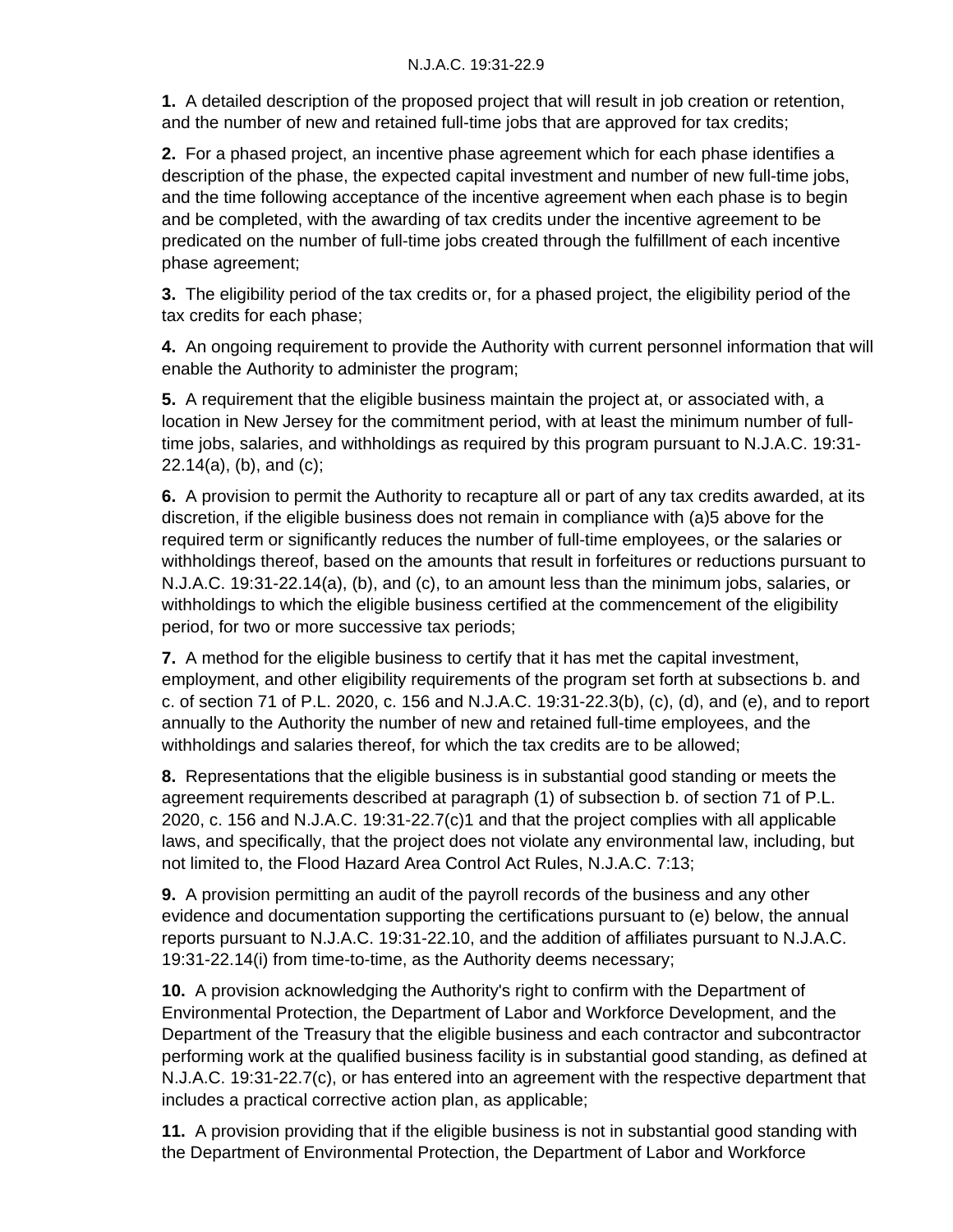**1.** A detailed description of the proposed project that will result in job creation or retention, and the number of new and retained full-time jobs that are approved for tax credits;

**2.** For a phased project, an incentive phase agreement which for each phase identifies a description of the phase, the expected capital investment and number of new full-time jobs, and the time following acceptance of the incentive agreement when each phase is to begin and be completed, with the awarding of tax credits under the incentive agreement to be predicated on the number of full-time jobs created through the fulfillment of each incentive phase agreement;

**3.** The eligibility period of the tax credits or, for a phased project, the eligibility period of the tax credits for each phase;

**4.** An ongoing requirement to provide the Authority with current personnel information that will enable the Authority to administer the program;

**5.** A requirement that the eligible business maintain the project at, or associated with, a location in New Jersey for the commitment period, with at least the minimum number of full-time jobs, salaries, and withholdings as required by this program pursuant to N.J.A.C. 19:31-22.14(a), (b), and (c);

**6.** A provision to permit the Authority to recapture all or part of any tax credits awarded, at its discretion, if the eligible business does not remain in compliance with (a)5 above for the required term or significantly reduces the number of full-time employees, or the salaries or withholdings thereof, based on the amounts that result in forfeitures or reductions pursuant to N.J.A.C. 19:31-22.14(a), (b), and (c), to an amount less than the minimum jobs, salaries, or withholdings to which the eligible business certified at the commencement of the eligibility period, for two or more successive tax periods;

**7.** A method for the eligible business to certify that it has met the capital investment, employment, and other eligibility requirements of the program set forth at subsections b. and c. of section 71 of P.L. 2020, c. 156 and N.J.A.C. 19:31-22.3(b), (c), (d), and (e), and to report annually to the Authority the number of new and retained full-time employees, and the withholdings and salaries thereof, for which the tax credits are to be allowed;

**8.** Representations that the eligible business is in substantial good standing or meets the agreement requirements described at paragraph (1) of subsection b. of section 71 of P.L. 2020, c. 156 and N.J.A.C. 19:31-22.7(c)1 and that the project complies with all applicable laws, and specifically, that the project does not violate any environmental law, including, but not limited to, the Flood Hazard Area Control Act Rules, N.J.A.C. 7:13;

**9.** A provision permitting an audit of the payroll records of the business and any other evidence and documentation supporting the certifications pursuant to (e) below, the annual reports pursuant to N.J.A.C. 19:31-22.10, and the addition of affiliates pursuant to N.J.A.C. 19:31-22.14(i) from time-to-time, as the Authority deems necessary;

**10.** A provision acknowledging the Authority's right to confirm with the Department of Environmental Protection, the Department of Labor and Workforce Development, and the Department of the Treasury that the eligible business and each contractor and subcontractor performing work at the qualified business facility is in substantial good standing, as defined at N.J.A.C. 19:31-22.7(c), or has entered into an agreement with the respective department that includes a practical corrective action plan, as applicable;

**11.** A provision providing that if the eligible business is not in substantial good standing with the Department of Environmental Protection, the Department of Labor and Workforce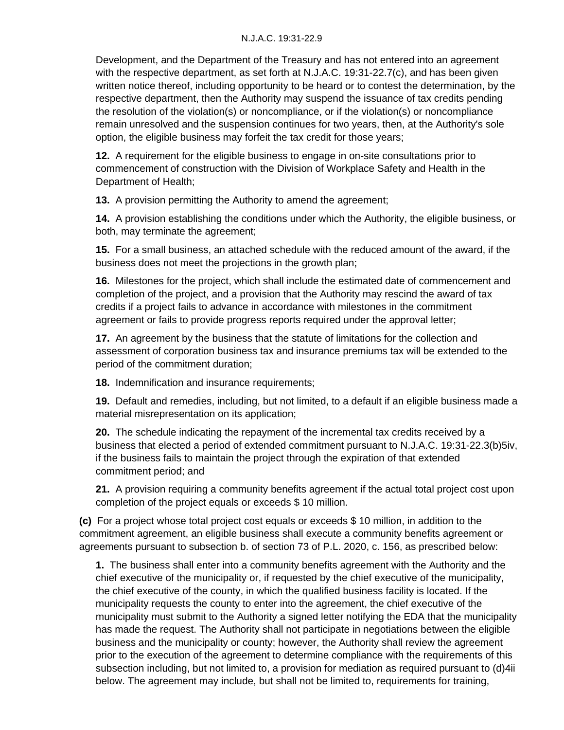Development, and the Department of the Treasury and has not entered into an agreement with the respective department, as set forth at N.J.A.C. 19:31-22.7(c), and has been given written notice thereof, including opportunity to be heard or to contest the determination, by the respective department, then the Authority may suspend the issuance of tax credits pending the resolution of the violation(s) or noncompliance, or if the violation(s) or noncompliance remain unresolved and the suspension continues for two years, then, at the Authority's sole option, the eligible business may forfeit the tax credit for those years;

**12.** A requirement for the eligible business to engage in on-site consultations prior to commencement of construction with the Division of Workplace Safety and Health in the Department of Health;

**13.** A provision permitting the Authority to amend the agreement;

**14.** A provision establishing the conditions under which the Authority, the eligible business, or both, may terminate the agreement;

**15.** For a small business, an attached schedule with the reduced amount of the award, if the business does not meet the projections in the growth plan;

**16.** Milestones for the project, which shall include the estimated date of commencement and completion of the project, and a provision that the Authority may rescind the award of tax credits if a project fails to advance in accordance with milestones in the commitment agreement or fails to provide progress reports required under the approval letter;

**17.** An agreement by the business that the statute of limitations for the collection and assessment of corporation business tax and insurance premiums tax will be extended to the period of the commitment duration;

**18.** Indemnification and insurance requirements;

**19.** Default and remedies, including, but not limited, to a default if an eligible business made a material misrepresentation on its application;

**20.** The schedule indicating the repayment of the incremental tax credits received by a business that elected a period of extended commitment pursuant to N.J.A.C. 19:31-22.3(b)5iv, if the business fails to maintain the project through the expiration of that extended commitment period; and

**21.** A provision requiring a community benefits agreement if the actual total project cost upon completion of the project equals or exceeds $ 10 million.

**(c)** For a project whose total project cost equals or exceeds $ 10 million, in addition to the commitment agreement, an eligible business shall execute a community benefits agreement or agreements pursuant to subsection b. of section 73 of P.L. 2020, c. 156, as prescribed below:

**1.** The business shall enter into a community benefits agreement with the Authority and the chief executive of the municipality or, if requested by the chief executive of the municipality, the chief executive of the county, in which the qualified business facility is located. If the municipality requests the county to enter into the agreement, the chief executive of the municipality must submit to the Authority a signed letter notifying the EDA that the municipality has made the request. The Authority shall not participate in negotiations between the eligible business and the municipality or county; however, the Authority shall review the agreement prior to the execution of the agreement to determine compliance with the requirements of this subsection including, but not limited to, a provision for mediation as required pursuant to (d)4ii below. The agreement may include, but shall not be limited to, requirements for training,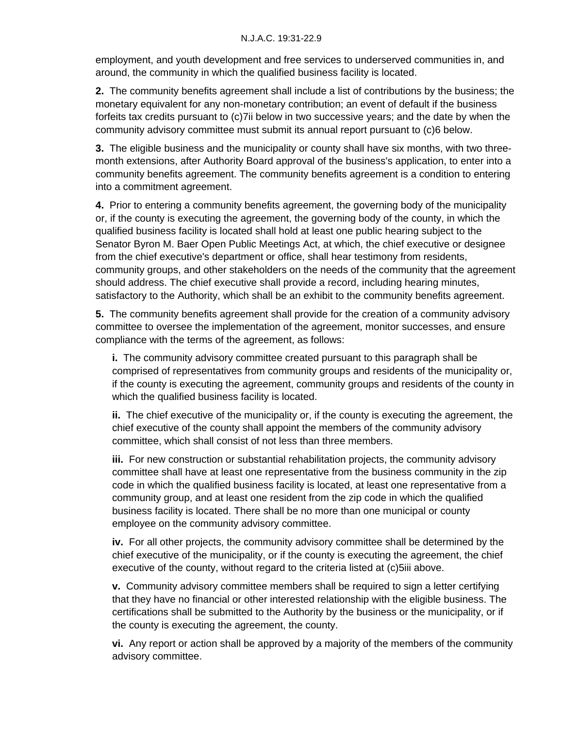employment, and youth development and free services to underserved communities in, and around, the community in which the qualified business facility is located.

**2.** The community benefits agreement shall include a list of contributions by the business; the monetary equivalent for any non-monetary contribution; an event of default if the business forfeits tax credits pursuant to (c)7ii below in two successive years; and the date by when the community advisory committee must submit its annual report pursuant to (c)6 below.

**3.** The eligible business and the municipality or county shall have six months, with two three-month extensions, after Authority Board approval of the business's application, to enter into a community benefits agreement. The community benefits agreement is a condition to entering into a commitment agreement.

**4.** Prior to entering a community benefits agreement, the governing body of the municipality or, if the county is executing the agreement, the governing body of the county, in which the qualified business facility is located shall hold at least one public hearing subject to the Senator Byron M. Baer Open Public Meetings Act, at which, the chief executive or designee from the chief executive's department or office, shall hear testimony from residents, community groups, and other stakeholders on the needs of the community that the agreement should address. The chief executive shall provide a record, including hearing minutes, satisfactory to the Authority, which shall be an exhibit to the community benefits agreement.

**5.** The community benefits agreement shall provide for the creation of a community advisory committee to oversee the implementation of the agreement, monitor successes, and ensure compliance with the terms of the agreement, as follows:

> **i.** The community advisory committee created pursuant to this paragraph shall be comprised of representatives from community groups and residents of the municipality or, if the county is executing the agreement, community groups and residents of the county in which the qualified business facility is located.
>
> **ii.** The chief executive of the municipality or, if the county is executing the agreement, the chief executive of the county shall appoint the members of the community advisory committee, which shall consist of not less than three members.
>
> **iii.** For new construction or substantial rehabilitation projects, the community advisory committee shall have at least one representative from the business community in the zip code in which the qualified business facility is located, at least one representative from a community group, and at least one resident from the zip code in which the qualified business facility is located. There shall be no more than one municipal or county employee on the community advisory committee.
>
> **iv.** For all other projects, the community advisory committee shall be determined by the chief executive of the municipality, or if the county is executing the agreement, the chief executive of the county, without regard to the criteria listed at (c)5iii above.
>
> **v.** Community advisory committee members shall be required to sign a letter certifying that they have no financial or other interested relationship with the eligible business. The certifications shall be submitted to the Authority by the business or the municipality, or if the county is executing the agreement, the county.
>
> **vi.** Any report or action shall be approved by a majority of the members of the community advisory committee.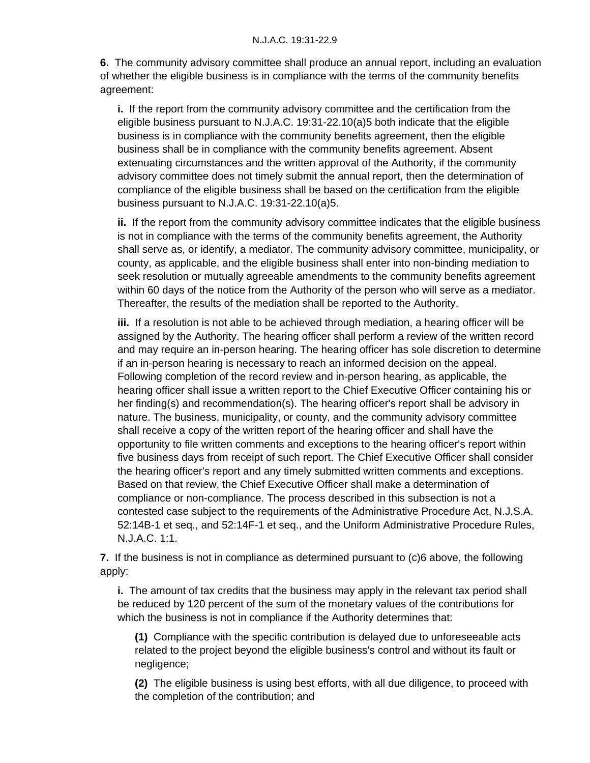**6.** The community advisory committee shall produce an annual report, including an evaluation of whether the eligible business is in compliance with the terms of the community benefits agreement:

**i.** If the report from the community advisory committee and the certification from the eligible business pursuant to N.J.A.C. 19:31-22.10(a)5 both indicate that the eligible business is in compliance with the community benefits agreement, then the eligible business shall be in compliance with the community benefits agreement. Absent extenuating circumstances and the written approval of the Authority, if the community advisory committee does not timely submit the annual report, then the determination of compliance of the eligible business shall be based on the certification from the eligible business pursuant to N.J.A.C. 19:31-22.10(a)5.

**ii.** If the report from the community advisory committee indicates that the eligible business is not in compliance with the terms of the community benefits agreement, the Authority shall serve as, or identify, a mediator. The community advisory committee, municipality, or county, as applicable, and the eligible business shall enter into non-binding mediation to seek resolution or mutually agreeable amendments to the community benefits agreement within 60 days of the notice from the Authority of the person who will serve as a mediator. Thereafter, the results of the mediation shall be reported to the Authority.

**iii.** If a resolution is not able to be achieved through mediation, a hearing officer will be assigned by the Authority. The hearing officer shall perform a review of the written record and may require an in-person hearing. The hearing officer has sole discretion to determine if an in-person hearing is necessary to reach an informed decision on the appeal. Following completion of the record review and in-person hearing, as applicable, the hearing officer shall issue a written report to the Chief Executive Officer containing his or her finding(s) and recommendation(s). The hearing officer's report shall be advisory in nature. The business, municipality, or county, and the community advisory committee shall receive a copy of the written report of the hearing officer and shall have the opportunity to file written comments and exceptions to the hearing officer's report within five business days from receipt of such report. The Chief Executive Officer shall consider the hearing officer's report and any timely submitted written comments and exceptions. Based on that review, the Chief Executive Officer shall make a determination of compliance or non-compliance. The process described in this subsection is not a contested case subject to the requirements of the Administrative Procedure Act, N.J.S.A. 52:14B-1 et seq., and 52:14F-1 et seq., and the Uniform Administrative Procedure Rules, N.J.A.C. 1:1.

**7.** If the business is not in compliance as determined pursuant to (c)6 above, the following apply:

**i.** The amount of tax credits that the business may apply in the relevant tax period shall be reduced by 120 percent of the sum of the monetary values of the contributions for which the business is not in compliance if the Authority determines that:

**(1)** Compliance with the specific contribution is delayed due to unforeseeable acts related to the project beyond the eligible business's control and without its fault or negligence;

**(2)** The eligible business is using best efforts, with all due diligence, to proceed with the completion of the contribution; and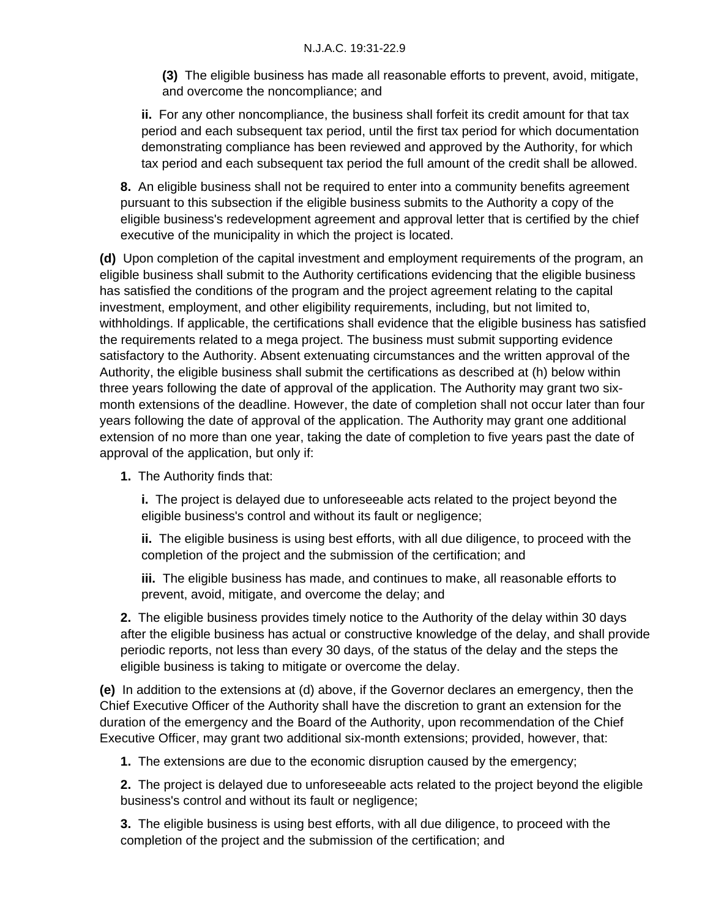**(3)** The eligible business has made all reasonable efforts to prevent, avoid, mitigate, and overcome the noncompliance; and

**ii.** For any other noncompliance, the business shall forfeit its credit amount for that tax period and each subsequent tax period, until the first tax period for which documentation demonstrating compliance has been reviewed and approved by the Authority, for which tax period and each subsequent tax period the full amount of the credit shall be allowed.

**8.** An eligible business shall not be required to enter into a community benefits agreement pursuant to this subsection if the eligible business submits to the Authority a copy of the eligible business's redevelopment agreement and approval letter that is certified by the chief executive of the municipality in which the project is located.

**(d)** Upon completion of the capital investment and employment requirements of the program, an eligible business shall submit to the Authority certifications evidencing that the eligible business has satisfied the conditions of the program and the project agreement relating to the capital investment, employment, and other eligibility requirements, including, but not limited to, withholdings. If applicable, the certifications shall evidence that the eligible business has satisfied the requirements related to a mega project. The business must submit supporting evidence satisfactory to the Authority. Absent extenuating circumstances and the written approval of the Authority, the eligible business shall submit the certifications as described at (h) below within three years following the date of approval of the application. The Authority may grant two six-month extensions of the deadline. However, the date of completion shall not occur later than four years following the date of approval of the application. The Authority may grant one additional extension of no more than one year, taking the date of completion to five years past the date of approval of the application, but only if:

**1.** The Authority finds that:

**i.** The project is delayed due to unforeseeable acts related to the project beyond the eligible business's control and without its fault or negligence;

**ii.** The eligible business is using best efforts, with all due diligence, to proceed with the completion of the project and the submission of the certification; and

**iii.** The eligible business has made, and continues to make, all reasonable efforts to prevent, avoid, mitigate, and overcome the delay; and

**2.** The eligible business provides timely notice to the Authority of the delay within 30 days after the eligible business has actual or constructive knowledge of the delay, and shall provide periodic reports, not less than every 30 days, of the status of the delay and the steps the eligible business is taking to mitigate or overcome the delay.

**(e)** In addition to the extensions at (d) above, if the Governor declares an emergency, then the Chief Executive Officer of the Authority shall have the discretion to grant an extension for the duration of the emergency and the Board of the Authority, upon recommendation of the Chief Executive Officer, may grant two additional six-month extensions; provided, however, that:

**1.** The extensions are due to the economic disruption caused by the emergency;

**2.** The project is delayed due to unforeseeable acts related to the project beyond the eligible business's control and without its fault or negligence;

**3.** The eligible business is using best efforts, with all due diligence, to proceed with the completion of the project and the submission of the certification; and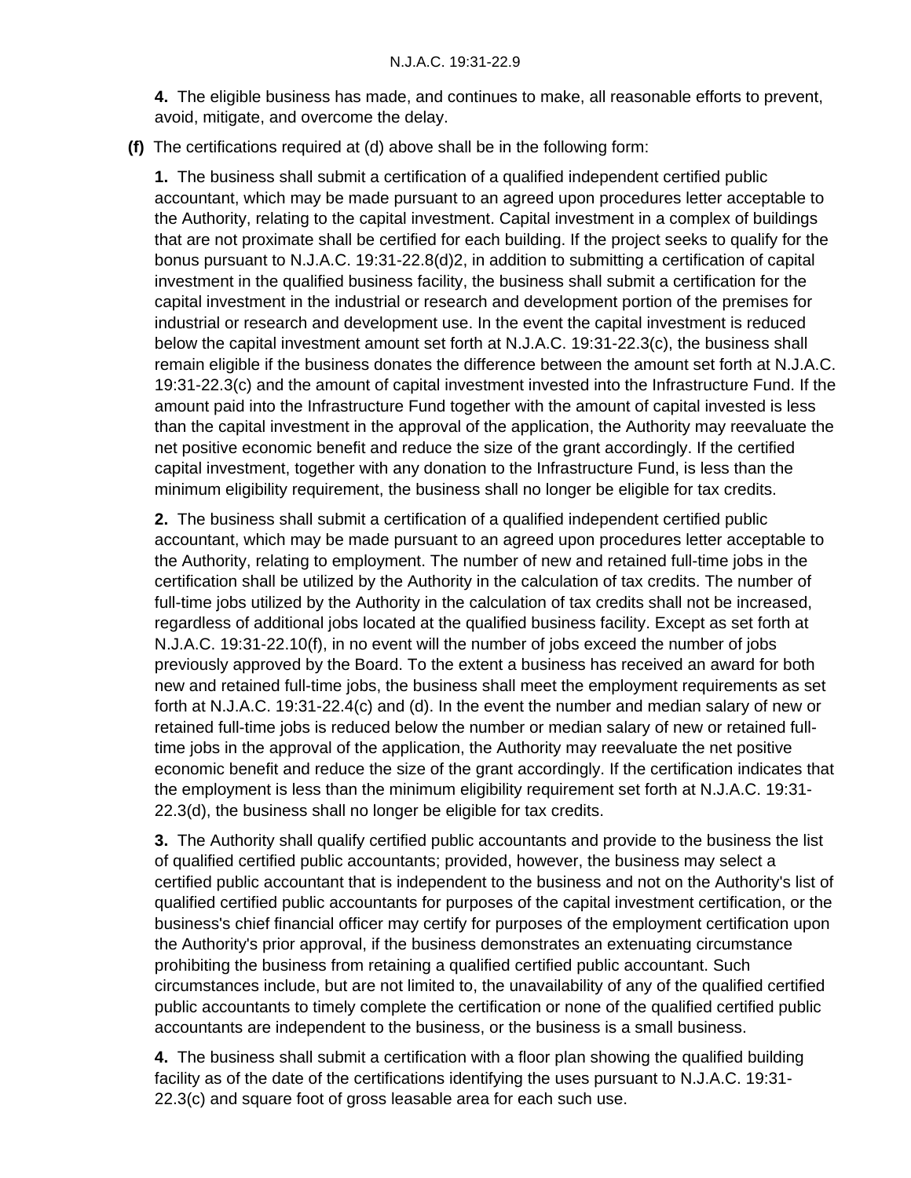**4.** The eligible business has made, and continues to make, all reasonable efforts to prevent, avoid, mitigate, and overcome the delay.

**(f)** The certifications required at (d) above shall be in the following form:

**1.** The business shall submit a certification of a qualified independent certified public accountant, which may be made pursuant to an agreed upon procedures letter acceptable to the Authority, relating to the capital investment. Capital investment in a complex of buildings that are not proximate shall be certified for each building. If the project seeks to qualify for the bonus pursuant to N.J.A.C. 19:31-22.8(d)2, in addition to submitting a certification of capital investment in the qualified business facility, the business shall submit a certification for the capital investment in the industrial or research and development portion of the premises for industrial or research and development use. In the event the capital investment is reduced below the capital investment amount set forth at N.J.A.C. 19:31-22.3(c), the business shall remain eligible if the business donates the difference between the amount set forth at N.J.A.C. 19:31-22.3(c) and the amount of capital investment invested into the Infrastructure Fund. If the amount paid into the Infrastructure Fund together with the amount of capital invested is less than the capital investment in the approval of the application, the Authority may reevaluate the net positive economic benefit and reduce the size of the grant accordingly. If the certified capital investment, together with any donation to the Infrastructure Fund, is less than the minimum eligibility requirement, the business shall no longer be eligible for tax credits.

**2.** The business shall submit a certification of a qualified independent certified public accountant, which may be made pursuant to an agreed upon procedures letter acceptable to the Authority, relating to employment. The number of new and retained full-time jobs in the certification shall be utilized by the Authority in the calculation of tax credits. The number of full-time jobs utilized by the Authority in the calculation of tax credits shall not be increased, regardless of additional jobs located at the qualified business facility. Except as set forth at N.J.A.C. 19:31-22.10(f), in no event will the number of jobs exceed the number of jobs previously approved by the Board. To the extent a business has received an award for both new and retained full-time jobs, the business shall meet the employment requirements as set forth at N.J.A.C. 19:31-22.4(c) and (d). In the event the number and median salary of new or retained full-time jobs is reduced below the number or median salary of new or retained full-time jobs in the approval of the application, the Authority may reevaluate the net positive economic benefit and reduce the size of the grant accordingly. If the certification indicates that the employment is less than the minimum eligibility requirement set forth at N.J.A.C. 19:31-22.3(d), the business shall no longer be eligible for tax credits.

**3.** The Authority shall qualify certified public accountants and provide to the business the list of qualified certified public accountants; provided, however, the business may select a certified public accountant that is independent to the business and not on the Authority's list of qualified certified public accountants for purposes of the capital investment certification, or the business's chief financial officer may certify for purposes of the employment certification upon the Authority's prior approval, if the business demonstrates an extenuating circumstance prohibiting the business from retaining a qualified certified public accountant. Such circumstances include, but are not limited to, the unavailability of any of the qualified certified public accountants to timely complete the certification or none of the qualified certified public accountants are independent to the business, or the business is a small business.

**4.** The business shall submit a certification with a floor plan showing the qualified building facility as of the date of the certifications identifying the uses pursuant to N.J.A.C. 19:31-22.3(c) and square foot of gross leasable area for each such use.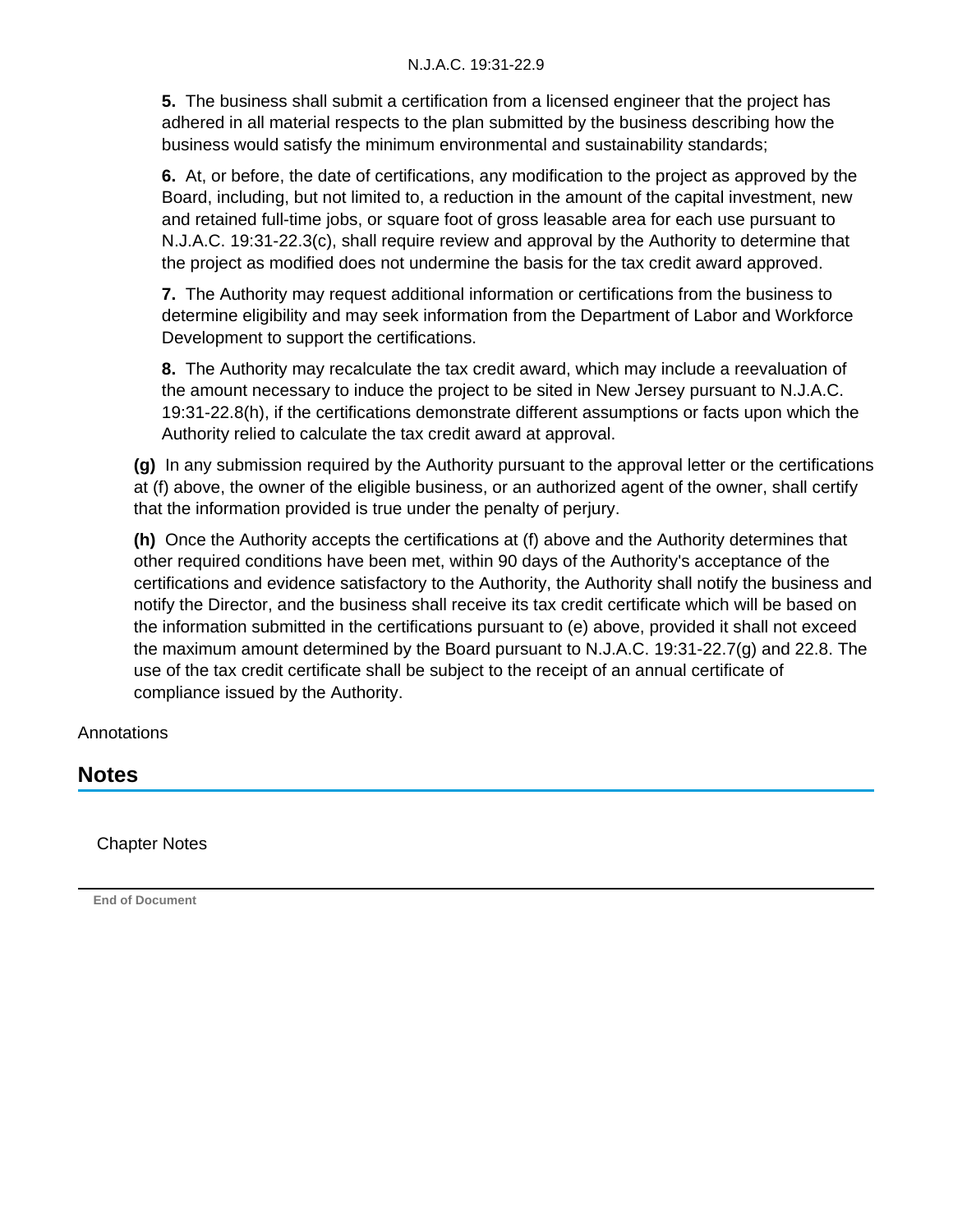**5.** The business shall submit a certification from a licensed engineer that the project has adhered in all material respects to the plan submitted by the business describing how the business would satisfy the minimum environmental and sustainability standards;

**6.** At, or before, the date of certifications, any modification to the project as approved by the Board, including, but not limited to, a reduction in the amount of the capital investment, new and retained full-time jobs, or square foot of gross leasable area for each use pursuant to N.J.A.C. 19:31-22.3(c), shall require review and approval by the Authority to determine that the project as modified does not undermine the basis for the tax credit award approved.

**7.** The Authority may request additional information or certifications from the business to determine eligibility and may seek information from the Department of Labor and Workforce Development to support the certifications.

**8.** The Authority may recalculate the tax credit award, which may include a reevaluation of the amount necessary to induce the project to be sited in New Jersey pursuant to N.J.A.C. 19:31-22.8(h), if the certifications demonstrate different assumptions or facts upon which the Authority relied to calculate the tax credit award at approval.

**(g)** In any submission required by the Authority pursuant to the approval letter or the certifications at (f) above, the owner of the eligible business, or an authorized agent of the owner, shall certify that the information provided is true under the penalty of perjury.

**(h)** Once the Authority accepts the certifications at (f) above and the Authority determines that other required conditions have been met, within 90 days of the Authority's acceptance of the certifications and evidence satisfactory to the Authority, the Authority shall notify the business and notify the Director, and the business shall receive its tax credit certificate which will be based on the information submitted in the certifications pursuant to (e) above, provided it shall not exceed the maximum amount determined by the Board pursuant to N.J.A.C. 19:31-22.7(g) and 22.8. The use of the tax credit certificate shall be subject to the receipt of an annual certificate of compliance issued by the Authority.

Annotations

## Notes

Chapter Notes

**End of Document**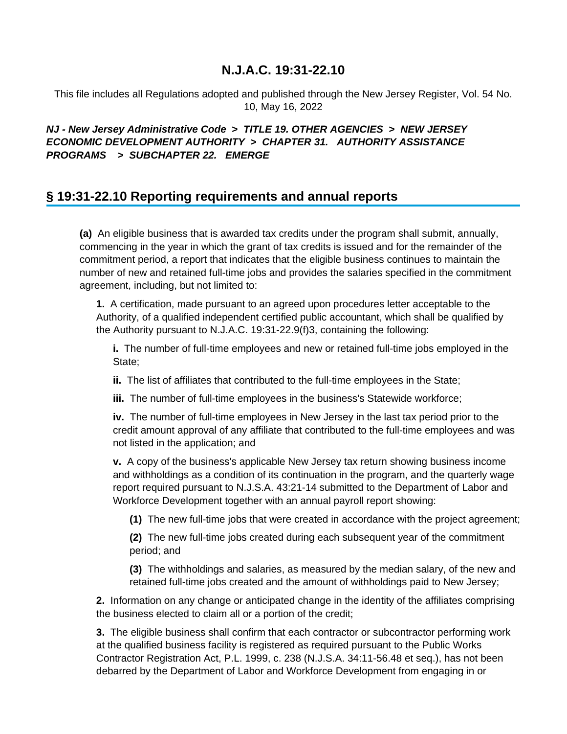# N.J.A.C. 19:31-22.10

This file includes all Regulations adopted and published through the New Jersey Register, Vol. 54 No. 10, May 16, 2022

***NJ - New Jersey Administrative Code > TITLE 19. OTHER AGENCIES > NEW JERSEY ECONOMIC DEVELOPMENT AUTHORITY > CHAPTER 31. AUTHORITY ASSISTANCE PROGRAMS > SUBCHAPTER 22. EMERGE***

## § 19:31-22.10 Reporting requirements and annual reports

**(a)** An eligible business that is awarded tax credits under the program shall submit, annually, commencing in the year in which the grant of tax credits is issued and for the remainder of the commitment period, a report that indicates that the eligible business continues to maintain the number of new and retained full-time jobs and provides the salaries specified in the commitment agreement, including, but not limited to:

**1.** A certification, made pursuant to an agreed upon procedures letter acceptable to the Authority, of a qualified independent certified public accountant, which shall be qualified by the Authority pursuant to N.J.A.C. 19:31-22.9(f)3, containing the following:

**i.** The number of full-time employees and new or retained full-time jobs employed in the State;

**ii.** The list of affiliates that contributed to the full-time employees in the State;

**iii.** The number of full-time employees in the business's Statewide workforce;

**iv.** The number of full-time employees in New Jersey in the last tax period prior to the credit amount approval of any affiliate that contributed to the full-time employees and was not listed in the application; and

**v.** A copy of the business's applicable New Jersey tax return showing business income and withholdings as a condition of its continuation in the program, and the quarterly wage report required pursuant to N.J.S.A. 43:21-14 submitted to the Department of Labor and Workforce Development together with an annual payroll report showing:

**(1)** The new full-time jobs that were created in accordance with the project agreement;

**(2)** The new full-time jobs created during each subsequent year of the commitment period; and

**(3)** The withholdings and salaries, as measured by the median salary, of the new and retained full-time jobs created and the amount of withholdings paid to New Jersey;

**2.** Information on any change or anticipated change in the identity of the affiliates comprising the business elected to claim all or a portion of the credit;

**3.** The eligible business shall confirm that each contractor or subcontractor performing work at the qualified business facility is registered as required pursuant to the Public Works Contractor Registration Act, P.L. 1999, c. 238 (N.J.S.A. 34:11-56.48 et seq.), has not been debarred by the Department of Labor and Workforce Development from engaging in or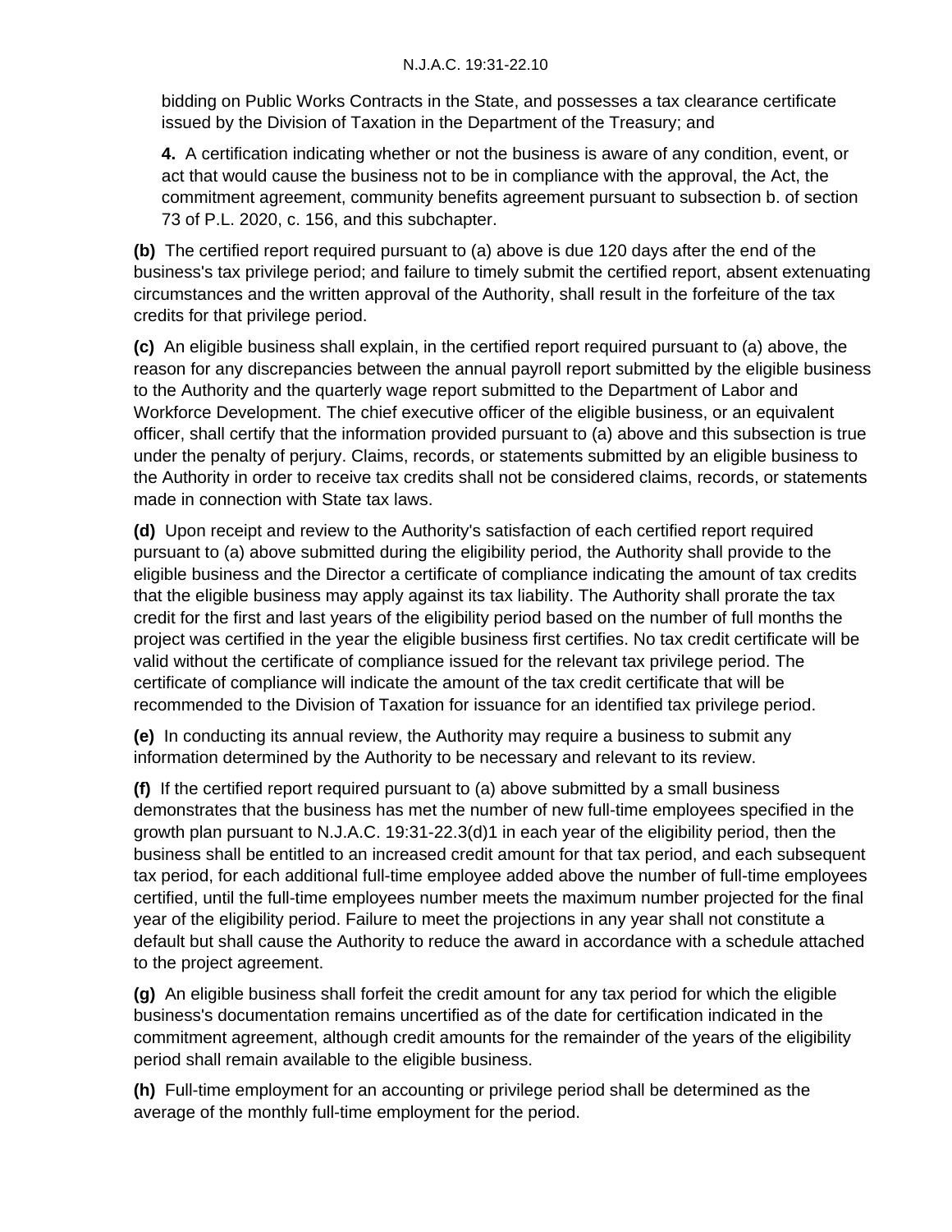bidding on Public Works Contracts in the State, and possesses a tax clearance certificate issued by the Division of Taxation in the Department of the Treasury; and

**4.** A certification indicating whether or not the business is aware of any condition, event, or act that would cause the business not to be in compliance with the approval, the Act, the commitment agreement, community benefits agreement pursuant to subsection b. of section 73 of P.L. 2020, c. 156, and this subchapter.

**(b)** The certified report required pursuant to (a) above is due 120 days after the end of the business's tax privilege period; and failure to timely submit the certified report, absent extenuating circumstances and the written approval of the Authority, shall result in the forfeiture of the tax credits for that privilege period.

**(c)** An eligible business shall explain, in the certified report required pursuant to (a) above, the reason for any discrepancies between the annual payroll report submitted by the eligible business to the Authority and the quarterly wage report submitted to the Department of Labor and Workforce Development. The chief executive officer of the eligible business, or an equivalent officer, shall certify that the information provided pursuant to (a) above and this subsection is true under the penalty of perjury. Claims, records, or statements submitted by an eligible business to the Authority in order to receive tax credits shall not be considered claims, records, or statements made in connection with State tax laws.

**(d)** Upon receipt and review to the Authority's satisfaction of each certified report required pursuant to (a) above submitted during the eligibility period, the Authority shall provide to the eligible business and the Director a certificate of compliance indicating the amount of tax credits that the eligible business may apply against its tax liability. The Authority shall prorate the tax credit for the first and last years of the eligibility period based on the number of full months the project was certified in the year the eligible business first certifies. No tax credit certificate will be valid without the certificate of compliance issued for the relevant tax privilege period. The certificate of compliance will indicate the amount of the tax credit certificate that will be recommended to the Division of Taxation for issuance for an identified tax privilege period.

**(e)** In conducting its annual review, the Authority may require a business to submit any information determined by the Authority to be necessary and relevant to its review.

**(f)** If the certified report required pursuant to (a) above submitted by a small business demonstrates that the business has met the number of new full-time employees specified in the growth plan pursuant to N.J.A.C. 19:31-22.3(d)1 in each year of the eligibility period, then the business shall be entitled to an increased credit amount for that tax period, and each subsequent tax period, for each additional full-time employee added above the number of full-time employees certified, until the full-time employees number meets the maximum number projected for the final year of the eligibility period. Failure to meet the projections in any year shall not constitute a default but shall cause the Authority to reduce the award in accordance with a schedule attached to the project agreement.

**(g)** An eligible business shall forfeit the credit amount for any tax period for which the eligible business's documentation remains uncertified as of the date for certification indicated in the commitment agreement, although credit amounts for the remainder of the years of the eligibility period shall remain available to the eligible business.

**(h)** Full-time employment for an accounting or privilege period shall be determined as the average of the monthly full-time employment for the period.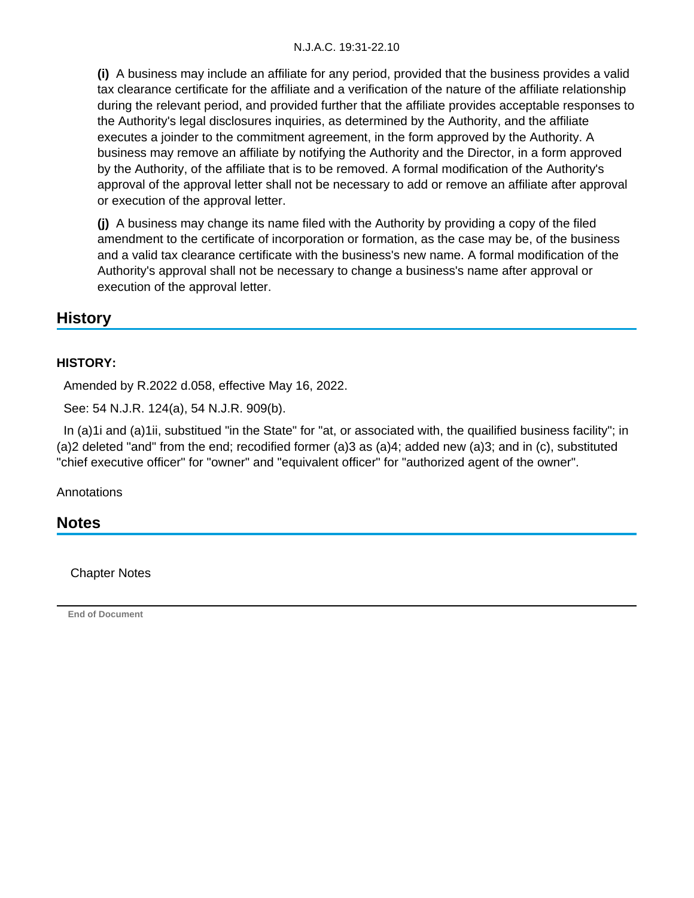**(i)** A business may include an affiliate for any period, provided that the business provides a valid tax clearance certificate for the affiliate and a verification of the nature of the affiliate relationship during the relevant period, and provided further that the affiliate provides acceptable responses to the Authority's legal disclosures inquiries, as determined by the Authority, and the affiliate executes a joinder to the commitment agreement, in the form approved by the Authority. A business may remove an affiliate by notifying the Authority and the Director, in a form approved by the Authority, of the affiliate that is to be removed. A formal modification of the Authority's approval of the approval letter shall not be necessary to add or remove an affiliate after approval or execution of the approval letter.

**(j)** A business may change its name filed with the Authority by providing a copy of the filed amendment to the certificate of incorporation or formation, as the case may be, of the business and a valid tax clearance certificate with the business's new name. A formal modification of the Authority's approval shall not be necessary to change a business's name after approval or execution of the approval letter.

## History

**HISTORY:**

Amended by R.2022 d.058, effective May 16, 2022.

See: 54 N.J.R. 124(a), 54 N.J.R. 909(b).

In (a)1i and (a)1ii, substitued "in the State" for "at, or associated with, the quailified business facility"; in (a)2 deleted "and" from the end; recodified former (a)3 as (a)4; added new (a)3; and in (c), substituted "chief executive officer" for "owner" and "equivalent officer" for "authorized agent of the owner".

Annotations

## Notes

Chapter Notes

End of Document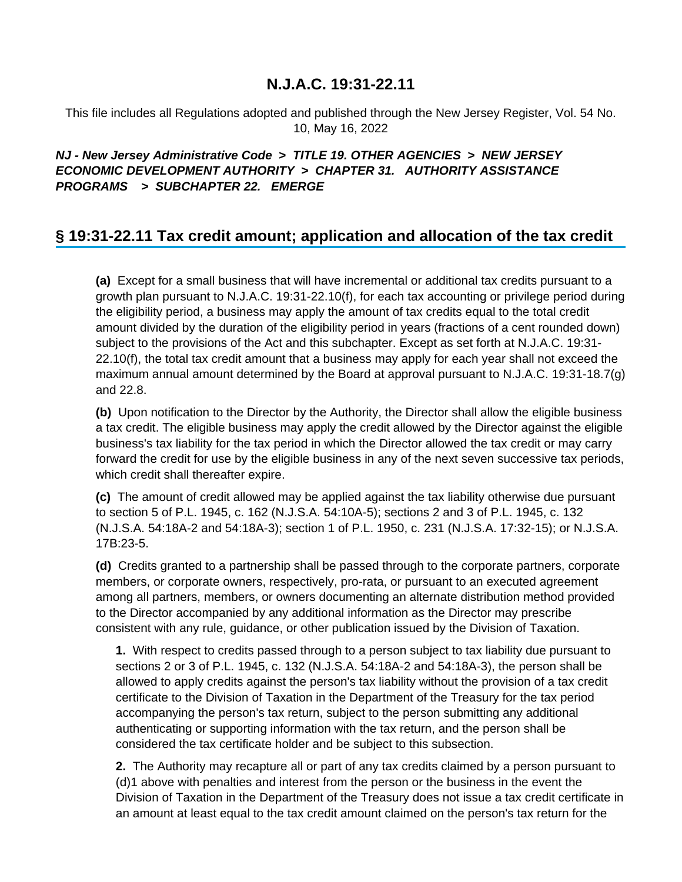# N.J.A.C. 19:31-22.11

This file includes all Regulations adopted and published through the New Jersey Register, Vol. 54 No. 10, May 16, 2022

***NJ - New Jersey Administrative Code > TITLE 19. OTHER AGENCIES > NEW JERSEY ECONOMIC DEVELOPMENT AUTHORITY > CHAPTER 31. AUTHORITY ASSISTANCE PROGRAMS > SUBCHAPTER 22. EMERGE***

## § 19:31-22.11 Tax credit amount; application and allocation of the tax credit

**(a)** Except for a small business that will have incremental or additional tax credits pursuant to a growth plan pursuant to N.J.A.C. 19:31-22.10(f), for each tax accounting or privilege period during the eligibility period, a business may apply the amount of tax credits equal to the total credit amount divided by the duration of the eligibility period in years (fractions of a cent rounded down) subject to the provisions of the Act and this subchapter. Except as set forth at N.J.A.C. 19:31-22.10(f), the total tax credit amount that a business may apply for each year shall not exceed the maximum annual amount determined by the Board at approval pursuant to N.J.A.C. 19:31-18.7(g) and 22.8.

**(b)** Upon notification to the Director by the Authority, the Director shall allow the eligible business a tax credit. The eligible business may apply the credit allowed by the Director against the eligible business's tax liability for the tax period in which the Director allowed the tax credit or may carry forward the credit for use by the eligible business in any of the next seven successive tax periods, which credit shall thereafter expire.

**(c)** The amount of credit allowed may be applied against the tax liability otherwise due pursuant to section 5 of P.L. 1945, c. 162 (N.J.S.A. 54:10A-5); sections 2 and 3 of P.L. 1945, c. 132 (N.J.S.A. 54:18A-2 and 54:18A-3); section 1 of P.L. 1950, c. 231 (N.J.S.A. 17:32-15); or N.J.S.A. 17B:23-5.

**(d)** Credits granted to a partnership shall be passed through to the corporate partners, corporate members, or corporate owners, respectively, pro-rata, or pursuant to an executed agreement among all partners, members, or owners documenting an alternate distribution method provided to the Director accompanied by any additional information as the Director may prescribe consistent with any rule, guidance, or other publication issued by the Division of Taxation.

**1.** With respect to credits passed through to a person subject to tax liability due pursuant to sections 2 or 3 of P.L. 1945, c. 132 (N.J.S.A. 54:18A-2 and 54:18A-3), the person shall be allowed to apply credits against the person's tax liability without the provision of a tax credit certificate to the Division of Taxation in the Department of the Treasury for the tax period accompanying the person's tax return, subject to the person submitting any additional authenticating or supporting information with the tax return, and the person shall be considered the tax certificate holder and be subject to this subsection.

**2.** The Authority may recapture all or part of any tax credits claimed by a person pursuant to (d)1 above with penalties and interest from the person or the business in the event the Division of Taxation in the Department of the Treasury does not issue a tax credit certificate in an amount at least equal to the tax credit amount claimed on the person's tax return for the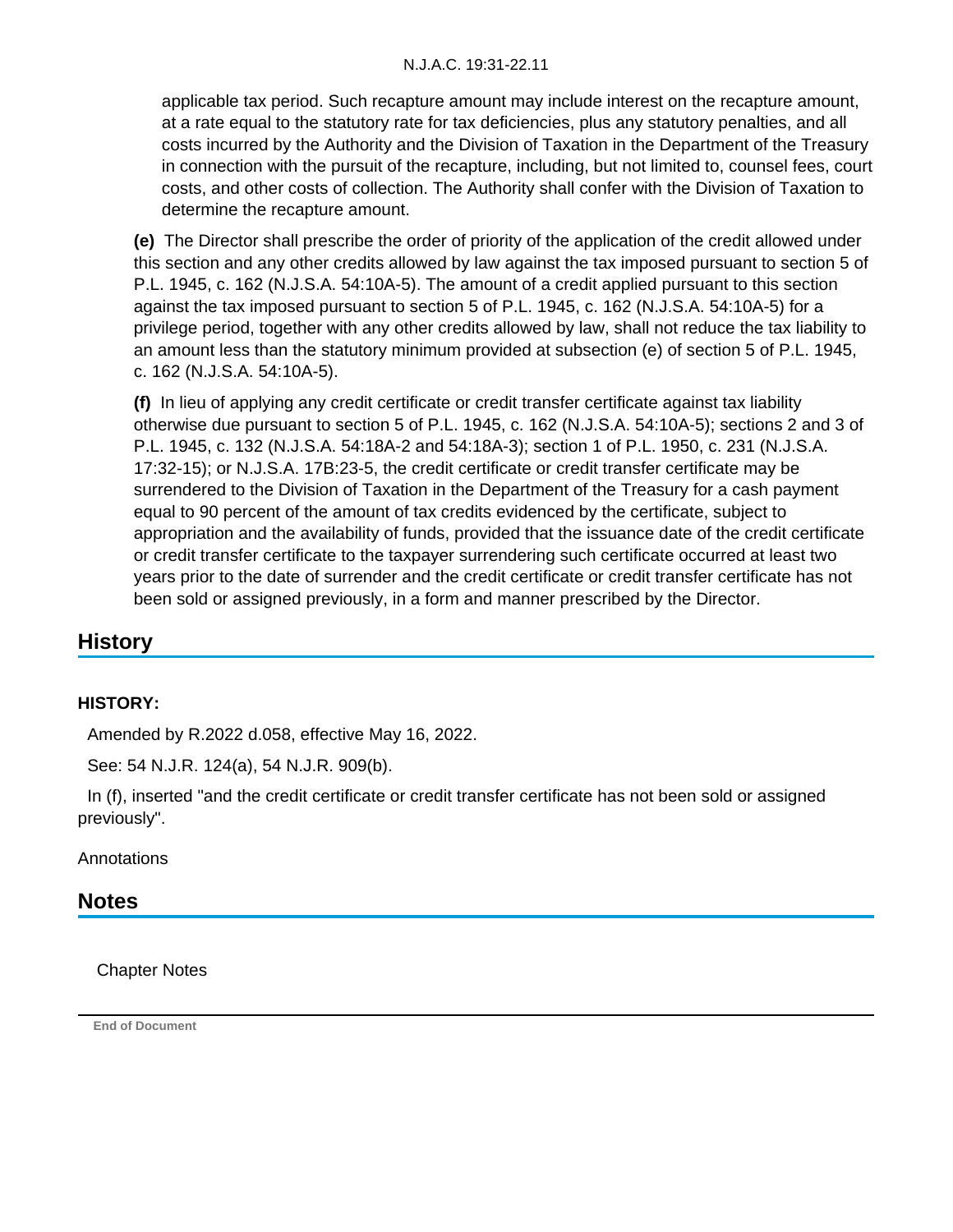applicable tax period. Such recapture amount may include interest on the recapture amount, at a rate equal to the statutory rate for tax deficiencies, plus any statutory penalties, and all costs incurred by the Authority and the Division of Taxation in the Department of the Treasury in connection with the pursuit of the recapture, including, but not limited to, counsel fees, court costs, and other costs of collection. The Authority shall confer with the Division of Taxation to determine the recapture amount.

**(e)** The Director shall prescribe the order of priority of the application of the credit allowed under this section and any other credits allowed by law against the tax imposed pursuant to section 5 of P.L. 1945, c. 162 (N.J.S.A. 54:10A-5). The amount of a credit applied pursuant to this section against the tax imposed pursuant to section 5 of P.L. 1945, c. 162 (N.J.S.A. 54:10A-5) for a privilege period, together with any other credits allowed by law, shall not reduce the tax liability to an amount less than the statutory minimum provided at subsection (e) of section 5 of P.L. 1945, c. 162 (N.J.S.A. 54:10A-5).

**(f)** In lieu of applying any credit certificate or credit transfer certificate against tax liability otherwise due pursuant to section 5 of P.L. 1945, c. 162 (N.J.S.A. 54:10A-5); sections 2 and 3 of P.L. 1945, c. 132 (N.J.S.A. 54:18A-2 and 54:18A-3); section 1 of P.L. 1950, c. 231 (N.J.S.A. 17:32-15); or N.J.S.A. 17B:23-5, the credit certificate or credit transfer certificate may be surrendered to the Division of Taxation in the Department of the Treasury for a cash payment equal to 90 percent of the amount of tax credits evidenced by the certificate, subject to appropriation and the availability of funds, provided that the issuance date of the credit certificate or credit transfer certificate to the taxpayer surrendering such certificate occurred at least two years prior to the date of surrender and the credit certificate or credit transfer certificate has not been sold or assigned previously, in a form and manner prescribed by the Director.

## History

**HISTORY:**

Amended by R.2022 d.058, effective May 16, 2022.

See: 54 N.J.R. 124(a), 54 N.J.R. 909(b).

In (f), inserted "and the credit certificate or credit transfer certificate has not been sold or assigned previously".

Annotations

## Notes

Chapter Notes

End of Document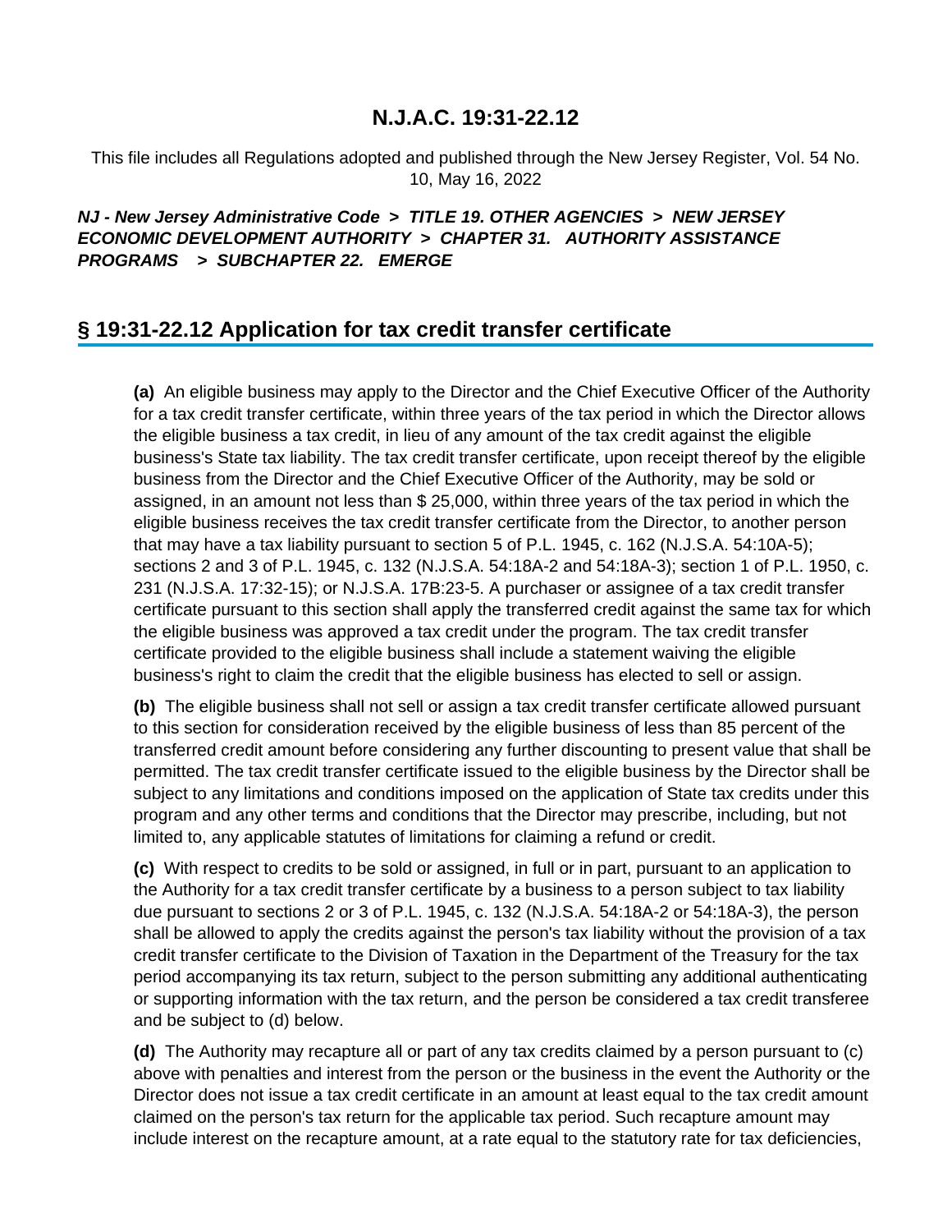# N.J.A.C. 19:31-22.12

This file includes all Regulations adopted and published through the New Jersey Register, Vol. 54 No. 10, May 16, 2022

***NJ - New Jersey Administrative Code > TITLE 19. OTHER AGENCIES > NEW JERSEY ECONOMIC DEVELOPMENT AUTHORITY > CHAPTER 31. AUTHORITY ASSISTANCE PROGRAMS > SUBCHAPTER 22. EMERGE***

## § 19:31-22.12 Application for tax credit transfer certificate

**(a)** An eligible business may apply to the Director and the Chief Executive Officer of the Authority for a tax credit transfer certificate, within three years of the tax period in which the Director allows the eligible business a tax credit, in lieu of any amount of the tax credit against the eligible business's State tax liability. The tax credit transfer certificate, upon receipt thereof by the eligible business from the Director and the Chief Executive Officer of the Authority, may be sold or assigned, in an amount not less than $ 25,000, within three years of the tax period in which the eligible business receives the tax credit transfer certificate from the Director, to another person that may have a tax liability pursuant to section 5 of P.L. 1945, c. 162 (N.J.S.A. 54:10A-5); sections 2 and 3 of P.L. 1945, c. 132 (N.J.S.A. 54:18A-2 and 54:18A-3); section 1 of P.L. 1950, c. 231 (N.J.S.A. 17:32-15); or N.J.S.A. 17B:23-5. A purchaser or assignee of a tax credit transfer certificate pursuant to this section shall apply the transferred credit against the same tax for which the eligible business was approved a tax credit under the program. The tax credit transfer certificate provided to the eligible business shall include a statement waiving the eligible business's right to claim the credit that the eligible business has elected to sell or assign.

**(b)** The eligible business shall not sell or assign a tax credit transfer certificate allowed pursuant to this section for consideration received by the eligible business of less than 85 percent of the transferred credit amount before considering any further discounting to present value that shall be permitted. The tax credit transfer certificate issued to the eligible business by the Director shall be subject to any limitations and conditions imposed on the application of State tax credits under this program and any other terms and conditions that the Director may prescribe, including, but not limited to, any applicable statutes of limitations for claiming a refund or credit.

**(c)** With respect to credits to be sold or assigned, in full or in part, pursuant to an application to the Authority for a tax credit transfer certificate by a business to a person subject to tax liability due pursuant to sections 2 or 3 of P.L. 1945, c. 132 (N.J.S.A. 54:18A-2 or 54:18A-3), the person shall be allowed to apply the credits against the person's tax liability without the provision of a tax credit transfer certificate to the Division of Taxation in the Department of the Treasury for the tax period accompanying its tax return, subject to the person submitting any additional authenticating or supporting information with the tax return, and the person be considered a tax credit transferee and be subject to (d) below.

**(d)** The Authority may recapture all or part of any tax credits claimed by a person pursuant to (c) above with penalties and interest from the person or the business in the event the Authority or the Director does not issue a tax credit certificate in an amount at least equal to the tax credit amount claimed on the person's tax return for the applicable tax period. Such recapture amount may include interest on the recapture amount, at a rate equal to the statutory rate for tax deficiencies,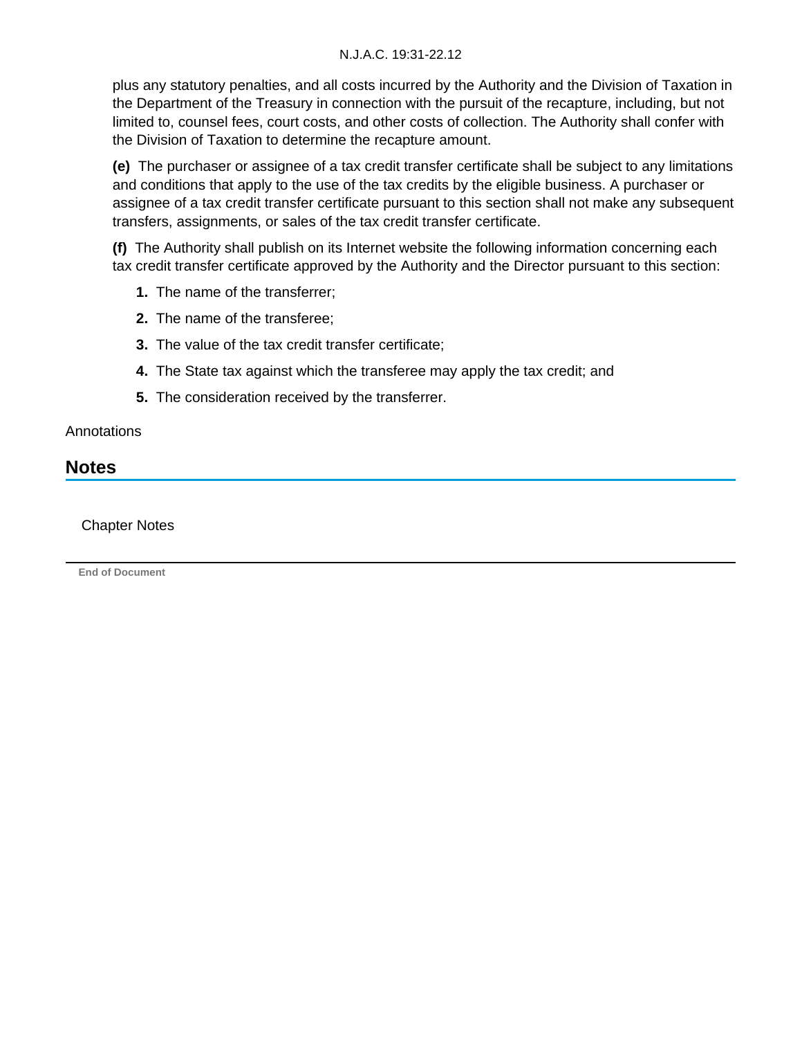plus any statutory penalties, and all costs incurred by the Authority and the Division of Taxation in the Department of the Treasury in connection with the pursuit of the recapture, including, but not limited to, counsel fees, court costs, and other costs of collection. The Authority shall confer with the Division of Taxation to determine the recapture amount.

**(e)** The purchaser or assignee of a tax credit transfer certificate shall be subject to any limitations and conditions that apply to the use of the tax credits by the eligible business. A purchaser or assignee of a tax credit transfer certificate pursuant to this section shall not make any subsequent transfers, assignments, or sales of the tax credit transfer certificate.

**(f)** The Authority shall publish on its Internet website the following information concerning each tax credit transfer certificate approved by the Authority and the Director pursuant to this section:

**1.** The name of the transferrer;

**2.** The name of the transferee;

**3.** The value of the tax credit transfer certificate;

**4.** The State tax against which the transferee may apply the tax credit; and

**5.** The consideration received by the transferrer.

Annotations

## Notes

Chapter Notes

End of Document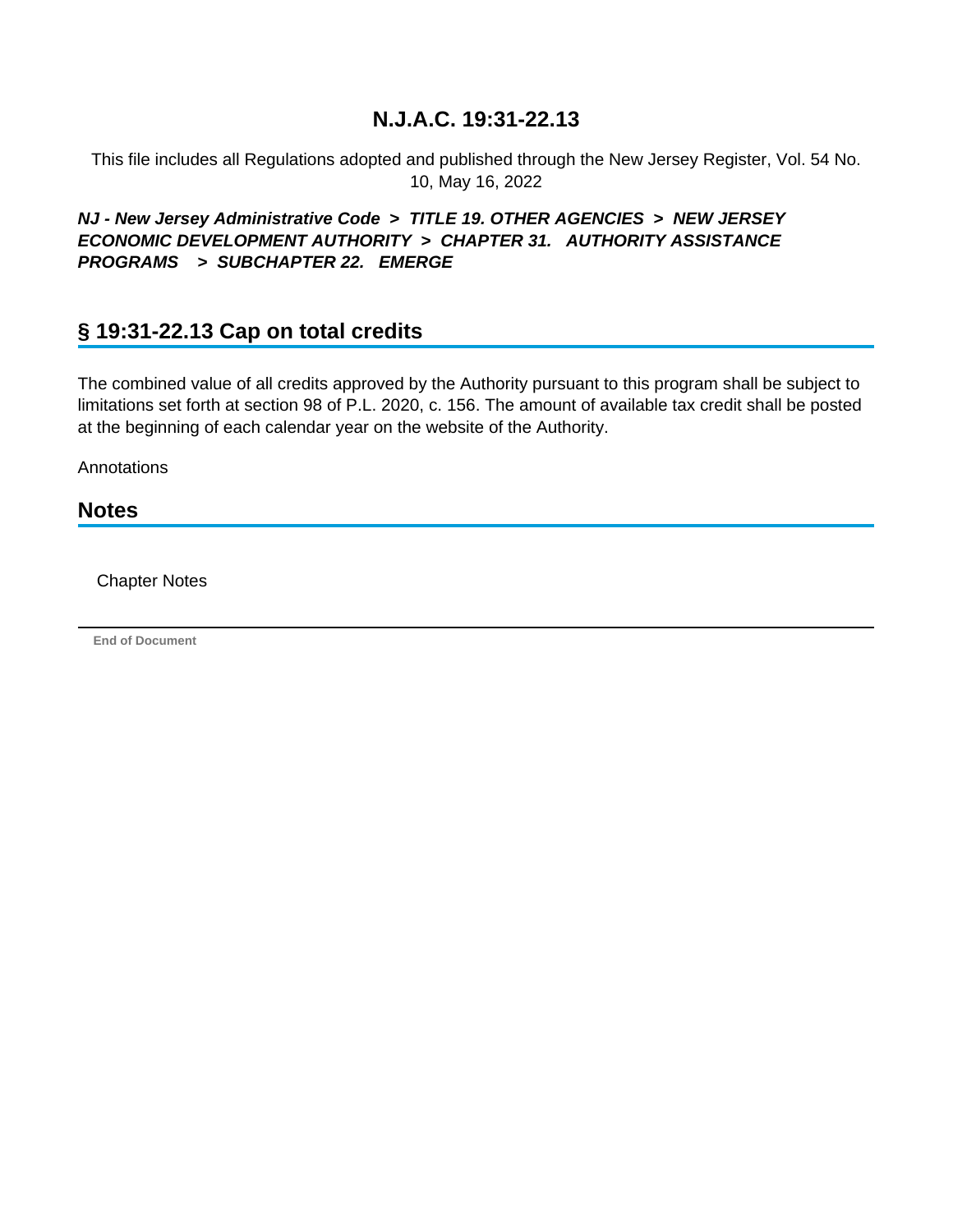# N.J.A.C. 19:31-22.13

This file includes all Regulations adopted and published through the New Jersey Register, Vol. 54 No. 10, May 16, 2022

***NJ - New Jersey Administrative Code > TITLE 19. OTHER AGENCIES > NEW JERSEY ECONOMIC DEVELOPMENT AUTHORITY > CHAPTER 31. AUTHORITY ASSISTANCE PROGRAMS > SUBCHAPTER 22. EMERGE***

## § 19:31-22.13 Cap on total credits

The combined value of all credits approved by the Authority pursuant to this program shall be subject to limitations set forth at section 98 of P.L. 2020, c. 156. The amount of available tax credit shall be posted at the beginning of each calendar year on the website of the Authority.

Annotations

## Notes

Chapter Notes

**End of Document**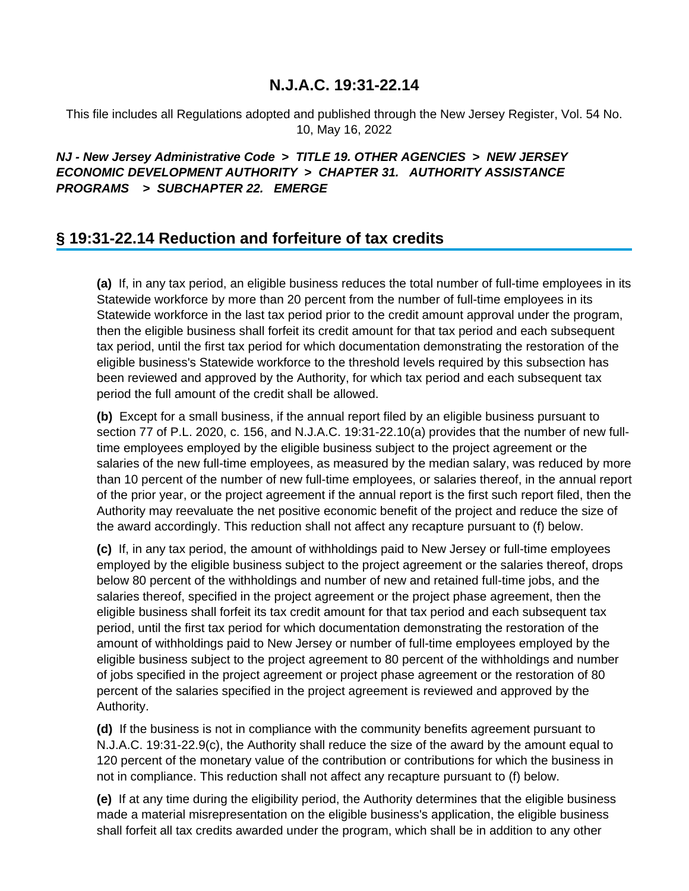# N.J.A.C. 19:31-22.14

This file includes all Regulations adopted and published through the New Jersey Register, Vol. 54 No. 10, May 16, 2022

***NJ - New Jersey Administrative Code > TITLE 19. OTHER AGENCIES > NEW JERSEY ECONOMIC DEVELOPMENT AUTHORITY > CHAPTER 31. AUTHORITY ASSISTANCE PROGRAMS > SUBCHAPTER 22. EMERGE***

## § 19:31-22.14 Reduction and forfeiture of tax credits

**(a)** If, in any tax period, an eligible business reduces the total number of full-time employees in its Statewide workforce by more than 20 percent from the number of full-time employees in its Statewide workforce in the last tax period prior to the credit amount approval under the program, then the eligible business shall forfeit its credit amount for that tax period and each subsequent tax period, until the first tax period for which documentation demonstrating the restoration of the eligible business's Statewide workforce to the threshold levels required by this subsection has been reviewed and approved by the Authority, for which tax period and each subsequent tax period the full amount of the credit shall be allowed.

**(b)** Except for a small business, if the annual report filed by an eligible business pursuant to section 77 of P.L. 2020, c. 156, and N.J.A.C. 19:31-22.10(a) provides that the number of new full-time employees employed by the eligible business subject to the project agreement or the salaries of the new full-time employees, as measured by the median salary, was reduced by more than 10 percent of the number of new full-time employees, or salaries thereof, in the annual report of the prior year, or the project agreement if the annual report is the first such report filed, then the Authority may reevaluate the net positive economic benefit of the project and reduce the size of the award accordingly. This reduction shall not affect any recapture pursuant to (f) below.

**(c)** If, in any tax period, the amount of withholdings paid to New Jersey or full-time employees employed by the eligible business subject to the project agreement or the salaries thereof, drops below 80 percent of the withholdings and number of new and retained full-time jobs, and the salaries thereof, specified in the project agreement or the project phase agreement, then the eligible business shall forfeit its tax credit amount for that tax period and each subsequent tax period, until the first tax period for which documentation demonstrating the restoration of the amount of withholdings paid to New Jersey or number of full-time employees employed by the eligible business subject to the project agreement to 80 percent of the withholdings and number of jobs specified in the project agreement or project phase agreement or the restoration of 80 percent of the salaries specified in the project agreement is reviewed and approved by the Authority.

**(d)** If the business is not in compliance with the community benefits agreement pursuant to N.J.A.C. 19:31-22.9(c), the Authority shall reduce the size of the award by the amount equal to 120 percent of the monetary value of the contribution or contributions for which the business in not in compliance. This reduction shall not affect any recapture pursuant to (f) below.

**(e)** If at any time during the eligibility period, the Authority determines that the eligible business made a material misrepresentation on the eligible business's application, the eligible business shall forfeit all tax credits awarded under the program, which shall be in addition to any other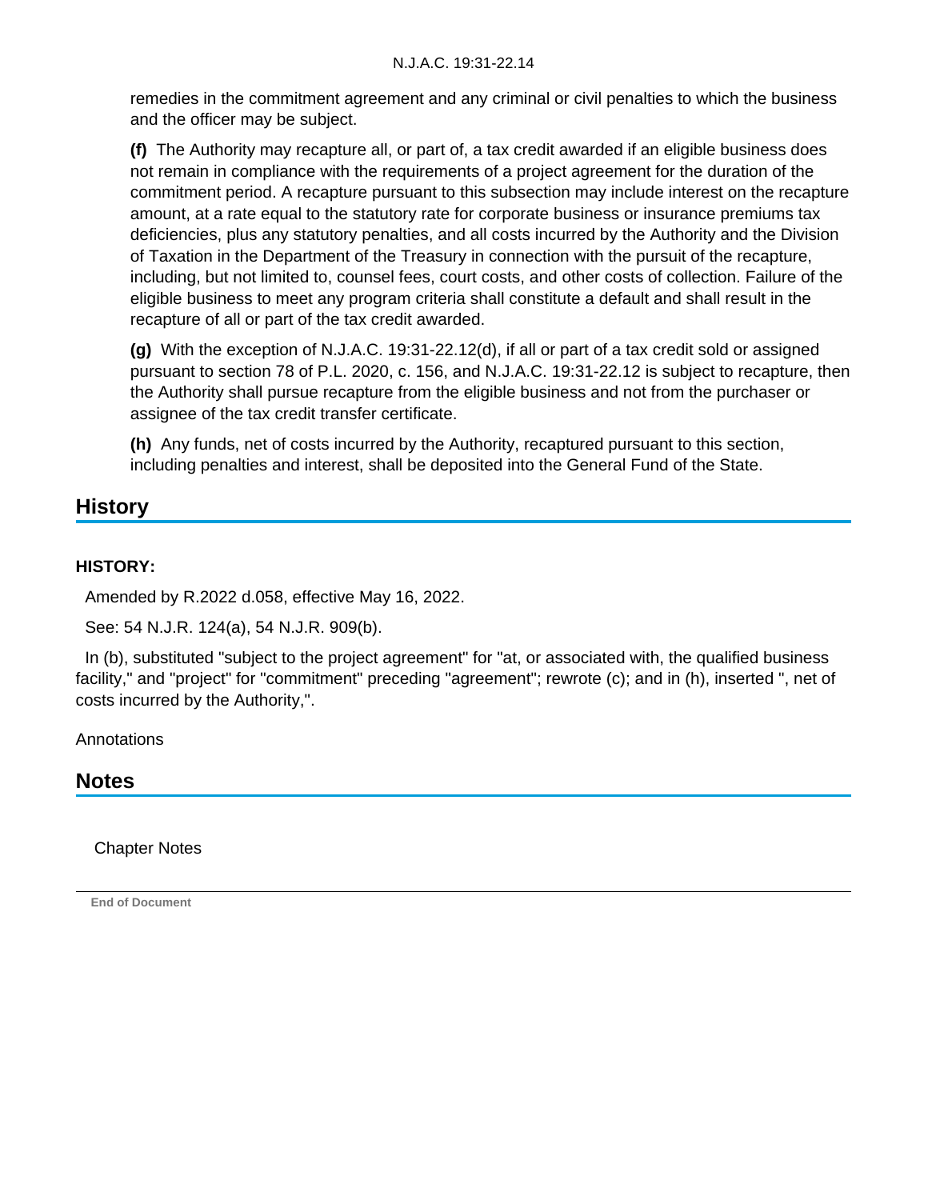remedies in the commitment agreement and any criminal or civil penalties to which the business and the officer may be subject.

**(f)** The Authority may recapture all, or part of, a tax credit awarded if an eligible business does not remain in compliance with the requirements of a project agreement for the duration of the commitment period. A recapture pursuant to this subsection may include interest on the recapture amount, at a rate equal to the statutory rate for corporate business or insurance premiums tax deficiencies, plus any statutory penalties, and all costs incurred by the Authority and the Division of Taxation in the Department of the Treasury in connection with the pursuit of the recapture, including, but not limited to, counsel fees, court costs, and other costs of collection. Failure of the eligible business to meet any program criteria shall constitute a default and shall result in the recapture of all or part of the tax credit awarded.

**(g)** With the exception of N.J.A.C. 19:31-22.12(d), if all or part of a tax credit sold or assigned pursuant to section 78 of P.L. 2020, c. 156, and N.J.A.C. 19:31-22.12 is subject to recapture, then the Authority shall pursue recapture from the eligible business and not from the purchaser or assignee of the tax credit transfer certificate.

**(h)** Any funds, net of costs incurred by the Authority, recaptured pursuant to this section, including penalties and interest, shall be deposited into the General Fund of the State.

## History

**HISTORY:**

Amended by R.2022 d.058, effective May 16, 2022.

See: 54 N.J.R. 124(a), 54 N.J.R. 909(b).

In (b), substituted "subject to the project agreement" for "at, or associated with, the qualified business facility," and "project" for "commitment" preceding "agreement"; rewrote (c); and in (h), inserted ", net of costs incurred by the Authority,".

Annotations

## Notes

Chapter Notes

End of Document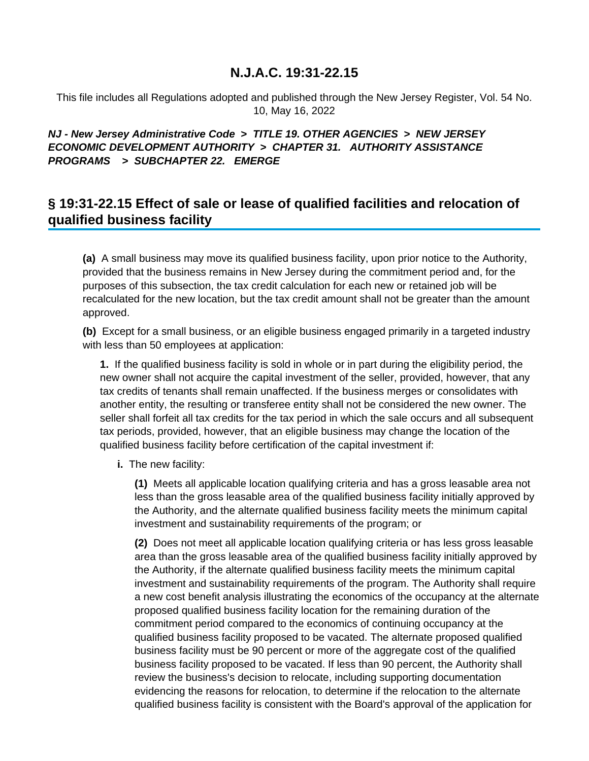# N.J.A.C. 19:31-22.15

This file includes all Regulations adopted and published through the New Jersey Register, Vol. 54 No. 10, May 16, 2022

***NJ - New Jersey Administrative Code > TITLE 19. OTHER AGENCIES > NEW JERSEY ECONOMIC DEVELOPMENT AUTHORITY > CHAPTER 31. AUTHORITY ASSISTANCE PROGRAMS > SUBCHAPTER 22. EMERGE***

## § 19:31-22.15 Effect of sale or lease of qualified facilities and relocation of qualified business facility

**(a)** A small business may move its qualified business facility, upon prior notice to the Authority, provided that the business remains in New Jersey during the commitment period and, for the purposes of this subsection, the tax credit calculation for each new or retained job will be recalculated for the new location, but the tax credit amount shall not be greater than the amount approved.

**(b)** Except for a small business, or an eligible business engaged primarily in a targeted industry with less than 50 employees at application:

**1.** If the qualified business facility is sold in whole or in part during the eligibility period, the new owner shall not acquire the capital investment of the seller, provided, however, that any tax credits of tenants shall remain unaffected. If the business merges or consolidates with another entity, the resulting or transferee entity shall not be considered the new owner. The seller shall forfeit all tax credits for the tax period in which the sale occurs and all subsequent tax periods, provided, however, that an eligible business may change the location of the qualified business facility before certification of the capital investment if:

**i.** The new facility:

**(1)** Meets all applicable location qualifying criteria and has a gross leasable area not less than the gross leasable area of the qualified business facility initially approved by the Authority, and the alternate qualified business facility meets the minimum capital investment and sustainability requirements of the program; or

**(2)** Does not meet all applicable location qualifying criteria or has less gross leasable area than the gross leasable area of the qualified business facility initially approved by the Authority, if the alternate qualified business facility meets the minimum capital investment and sustainability requirements of the program. The Authority shall require a new cost benefit analysis illustrating the economics of the occupancy at the alternate proposed qualified business facility location for the remaining duration of the commitment period compared to the economics of continuing occupancy at the qualified business facility proposed to be vacated. The alternate proposed qualified business facility must be 90 percent or more of the aggregate cost of the qualified business facility proposed to be vacated. If less than 90 percent, the Authority shall review the business's decision to relocate, including supporting documentation evidencing the reasons for relocation, to determine if the relocation to the alternate qualified business facility is consistent with the Board's approval of the application for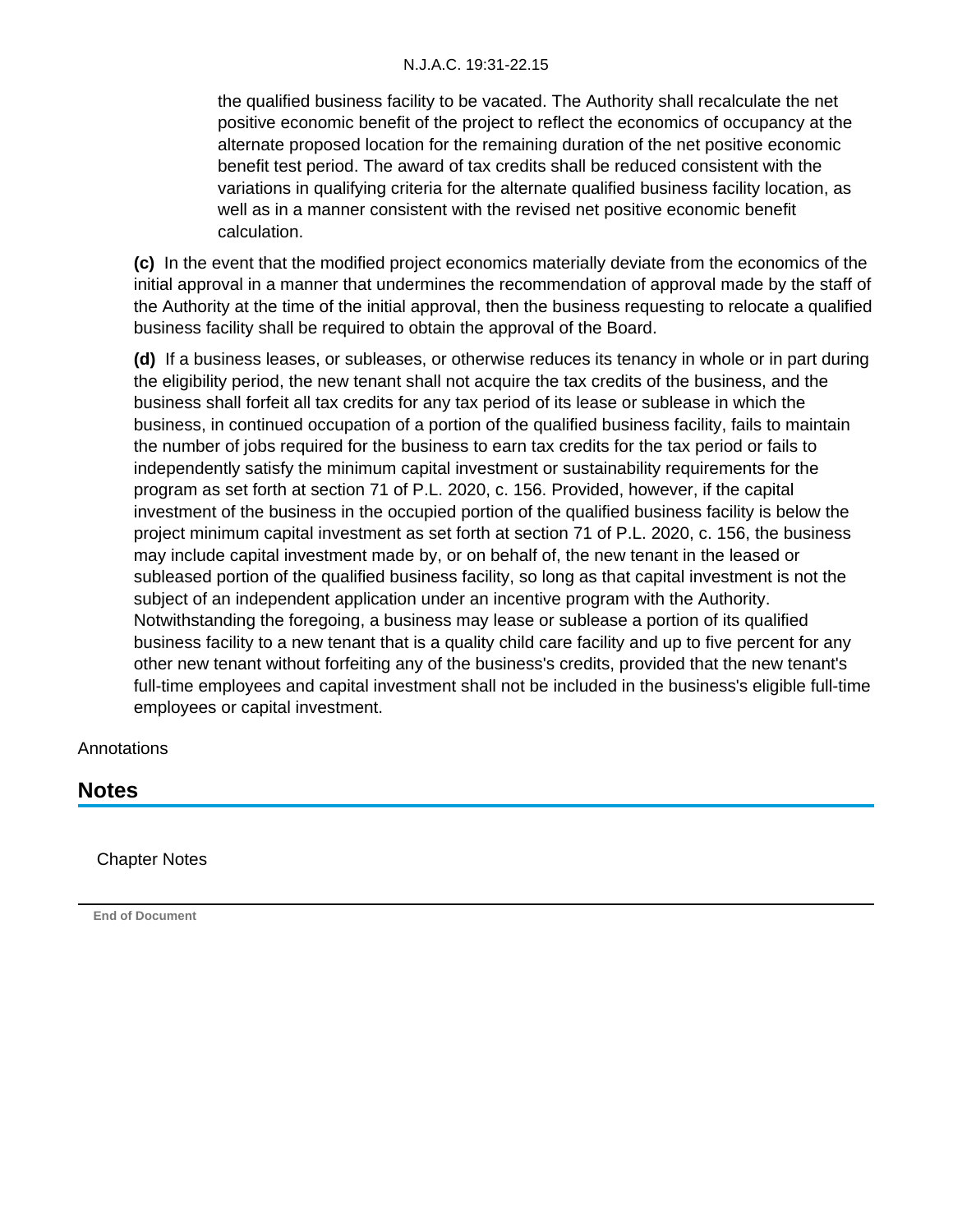the qualified business facility to be vacated. The Authority shall recalculate the net positive economic benefit of the project to reflect the economics of occupancy at the alternate proposed location for the remaining duration of the net positive economic benefit test period. The award of tax credits shall be reduced consistent with the variations in qualifying criteria for the alternate qualified business facility location, as well as in a manner consistent with the revised net positive economic benefit calculation.

**(c)** In the event that the modified project economics materially deviate from the economics of the initial approval in a manner that undermines the recommendation of approval made by the staff of the Authority at the time of the initial approval, then the business requesting to relocate a qualified business facility shall be required to obtain the approval of the Board.

**(d)** If a business leases, or subleases, or otherwise reduces its tenancy in whole or in part during the eligibility period, the new tenant shall not acquire the tax credits of the business, and the business shall forfeit all tax credits for any tax period of its lease or sublease in which the business, in continued occupation of a portion of the qualified business facility, fails to maintain the number of jobs required for the business to earn tax credits for the tax period or fails to independently satisfy the minimum capital investment or sustainability requirements for the program as set forth at section 71 of P.L. 2020, c. 156. Provided, however, if the capital investment of the business in the occupied portion of the qualified business facility is below the project minimum capital investment as set forth at section 71 of P.L. 2020, c. 156, the business may include capital investment made by, or on behalf of, the new tenant in the leased or subleased portion of the qualified business facility, so long as that capital investment is not the subject of an independent application under an incentive program with the Authority. Notwithstanding the foregoing, a business may lease or sublease a portion of its qualified business facility to a new tenant that is a quality child care facility and up to five percent for any other new tenant without forfeiting any of the business's credits, provided that the new tenant's full-time employees and capital investment shall not be included in the business's eligible full-time employees or capital investment.

Annotations

## Notes

Chapter Notes

End of Document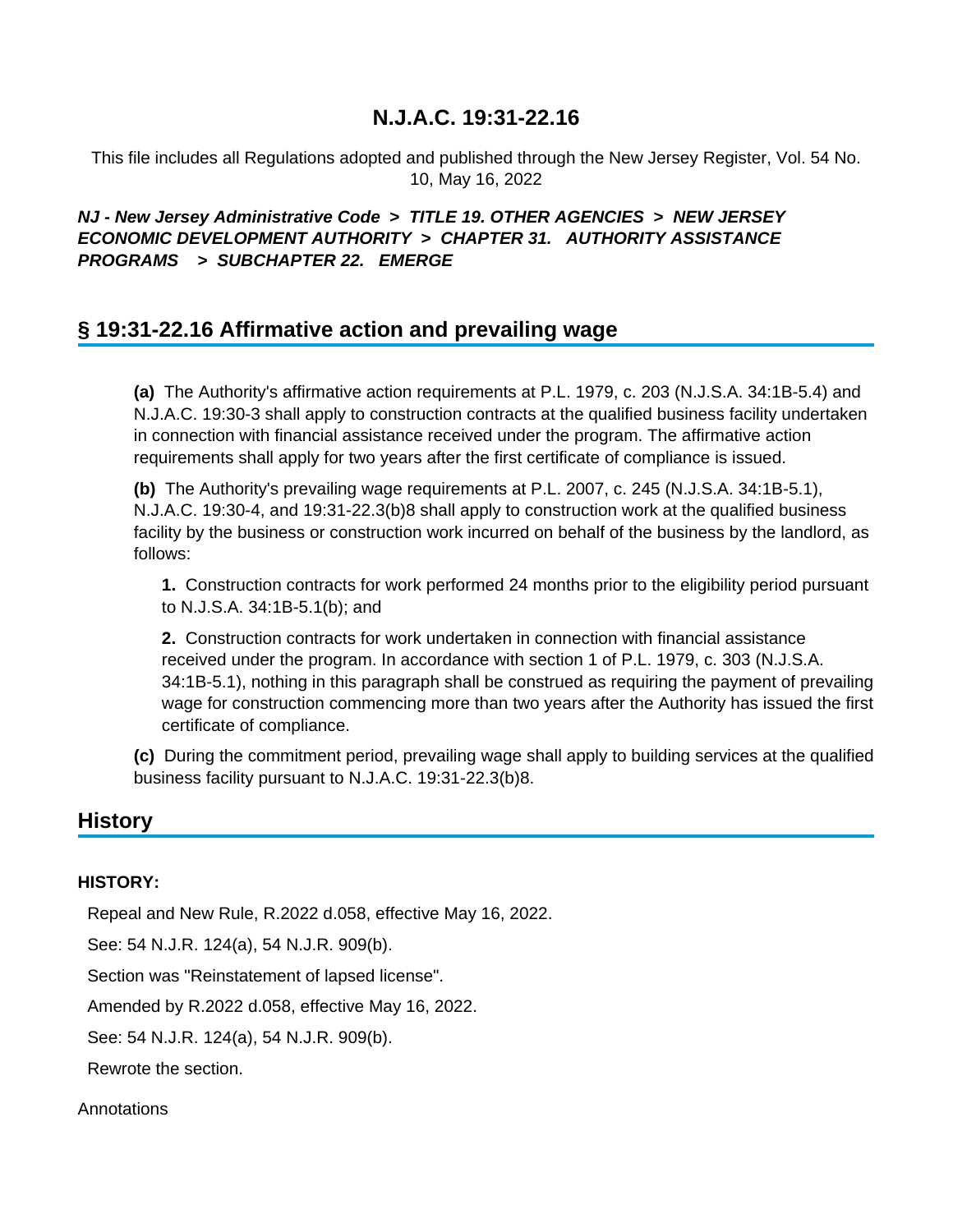# N.J.A.C. 19:31-22.16

This file includes all Regulations adopted and published through the New Jersey Register, Vol. 54 No. 10, May 16, 2022

***NJ - New Jersey Administrative Code > TITLE 19. OTHER AGENCIES > NEW JERSEY ECONOMIC DEVELOPMENT AUTHORITY > CHAPTER 31. AUTHORITY ASSISTANCE PROGRAMS > SUBCHAPTER 22. EMERGE***

## § 19:31-22.16 Affirmative action and prevailing wage

**(a)** The Authority's affirmative action requirements at P.L. 1979, c. 203 (N.J.S.A. 34:1B-5.4) and N.J.A.C. 19:30-3 shall apply to construction contracts at the qualified business facility undertaken in connection with financial assistance received under the program. The affirmative action requirements shall apply for two years after the first certificate of compliance is issued.

**(b)** The Authority's prevailing wage requirements at P.L. 2007, c. 245 (N.J.S.A. 34:1B-5.1), N.J.A.C. 19:30-4, and 19:31-22.3(b)8 shall apply to construction work at the qualified business facility by the business or construction work incurred on behalf of the business by the landlord, as follows:

**1.** Construction contracts for work performed 24 months prior to the eligibility period pursuant to N.J.S.A. 34:1B-5.1(b); and

**2.** Construction contracts for work undertaken in connection with financial assistance received under the program. In accordance with section 1 of P.L. 1979, c. 303 (N.J.S.A. 34:1B-5.1), nothing in this paragraph shall be construed as requiring the payment of prevailing wage for construction commencing more than two years after the Authority has issued the first certificate of compliance.

**(c)** During the commitment period, prevailing wage shall apply to building services at the qualified business facility pursuant to N.J.A.C. 19:31-22.3(b)8.

## History

**HISTORY:**

Repeal and New Rule, R.2022 d.058, effective May 16, 2022.

See: 54 N.J.R. 124(a), 54 N.J.R. 909(b).

Section was "Reinstatement of lapsed license".

Amended by R.2022 d.058, effective May 16, 2022.

See: 54 N.J.R. 124(a), 54 N.J.R. 909(b).

Rewrote the section.

Annotations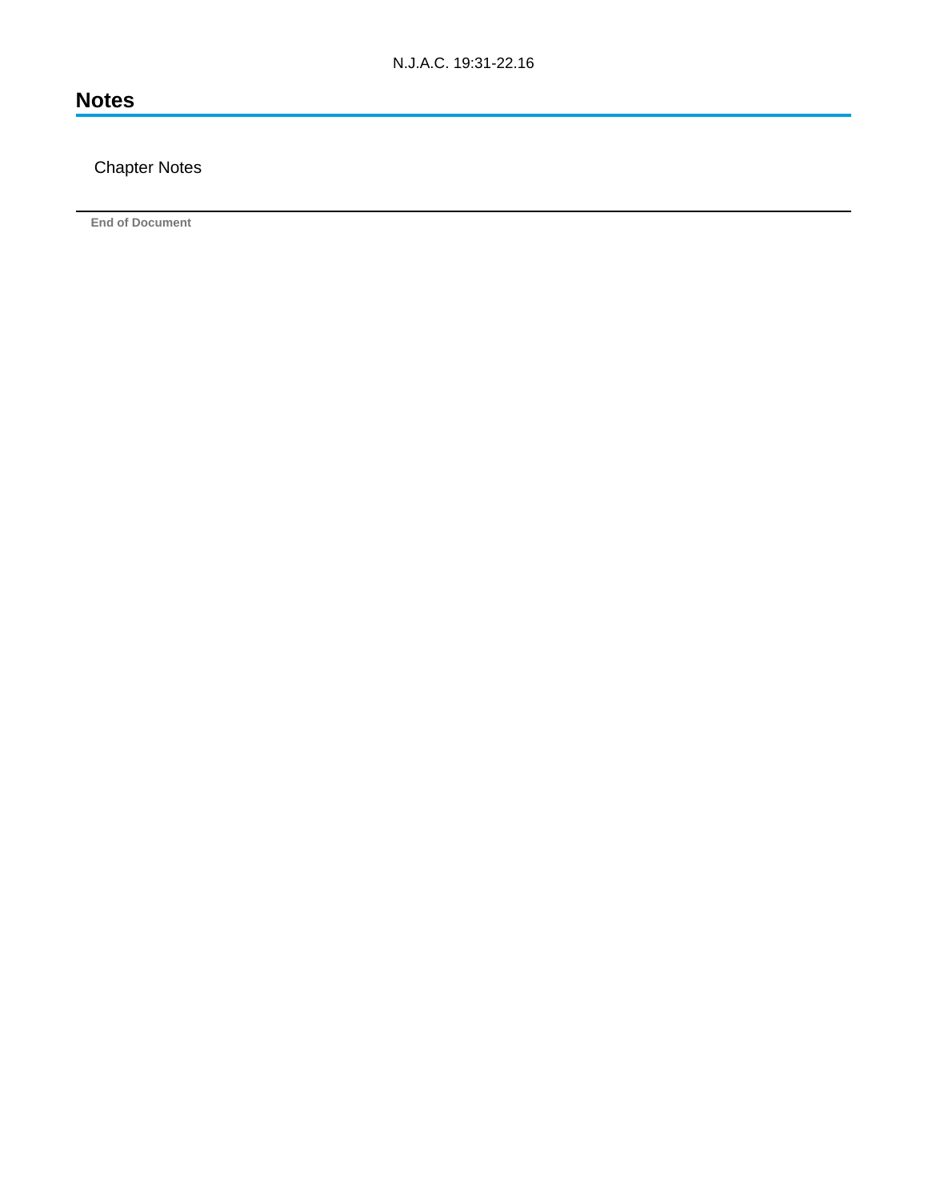## Notes

Chapter Notes

End of Document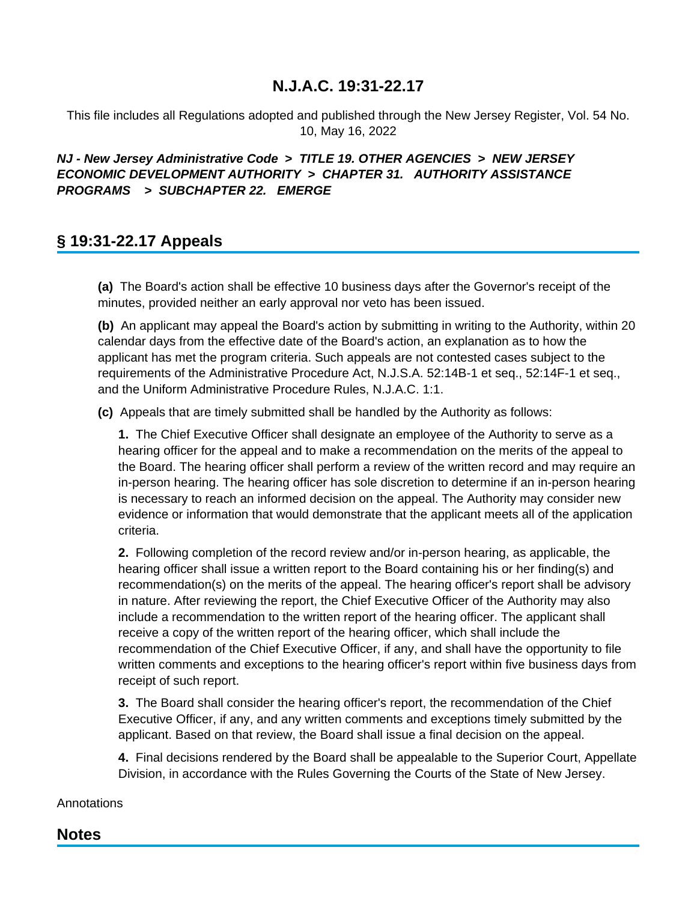# N.J.A.C. 19:31-22.17

This file includes all Regulations adopted and published through the New Jersey Register, Vol. 54 No. 10, May 16, 2022

***NJ - New Jersey Administrative Code > TITLE 19. OTHER AGENCIES > NEW JERSEY ECONOMIC DEVELOPMENT AUTHORITY > CHAPTER 31. AUTHORITY ASSISTANCE PROGRAMS > SUBCHAPTER 22. EMERGE***

## § 19:31-22.17 Appeals

**(a)** The Board's action shall be effective 10 business days after the Governor's receipt of the minutes, provided neither an early approval nor veto has been issued.

**(b)** An applicant may appeal the Board's action by submitting in writing to the Authority, within 20 calendar days from the effective date of the Board's action, an explanation as to how the applicant has met the program criteria. Such appeals are not contested cases subject to the requirements of the Administrative Procedure Act, N.J.S.A. 52:14B-1 et seq., 52:14F-1 et seq., and the Uniform Administrative Procedure Rules, N.J.A.C. 1:1.

**(c)** Appeals that are timely submitted shall be handled by the Authority as follows:

**1.** The Chief Executive Officer shall designate an employee of the Authority to serve as a hearing officer for the appeal and to make a recommendation on the merits of the appeal to the Board. The hearing officer shall perform a review of the written record and may require an in-person hearing. The hearing officer has sole discretion to determine if an in-person hearing is necessary to reach an informed decision on the appeal. The Authority may consider new evidence or information that would demonstrate that the applicant meets all of the application criteria.

**2.** Following completion of the record review and/or in-person hearing, as applicable, the hearing officer shall issue a written report to the Board containing his or her finding(s) and recommendation(s) on the merits of the appeal. The hearing officer's report shall be advisory in nature. After reviewing the report, the Chief Executive Officer of the Authority may also include a recommendation to the written report of the hearing officer. The applicant shall receive a copy of the written report of the hearing officer, which shall include the recommendation of the Chief Executive Officer, if any, and shall have the opportunity to file written comments and exceptions to the hearing officer's report within five business days from receipt of such report.

**3.** The Board shall consider the hearing officer's report, the recommendation of the Chief Executive Officer, if any, and any written comments and exceptions timely submitted by the applicant. Based on that review, the Board shall issue a final decision on the appeal.

**4.** Final decisions rendered by the Board shall be appealable to the Superior Court, Appellate Division, in accordance with the Rules Governing the Courts of the State of New Jersey.

Annotations

## Notes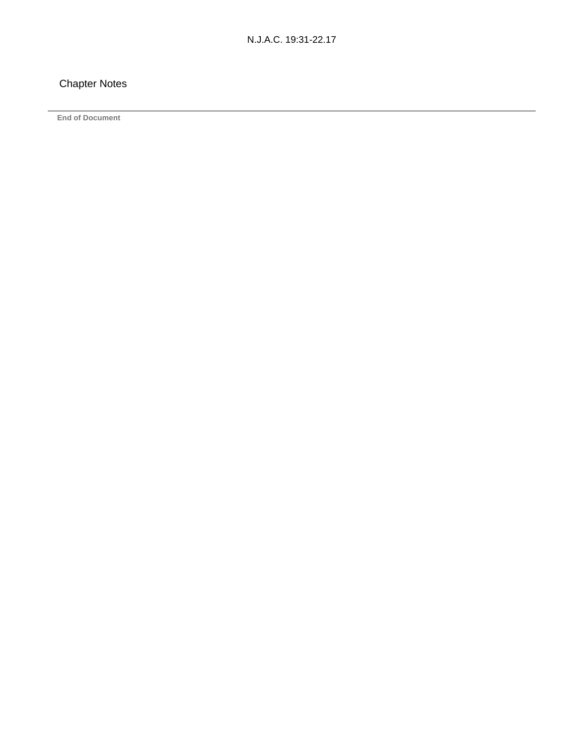Chapter Notes

End of Document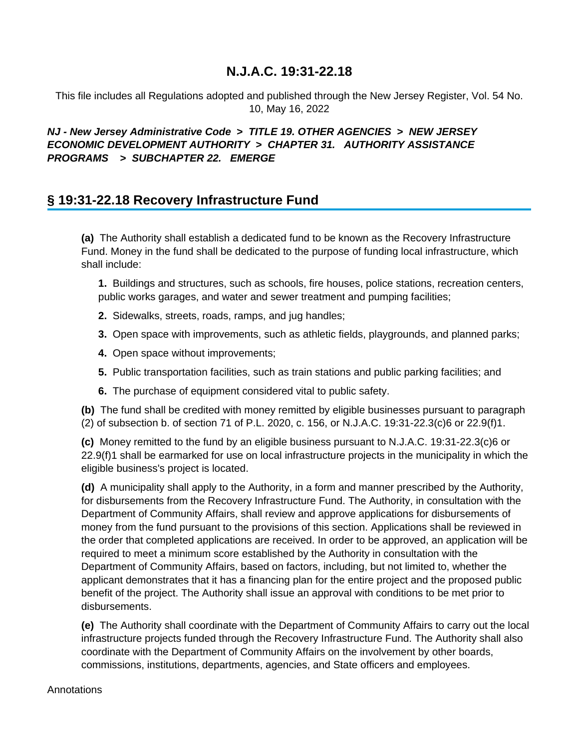# N.J.A.C. 19:31-22.18

This file includes all Regulations adopted and published through the New Jersey Register, Vol. 54 No. 10, May 16, 2022

***NJ - New Jersey Administrative Code > TITLE 19. OTHER AGENCIES > NEW JERSEY ECONOMIC DEVELOPMENT AUTHORITY > CHAPTER 31. AUTHORITY ASSISTANCE PROGRAMS > SUBCHAPTER 22. EMERGE***

## § 19:31-22.18 Recovery Infrastructure Fund

**(a)** The Authority shall establish a dedicated fund to be known as the Recovery Infrastructure Fund. Money in the fund shall be dedicated to the purpose of funding local infrastructure, which shall include:

**1.** Buildings and structures, such as schools, fire houses, police stations, recreation centers, public works garages, and water and sewer treatment and pumping facilities;

**2.** Sidewalks, streets, roads, ramps, and jug handles;

**3.** Open space with improvements, such as athletic fields, playgrounds, and planned parks;

**4.** Open space without improvements;

**5.** Public transportation facilities, such as train stations and public parking facilities; and

**6.** The purchase of equipment considered vital to public safety.

**(b)** The fund shall be credited with money remitted by eligible businesses pursuant to paragraph (2) of subsection b. of section 71 of P.L. 2020, c. 156, or N.J.A.C. 19:31-22.3(c)6 or 22.9(f)1.

**(c)** Money remitted to the fund by an eligible business pursuant to N.J.A.C. 19:31-22.3(c)6 or 22.9(f)1 shall be earmarked for use on local infrastructure projects in the municipality in which the eligible business's project is located.

**(d)** A municipality shall apply to the Authority, in a form and manner prescribed by the Authority, for disbursements from the Recovery Infrastructure Fund. The Authority, in consultation with the Department of Community Affairs, shall review and approve applications for disbursements of money from the fund pursuant to the provisions of this section. Applications shall be reviewed in the order that completed applications are received. In order to be approved, an application will be required to meet a minimum score established by the Authority in consultation with the Department of Community Affairs, based on factors, including, but not limited to, whether the applicant demonstrates that it has a financing plan for the entire project and the proposed public benefit of the project. The Authority shall issue an approval with conditions to be met prior to disbursements.

**(e)** The Authority shall coordinate with the Department of Community Affairs to carry out the local infrastructure projects funded through the Recovery Infrastructure Fund. The Authority shall also coordinate with the Department of Community Affairs on the involvement by other boards, commissions, institutions, departments, agencies, and State officers and employees.

Annotations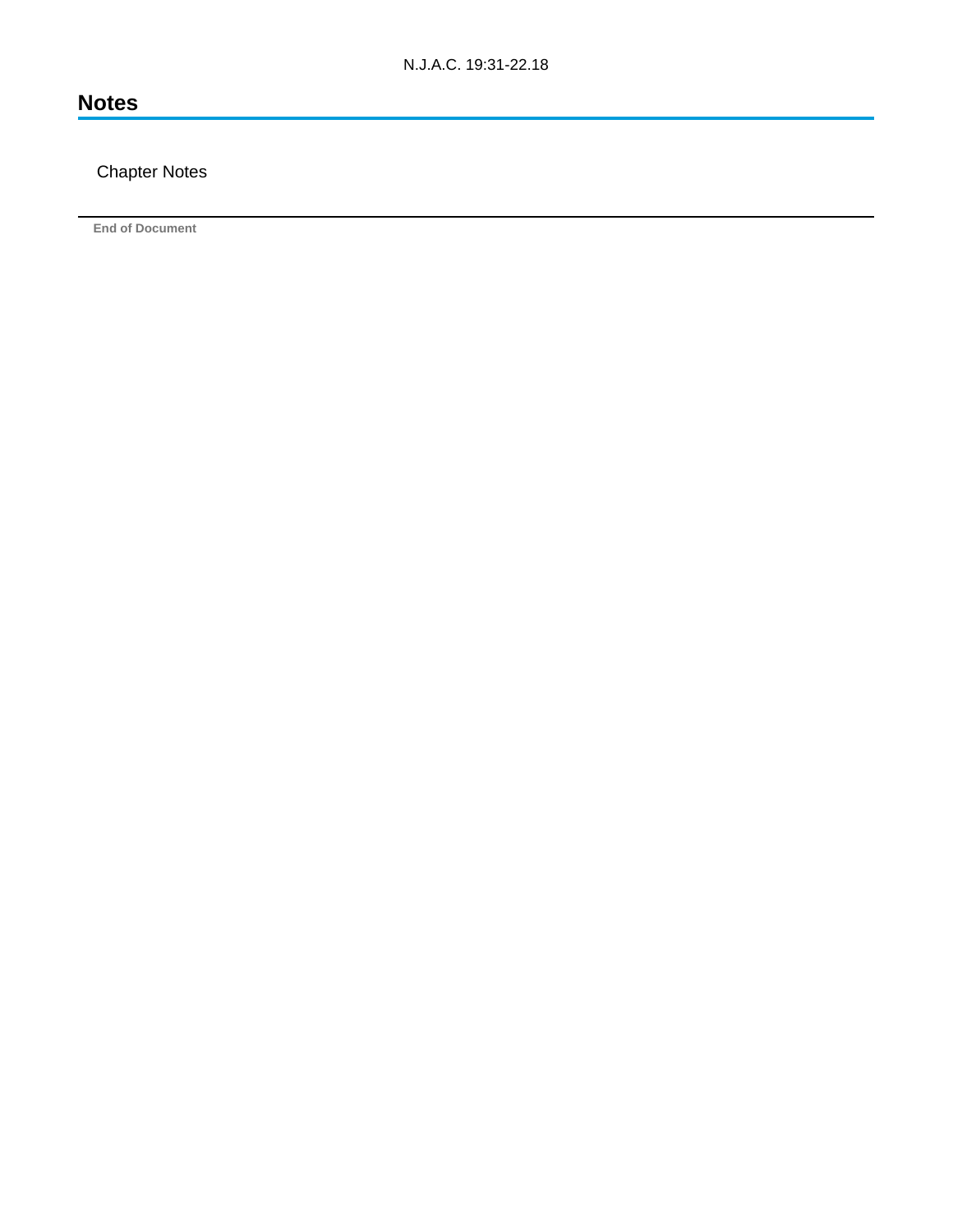## Notes

Chapter Notes

End of Document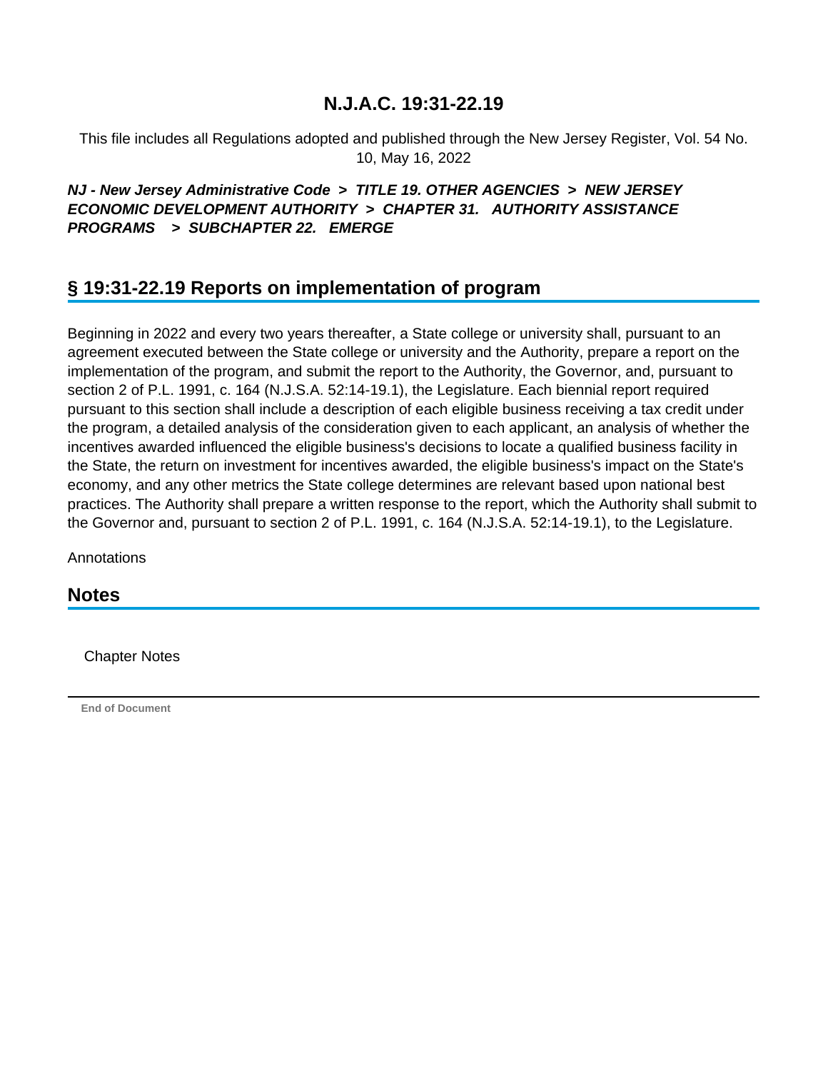# N.J.A.C. 19:31-22.19

This file includes all Regulations adopted and published through the New Jersey Register, Vol. 54 No. 10, May 16, 2022

***NJ - New Jersey Administrative Code > TITLE 19. OTHER AGENCIES > NEW JERSEY ECONOMIC DEVELOPMENT AUTHORITY > CHAPTER 31. AUTHORITY ASSISTANCE PROGRAMS > SUBCHAPTER 22. EMERGE***

## § 19:31-22.19 Reports on implementation of program

Beginning in 2022 and every two years thereafter, a State college or university shall, pursuant to an agreement executed between the State college or university and the Authority, prepare a report on the implementation of the program, and submit the report to the Authority, the Governor, and, pursuant to section 2 of P.L. 1991, c. 164 (N.J.S.A. 52:14-19.1), the Legislature. Each biennial report required pursuant to this section shall include a description of each eligible business receiving a tax credit under the program, a detailed analysis of the consideration given to each applicant, an analysis of whether the incentives awarded influenced the eligible business's decisions to locate a qualified business facility in the State, the return on investment for incentives awarded, the eligible business's impact on the State's economy, and any other metrics the State college determines are relevant based upon national best practices. The Authority shall prepare a written response to the report, which the Authority shall submit to the Governor and, pursuant to section 2 of P.L. 1991, c. 164 (N.J.S.A. 52:14-19.1), to the Legislature.

Annotations

## Notes

Chapter Notes

End of Document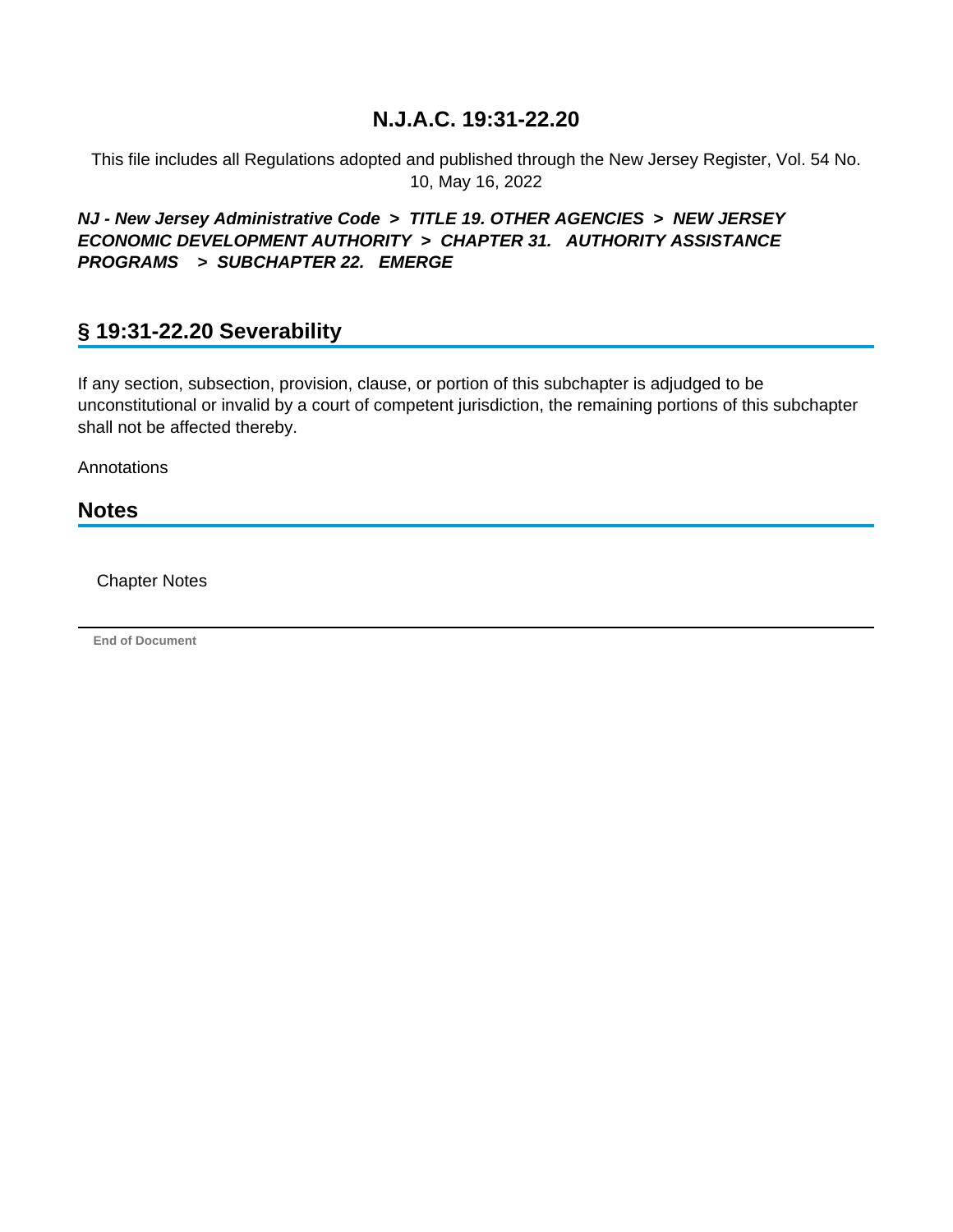# N.J.A.C. 19:31-22.20

This file includes all Regulations adopted and published through the New Jersey Register, Vol. 54 No. 10, May 16, 2022

***NJ - New Jersey Administrative Code > TITLE 19. OTHER AGENCIES > NEW JERSEY ECONOMIC DEVELOPMENT AUTHORITY > CHAPTER 31. AUTHORITY ASSISTANCE PROGRAMS > SUBCHAPTER 22. EMERGE***

## § 19:31-22.20 Severability

If any section, subsection, provision, clause, or portion of this subchapter is adjudged to be unconstitutional or invalid by a court of competent jurisdiction, the remaining portions of this subchapter shall not be affected thereby.

Annotations

## Notes

Chapter Notes

**End of Document**